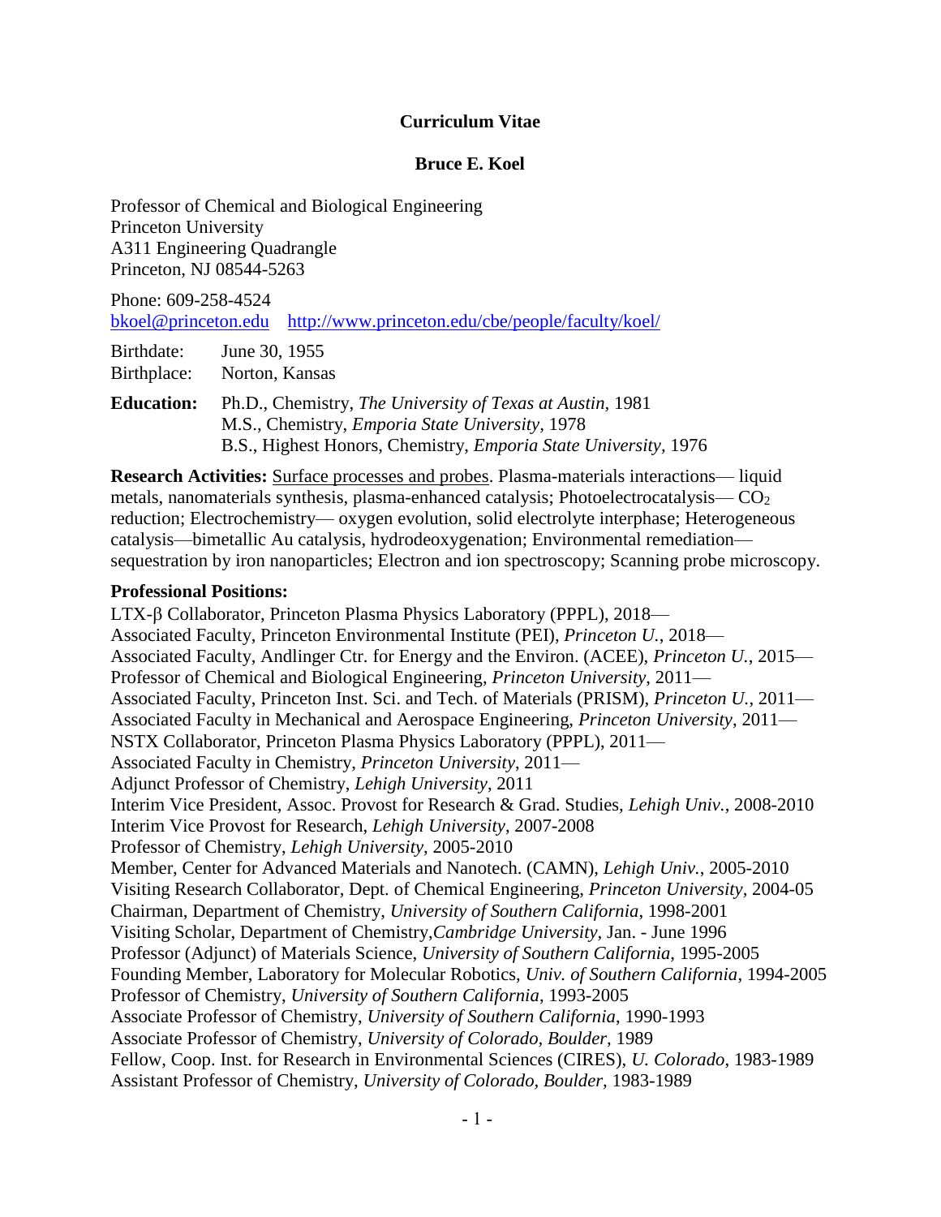# Curriculum Vitae

## Bruce E. Koel

Professor of Chemical and Biological Engineering
Princeton University
A311 Engineering Quadrangle
Princeton, NJ 08544-5263

Phone: 609-258-4524
bkoel@princeton.edu    http://www.princeton.edu/cbe/people/faculty/koel/

Birthdate: June 30, 1955
Birthplace: Norton, Kansas

**Education:** Ph.D., Chemistry, *The University of Texas at Austin,* 1981
M.S., Chemistry, *Emporia State University,* 1978
B.S., Highest Honors, Chemistry, *Emporia State University,* 1976

**Research Activities:** Surface processes and probes. Plasma-materials interactions— liquid metals, nanomaterials synthesis, plasma-enhanced catalysis; Photoelectrocatalysis— $CO_2$ reduction; Electrochemistry— oxygen evolution, solid electrolyte interphase; Heterogeneous catalysis—bimetallic Au catalysis, hydrodeoxygenation; Environmental remediation—sequestration by iron nanoparticles; Electron and ion spectroscopy; Scanning probe microscopy.

**Professional Positions:**

LTX-β Collaborator, Princeton Plasma Physics Laboratory (PPPL), 2018—
Associated Faculty, Princeton Environmental Institute (PEI), *Princeton U.*, 2018—
Associated Faculty, Andlinger Ctr. for Energy and the Environ. (ACEE), *Princeton U.*, 2015—
Professor of Chemical and Biological Engineering, *Princeton University*, 2011—
Associated Faculty, Princeton Inst. Sci. and Tech. of Materials (PRISM), *Princeton U.*, 2011—
Associated Faculty in Mechanical and Aerospace Engineering, *Princeton University*, 2011—
NSTX Collaborator, Princeton Plasma Physics Laboratory (PPPL), 2011—
Associated Faculty in Chemistry, *Princeton University*, 2011—
Adjunct Professor of Chemistry, *Lehigh University*, 2011
Interim Vice President, Assoc. Provost for Research & Grad. Studies, *Lehigh Univ.*, 2008-2010
Interim Vice Provost for Research, *Lehigh University*, 2007-2008
Professor of Chemistry, *Lehigh University*, 2005-2010
Member, Center for Advanced Materials and Nanotech. (CAMN), *Lehigh Univ.*, 2005-2010
Visiting Research Collaborator, Dept. of Chemical Engineering, *Princeton University*, 2004-05
Chairman, Department of Chemistry, *University of Southern California*, 1998-2001
Visiting Scholar, Department of Chemistry,*Cambridge University,* Jan. - June 1996
Professor (Adjunct) of Materials Science, *University of Southern California*, 1995-2005
Founding Member, Laboratory for Molecular Robotics, *Univ. of Southern California*, 1994-2005
Professor of Chemistry, *University of Southern California*, 1993-2005
Associate Professor of Chemistry, *University of Southern California*, 1990-1993
Associate Professor of Chemistry, *University of Colorado, Boulder*, 1989
Fellow, Coop. Inst. for Research in Environmental Sciences (CIRES), *U. Colorado*, 1983-1989
Assistant Professor of Chemistry, *University of Colorado, Boulder*, 1983-1989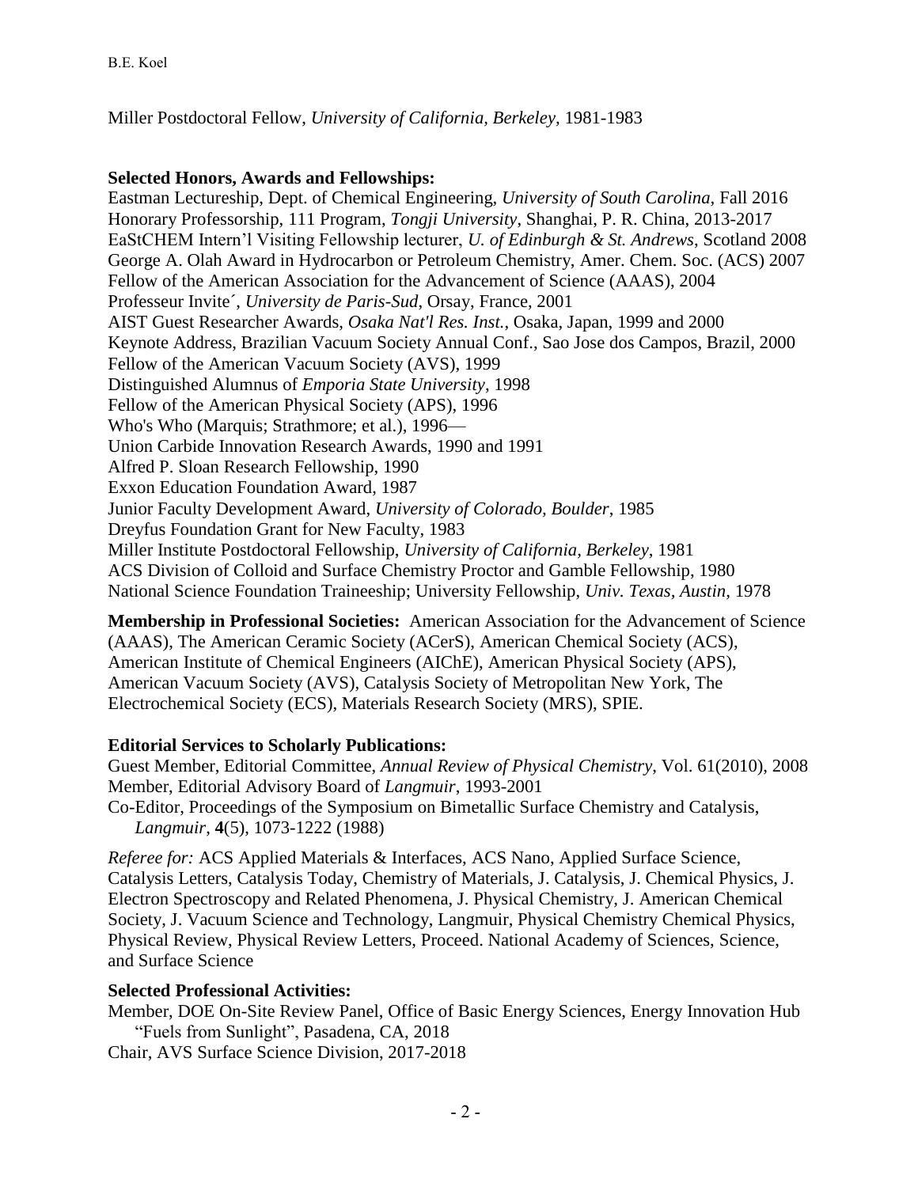Miller Postdoctoral Fellow, *University of California, Berkeley*, 1981-1983

**Selected Honors, Awards and Fellowships:**

Eastman Lectureship, Dept. of Chemical Engineering, *University of South Carolina*, Fall 2016
Honorary Professorship, 111 Program, *Tongji University*, Shanghai, P. R. China, 2013-2017
EaStCHEM Intern'l Visiting Fellowship lecturer, *U. of Edinburgh & St. Andrews*, Scotland 2008
George A. Olah Award in Hydrocarbon or Petroleum Chemistry, Amer. Chem. Soc. (ACS) 2007
Fellow of the American Association for the Advancement of Science (AAAS), 2004
Professeur Invite´, *University de Paris-Sud*, Orsay, France, 2001
AIST Guest Researcher Awards, *Osaka Nat'l Res. Inst.*, Osaka, Japan, 1999 and 2000
Keynote Address, Brazilian Vacuum Society Annual Conf., Sao Jose dos Campos, Brazil, 2000
Fellow of the American Vacuum Society (AVS), 1999
Distinguished Alumnus of *Emporia State University*, 1998
Fellow of the American Physical Society (APS), 1996
Who's Who (Marquis; Strathmore; et al.), 1996—
Union Carbide Innovation Research Awards, 1990 and 1991
Alfred P. Sloan Research Fellowship, 1990
Exxon Education Foundation Award, 1987
Junior Faculty Development Award, *University of Colorado, Boulder*, 1985
Dreyfus Foundation Grant for New Faculty, 1983
Miller Institute Postdoctoral Fellowship, *University of California, Berkeley*, 1981
ACS Division of Colloid and Surface Chemistry Proctor and Gamble Fellowship, 1980
National Science Foundation Traineeship; University Fellowship, *Univ. Texas, Austin*, 1978

**Membership in Professional Societies:** American Association for the Advancement of Science (AAAS), The American Ceramic Society (ACerS), American Chemical Society (ACS), American Institute of Chemical Engineers (AIChE), American Physical Society (APS), American Vacuum Society (AVS), Catalysis Society of Metropolitan New York, The Electrochemical Society (ECS), Materials Research Society (MRS), SPIE.

**Editorial Services to Scholarly Publications:**

Guest Member, Editorial Committee, *Annual Review of Physical Chemistry*, Vol. 61(2010), 2008
Member, Editorial Advisory Board of *Langmuir*, 1993-2001
Co-Editor, Proceedings of the Symposium on Bimetallic Surface Chemistry and Catalysis, *Langmuir*, **4**(5), 1073-1222 (1988)

*Referee for:* ACS Applied Materials & Interfaces, ACS Nano, Applied Surface Science, Catalysis Letters, Catalysis Today, Chemistry of Materials, J. Catalysis, J. Chemical Physics, J. Electron Spectroscopy and Related Phenomena, J. Physical Chemistry, J. American Chemical Society, J. Vacuum Science and Technology, Langmuir, Physical Chemistry Chemical Physics, Physical Review, Physical Review Letters, Proceed. National Academy of Sciences, Science, and Surface Science

**Selected Professional Activities:**

Member, DOE On-Site Review Panel, Office of Basic Energy Sciences, Energy Innovation Hub "Fuels from Sunlight", Pasadena, CA, 2018
Chair, AVS Surface Science Division, 2017-2018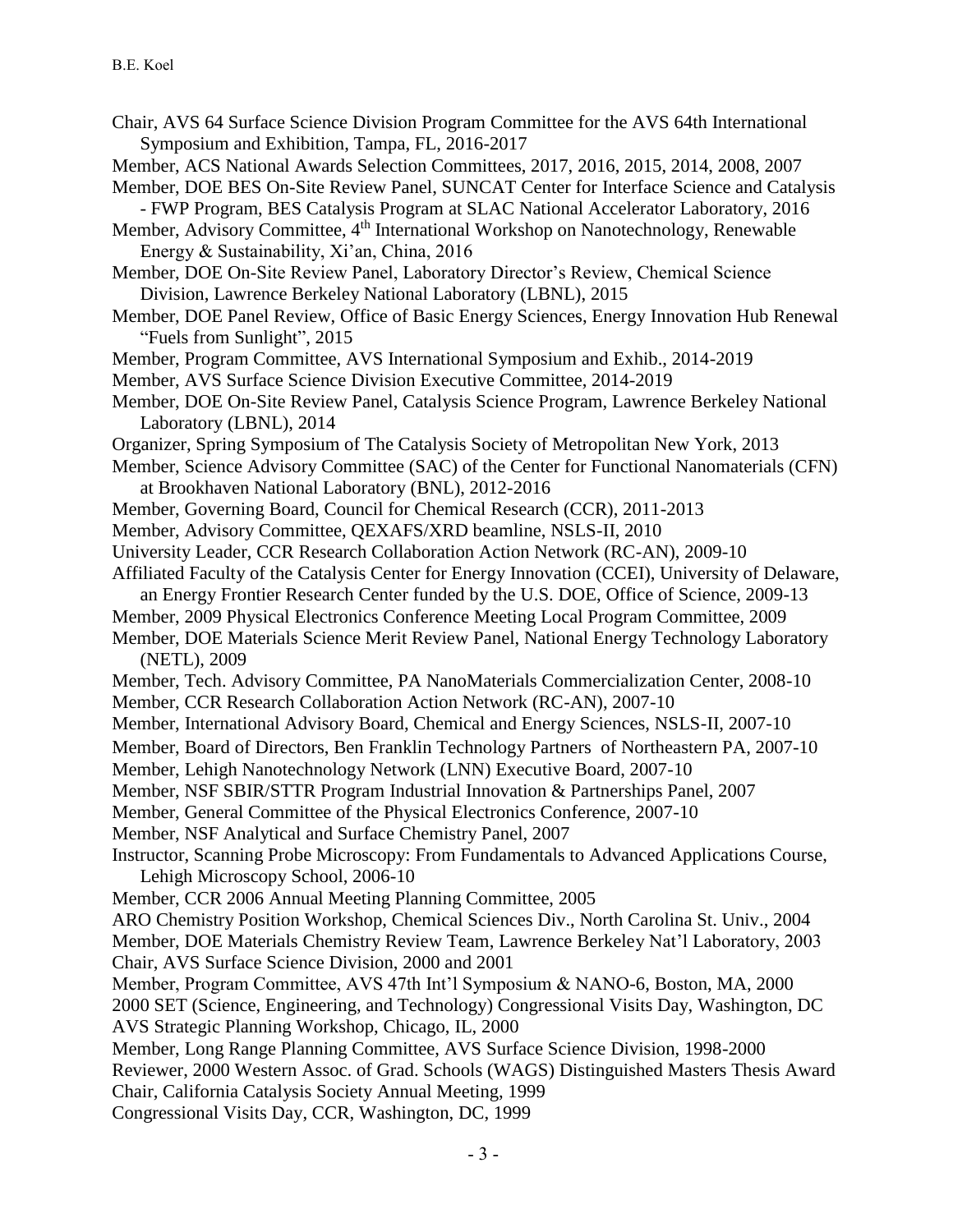Chair, AVS 64 Surface Science Division Program Committee for the AVS 64th International Symposium and Exhibition, Tampa, FL, 2016-2017

Member, ACS National Awards Selection Committees, 2017, 2016, 2015, 2014, 2008, 2007

Member, DOE BES On-Site Review Panel, SUNCAT Center for Interface Science and Catalysis - FWP Program, BES Catalysis Program at SLAC National Accelerator Laboratory, 2016

Member, Advisory Committee, 4th International Workshop on Nanotechnology, Renewable Energy & Sustainability, Xi'an, China, 2016

Member, DOE On-Site Review Panel, Laboratory Director's Review, Chemical Science Division, Lawrence Berkeley National Laboratory (LBNL), 2015

Member, DOE Panel Review, Office of Basic Energy Sciences, Energy Innovation Hub Renewal "Fuels from Sunlight", 2015

Member, Program Committee, AVS International Symposium and Exhib., 2014-2019

Member, AVS Surface Science Division Executive Committee, 2014-2019

Member, DOE On-Site Review Panel, Catalysis Science Program, Lawrence Berkeley National Laboratory (LBNL), 2014

Organizer, Spring Symposium of The Catalysis Society of Metropolitan New York, 2013

Member, Science Advisory Committee (SAC) of the Center for Functional Nanomaterials (CFN) at Brookhaven National Laboratory (BNL), 2012-2016

Member, Governing Board, Council for Chemical Research (CCR), 2011-2013

Member, Advisory Committee, QEXAFS/XRD beamline, NSLS-II, 2010

University Leader, CCR Research Collaboration Action Network (RC-AN), 2009-10

Affiliated Faculty of the Catalysis Center for Energy Innovation (CCEI), University of Delaware, an Energy Frontier Research Center funded by the U.S. DOE, Office of Science, 2009-13

Member, 2009 Physical Electronics Conference Meeting Local Program Committee, 2009

Member, DOE Materials Science Merit Review Panel, National Energy Technology Laboratory (NETL), 2009

Member, Tech. Advisory Committee, PA NanoMaterials Commercialization Center, 2008-10

Member, CCR Research Collaboration Action Network (RC-AN), 2007-10

Member, International Advisory Board, Chemical and Energy Sciences, NSLS-II, 2007-10

Member, Board of Directors, Ben Franklin Technology Partners of Northeastern PA, 2007-10

Member, Lehigh Nanotechnology Network (LNN) Executive Board, 2007-10

Member, NSF SBIR/STTR Program Industrial Innovation & Partnerships Panel, 2007

Member, General Committee of the Physical Electronics Conference, 2007-10

Member, NSF Analytical and Surface Chemistry Panel, 2007

Instructor, Scanning Probe Microscopy: From Fundamentals to Advanced Applications Course, Lehigh Microscopy School, 2006-10

Member, CCR 2006 Annual Meeting Planning Committee, 2005

ARO Chemistry Position Workshop, Chemical Sciences Div., North Carolina St. Univ., 2004

Member, DOE Materials Chemistry Review Team, Lawrence Berkeley Nat'l Laboratory, 2003

Chair, AVS Surface Science Division, 2000 and 2001

Member, Program Committee, AVS 47th Int'l Symposium & NANO-6, Boston, MA, 2000

2000 SET (Science, Engineering, and Technology) Congressional Visits Day, Washington, DC

AVS Strategic Planning Workshop, Chicago, IL, 2000

Member, Long Range Planning Committee, AVS Surface Science Division, 1998-2000

Reviewer, 2000 Western Assoc. of Grad. Schools (WAGS) Distinguished Masters Thesis Award

Chair, California Catalysis Society Annual Meeting, 1999

Congressional Visits Day, CCR, Washington, DC, 1999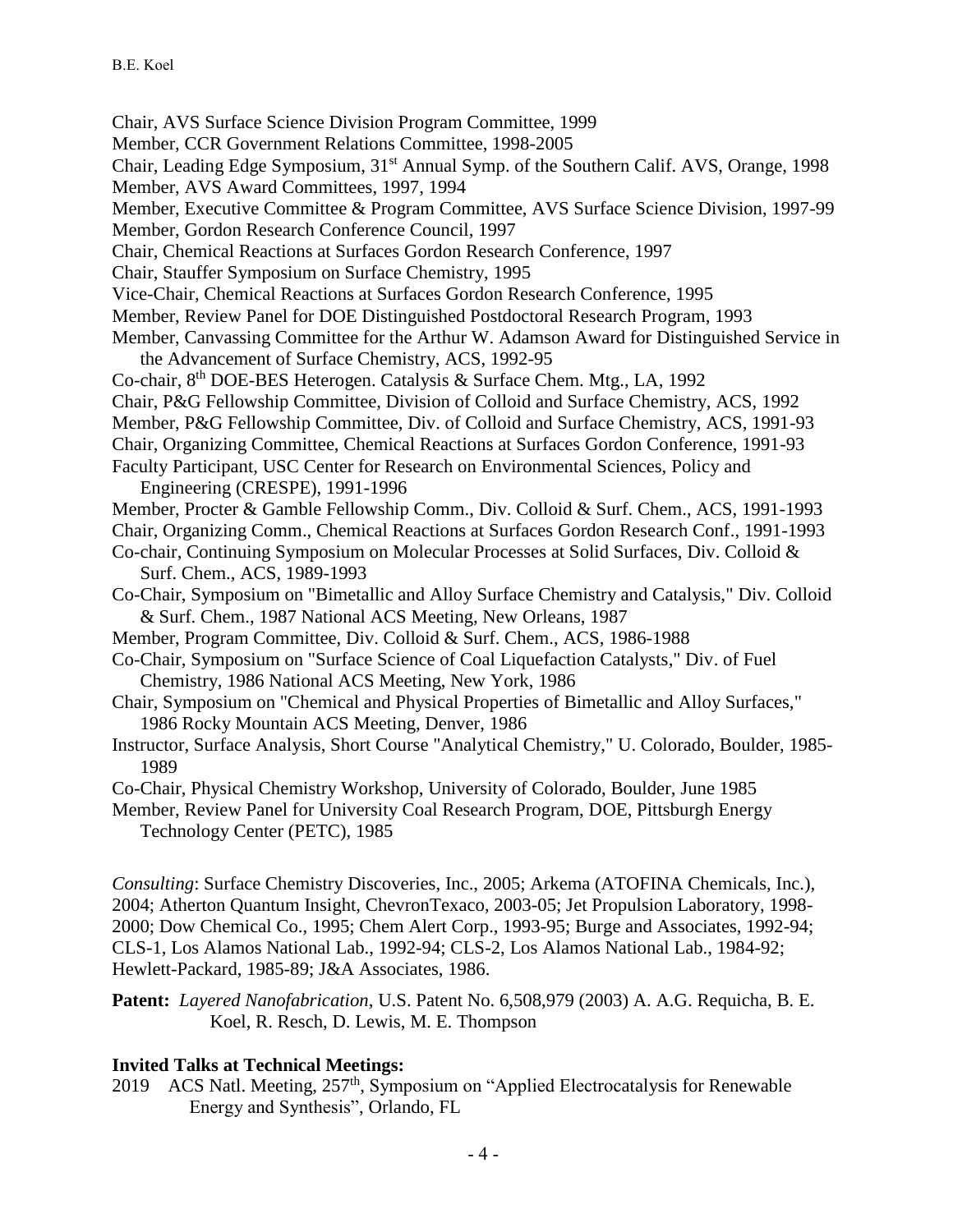Chair, AVS Surface Science Division Program Committee, 1999
Member, CCR Government Relations Committee, 1998-2005
Chair, Leading Edge Symposium, 31st Annual Symp. of the Southern Calif. AVS, Orange, 1998
Member, AVS Award Committees, 1997, 1994
Member, Executive Committee & Program Committee, AVS Surface Science Division, 1997-99
Member, Gordon Research Conference Council, 1997
Chair, Chemical Reactions at Surfaces Gordon Research Conference, 1997
Chair, Stauffer Symposium on Surface Chemistry, 1995
Vice-Chair, Chemical Reactions at Surfaces Gordon Research Conference, 1995
Member, Review Panel for DOE Distinguished Postdoctoral Research Program, 1993
Member, Canvassing Committee for the Arthur W. Adamson Award for Distinguished Service in the Advancement of Surface Chemistry, ACS, 1992-95
Co-chair, 8th DOE-BES Heterogen. Catalysis & Surface Chem. Mtg., LA, 1992
Chair, P&G Fellowship Committee, Division of Colloid and Surface Chemistry, ACS, 1992
Member, P&G Fellowship Committee, Div. of Colloid and Surface Chemistry, ACS, 1991-93
Chair, Organizing Committee, Chemical Reactions at Surfaces Gordon Conference, 1991-93
Faculty Participant, USC Center for Research on Environmental Sciences, Policy and Engineering (CRESPE), 1991-1996
Member, Procter & Gamble Fellowship Comm., Div. Colloid & Surf. Chem., ACS, 1991-1993
Chair, Organizing Comm., Chemical Reactions at Surfaces Gordon Research Conf., 1991-1993
Co-chair, Continuing Symposium on Molecular Processes at Solid Surfaces, Div. Colloid & Surf. Chem., ACS, 1989-1993
Co-Chair, Symposium on "Bimetallic and Alloy Surface Chemistry and Catalysis," Div. Colloid & Surf. Chem., 1987 National ACS Meeting, New Orleans, 1987
Member, Program Committee, Div. Colloid & Surf. Chem., ACS, 1986-1988
Co-Chair, Symposium on "Surface Science of Coal Liquefaction Catalysts," Div. of Fuel Chemistry, 1986 National ACS Meeting, New York, 1986
Chair, Symposium on "Chemical and Physical Properties of Bimetallic and Alloy Surfaces," 1986 Rocky Mountain ACS Meeting, Denver, 1986
Instructor, Surface Analysis, Short Course "Analytical Chemistry," U. Colorado, Boulder, 1985-1989
Co-Chair, Physical Chemistry Workshop, University of Colorado, Boulder, June 1985
Member, Review Panel for University Coal Research Program, DOE, Pittsburgh Energy Technology Center (PETC), 1985

*Consulting*: Surface Chemistry Discoveries, Inc., 2005; Arkema (ATOFINA Chemicals, Inc.), 2004; Atherton Quantum Insight, ChevronTexaco, 2003-05; Jet Propulsion Laboratory, 1998-2000; Dow Chemical Co., 1995; Chem Alert Corp., 1993-95; Burge and Associates, 1992-94; CLS-1, Los Alamos National Lab., 1992-94; CLS-2, Los Alamos National Lab., 1984-92; Hewlett-Packard, 1985-89; J&A Associates, 1986.

**Patent:** *Layered Nanofabrication*, U.S. Patent No. 6,508,979 (2003) A. A.G. Requicha, B. E. Koel, R. Resch, D. Lewis, M. E. Thompson

**Invited Talks at Technical Meetings:**

2019 ACS Natl. Meeting, 257th, Symposium on "Applied Electrocatalysis for Renewable Energy and Synthesis", Orlando, FL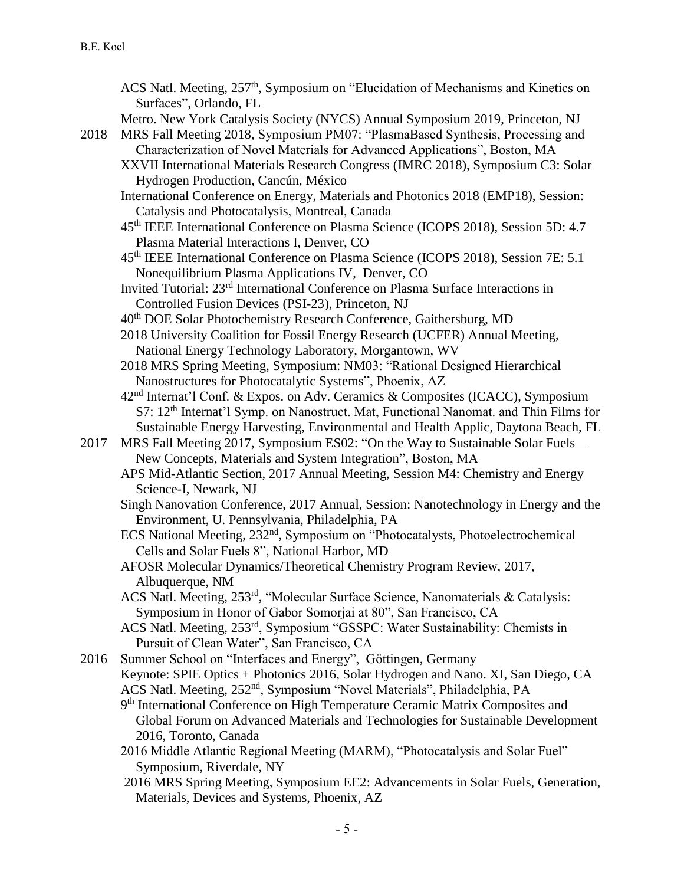ACS Natl. Meeting, 257th, Symposium on "Elucidation of Mechanisms and Kinetics on Surfaces", Orlando, FL

Metro. New York Catalysis Society (NYCS) Annual Symposium 2019, Princeton, NJ

**2018**

MRS Fall Meeting 2018, Symposium PM07: "PlasmaBased Synthesis, Processing and Characterization of Novel Materials for Advanced Applications", Boston, MA

XXVII International Materials Research Congress (IMRC 2018), Symposium C3: Solar Hydrogen Production, Cancún, México

International Conference on Energy, Materials and Photonics 2018 (EMP18), Session: Catalysis and Photocatalysis, Montreal, Canada

45th IEEE International Conference on Plasma Science (ICOPS 2018), Session 5D: 4.7 Plasma Material Interactions I, Denver, CO

45th IEEE International Conference on Plasma Science (ICOPS 2018), Session 7E: 5.1 Nonequilibrium Plasma Applications IV, Denver, CO

Invited Tutorial: 23rd International Conference on Plasma Surface Interactions in Controlled Fusion Devices (PSI-23), Princeton, NJ

40th DOE Solar Photochemistry Research Conference, Gaithersburg, MD

2018 University Coalition for Fossil Energy Research (UCFER) Annual Meeting, National Energy Technology Laboratory, Morgantown, WV

2018 MRS Spring Meeting, Symposium: NM03: "Rational Designed Hierarchical Nanostructures for Photocatalytic Systems", Phoenix, AZ

42nd Internat'l Conf. & Expos. on Adv. Ceramics & Composites (ICACC), Symposium S7: 12th Internat'l Symp. on Nanostruct. Mat, Functional Nanomat. and Thin Films for Sustainable Energy Harvesting, Environmental and Health Applic, Daytona Beach, FL

**2017**

MRS Fall Meeting 2017, Symposium ES02: "On the Way to Sustainable Solar Fuels—New Concepts, Materials and System Integration", Boston, MA

APS Mid-Atlantic Section, 2017 Annual Meeting, Session M4: Chemistry and Energy Science-I, Newark, NJ

Singh Nanovation Conference, 2017 Annual, Session: Nanotechnology in Energy and the Environment, U. Pennsylvania, Philadelphia, PA

ECS National Meeting, 232nd, Symposium on "Photocatalysts, Photoelectrochemical Cells and Solar Fuels 8", National Harbor, MD

AFOSR Molecular Dynamics/Theoretical Chemistry Program Review, 2017, Albuquerque, NM

ACS Natl. Meeting, 253rd, "Molecular Surface Science, Nanomaterials & Catalysis: Symposium in Honor of Gabor Somorjai at 80", San Francisco, CA

ACS Natl. Meeting, 253rd, Symposium "GSSPC: Water Sustainability: Chemists in Pursuit of Clean Water", San Francisco, CA

**2016**

Summer School on "Interfaces and Energy", Göttingen, Germany

Keynote: SPIE Optics + Photonics 2016, Solar Hydrogen and Nano. XI, San Diego, CA

ACS Natl. Meeting, 252nd, Symposium "Novel Materials", Philadelphia, PA

9th International Conference on High Temperature Ceramic Matrix Composites and Global Forum on Advanced Materials and Technologies for Sustainable Development 2016, Toronto, Canada

2016 Middle Atlantic Regional Meeting (MARM), "Photocatalysis and Solar Fuel" Symposium, Riverdale, NY

2016 MRS Spring Meeting, Symposium EE2: Advancements in Solar Fuels, Generation, Materials, Devices and Systems, Phoenix, AZ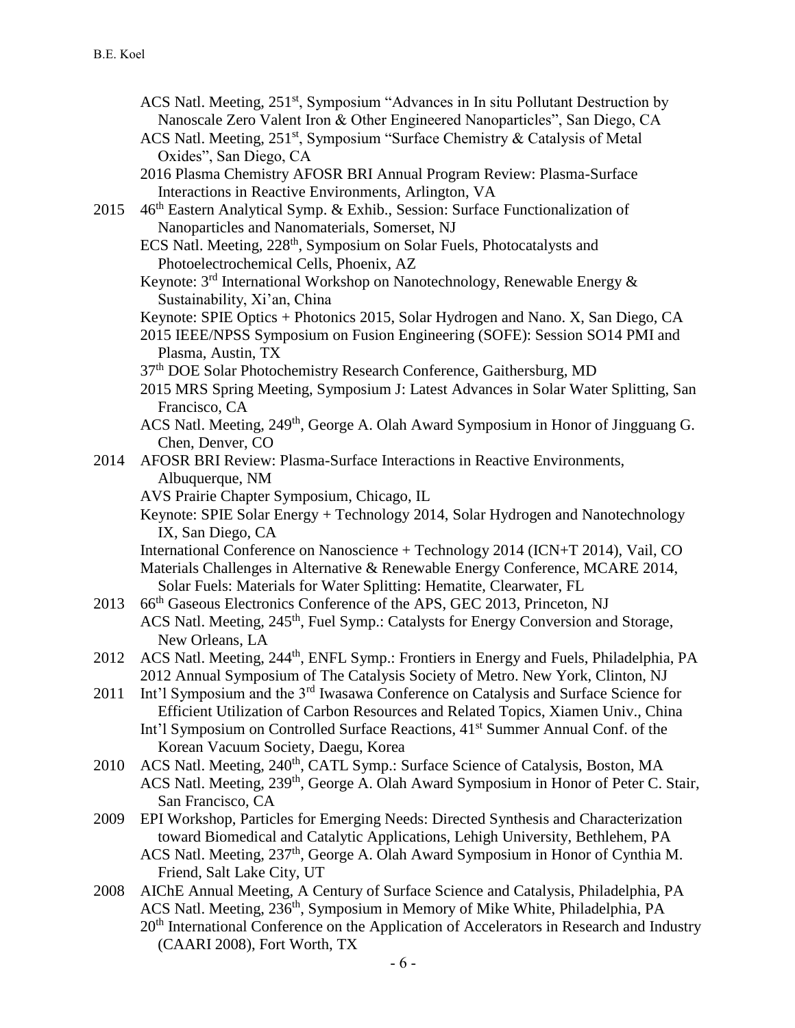ACS Natl. Meeting, 251st, Symposium "Advances in In situ Pollutant Destruction by Nanoscale Zero Valent Iron & Other Engineered Nanoparticles", San Diego, CA

ACS Natl. Meeting, 251st, Symposium "Surface Chemistry & Catalysis of Metal Oxides", San Diego, CA

2016 Plasma Chemistry AFOSR BRI Annual Program Review: Plasma-Surface Interactions in Reactive Environments, Arlington, VA

2015 46th Eastern Analytical Symp. & Exhib., Session: Surface Functionalization of Nanoparticles and Nanomaterials, Somerset, NJ

ECS Natl. Meeting, 228th, Symposium on Solar Fuels, Photocatalysts and Photoelectrochemical Cells, Phoenix, AZ

Keynote: 3rd International Workshop on Nanotechnology, Renewable Energy & Sustainability, Xi'an, China

Keynote: SPIE Optics + Photonics 2015, Solar Hydrogen and Nano. X, San Diego, CA

2015 IEEE/NPSS Symposium on Fusion Engineering (SOFE): Session SO14 PMI and Plasma, Austin, TX

37th DOE Solar Photochemistry Research Conference, Gaithersburg, MD

2015 MRS Spring Meeting, Symposium J: Latest Advances in Solar Water Splitting, San Francisco, CA

ACS Natl. Meeting, 249th, George A. Olah Award Symposium in Honor of Jingguang G. Chen, Denver, CO

2014 AFOSR BRI Review: Plasma-Surface Interactions in Reactive Environments, Albuquerque, NM

AVS Prairie Chapter Symposium, Chicago, IL

Keynote: SPIE Solar Energy + Technology 2014, Solar Hydrogen and Nanotechnology IX, San Diego, CA

International Conference on Nanoscience + Technology 2014 (ICN+T 2014), Vail, CO

Materials Challenges in Alternative & Renewable Energy Conference, MCARE 2014, Solar Fuels: Materials for Water Splitting: Hematite, Clearwater, FL

2013 66th Gaseous Electronics Conference of the APS, GEC 2013, Princeton, NJ

ACS Natl. Meeting, 245th, Fuel Symp.: Catalysts for Energy Conversion and Storage, New Orleans, LA

2012 ACS Natl. Meeting, 244th, ENFL Symp.: Frontiers in Energy and Fuels, Philadelphia, PA

2012 Annual Symposium of The Catalysis Society of Metro. New York, Clinton, NJ

2011 Int'l Symposium and the 3rd Iwasawa Conference on Catalysis and Surface Science for Efficient Utilization of Carbon Resources and Related Topics, Xiamen Univ., China

Int'l Symposium on Controlled Surface Reactions, 41st Summer Annual Conf. of the Korean Vacuum Society, Daegu, Korea

2010 ACS Natl. Meeting, 240th, CATL Symp.: Surface Science of Catalysis, Boston, MA

ACS Natl. Meeting, 239th, George A. Olah Award Symposium in Honor of Peter C. Stair, San Francisco, CA

2009 EPI Workshop, Particles for Emerging Needs: Directed Synthesis and Characterization toward Biomedical and Catalytic Applications, Lehigh University, Bethlehem, PA

ACS Natl. Meeting, 237th, George A. Olah Award Symposium in Honor of Cynthia M. Friend, Salt Lake City, UT

2008 AIChE Annual Meeting, A Century of Surface Science and Catalysis, Philadelphia, PA

ACS Natl. Meeting, 236th, Symposium in Memory of Mike White, Philadelphia, PA

20th International Conference on the Application of Accelerators in Research and Industry (CAARI 2008), Fort Worth, TX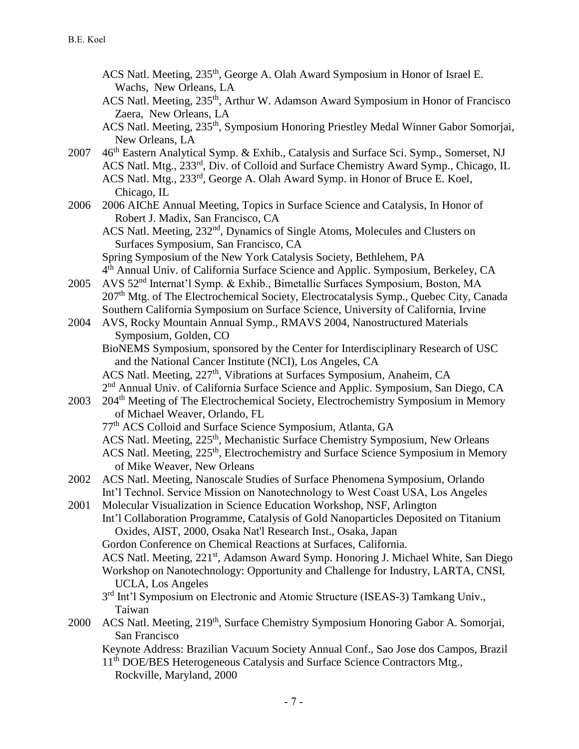ACS Natl. Meeting, 235th, George A. Olah Award Symposium in Honor of Israel E. Wachs, New Orleans, LA

ACS Natl. Meeting, 235th, Arthur W. Adamson Award Symposium in Honor of Francisco Zaera, New Orleans, LA

ACS Natl. Meeting, 235th, Symposium Honoring Priestley Medal Winner Gabor Somorjai, New Orleans, LA

2007 46th Eastern Analytical Symp. & Exhib., Catalysis and Surface Sci. Symp., Somerset, NJ

ACS Natl. Mtg., 233rd, Div. of Colloid and Surface Chemistry Award Symp., Chicago, IL

ACS Natl. Mtg., 233rd, George A. Olah Award Symp. in Honor of Bruce E. Koel, Chicago, IL

2006 2006 AIChE Annual Meeting, Topics in Surface Science and Catalysis, In Honor of Robert J. Madix, San Francisco, CA

ACS Natl. Meeting, 232nd, Dynamics of Single Atoms, Molecules and Clusters on Surfaces Symposium, San Francisco, CA

Spring Symposium of the New York Catalysis Society, Bethlehem, PA

4th Annual Univ. of California Surface Science and Applic. Symposium, Berkeley, CA

2005 AVS 52nd Internat'l Symp. & Exhib., Bimetallic Surfaces Symposium, Boston, MA

207th Mtg. of The Electrochemical Society, Electrocatalysis Symp., Quebec City, Canada

Southern California Symposium on Surface Science, University of California, Irvine

2004 AVS, Rocky Mountain Annual Symp., RMAVS 2004, Nanostructured Materials Symposium, Golden, CO

BioNEMS Symposium, sponsored by the Center for Interdisciplinary Research of USC and the National Cancer Institute (NCI), Los Angeles, CA

ACS Natl. Meeting, 227th, Vibrations at Surfaces Symposium, Anaheim, CA

2nd Annual Univ. of California Surface Science and Applic. Symposium, San Diego, CA

2003 204th Meeting of The Electrochemical Society, Electrochemistry Symposium in Memory of Michael Weaver, Orlando, FL

77th ACS Colloid and Surface Science Symposium, Atlanta, GA

ACS Natl. Meeting, 225th, Mechanistic Surface Chemistry Symposium, New Orleans

ACS Natl. Meeting, 225th, Electrochemistry and Surface Science Symposium in Memory of Mike Weaver, New Orleans

2002 ACS Natl. Meeting, Nanoscale Studies of Surface Phenomena Symposium, Orlando

Int'l Technol. Service Mission on Nanotechnology to West Coast USA, Los Angeles

2001 Molecular Visualization in Science Education Workshop, NSF, Arlington

Int'l Collaboration Programme, Catalysis of Gold Nanoparticles Deposited on Titanium Oxides, AIST, 2000, Osaka Nat'l Research Inst., Osaka, Japan

Gordon Conference on Chemical Reactions at Surfaces, California.

ACS Natl. Meeting, 221st, Adamson Award Symp. Honoring J. Michael White, San Diego

Workshop on Nanotechnology: Opportunity and Challenge for Industry, LARTA, CNSI, UCLA, Los Angeles

3rd Int'l Symposium on Electronic and Atomic Structure (ISEAS-3) Tamkang Univ., Taiwan

2000 ACS Natl. Meeting, 219th, Surface Chemistry Symposium Honoring Gabor A. Somorjai, San Francisco

Keynote Address: Brazilian Vacuum Society Annual Conf., Sao Jose dos Campos, Brazil

11th DOE/BES Heterogeneous Catalysis and Surface Science Contractors Mtg., Rockville, Maryland, 2000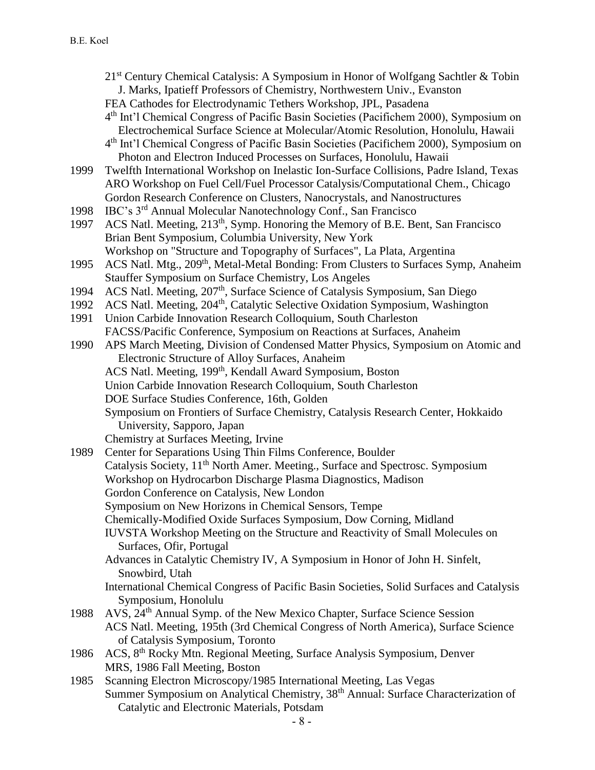21st Century Chemical Catalysis: A Symposium in Honor of Wolfgang Sachtler & Tobin J. Marks, Ipatieff Professors of Chemistry, Northwestern Univ., Evanston

FEA Cathodes for Electrodynamic Tethers Workshop, JPL, Pasadena

4th Int'l Chemical Congress of Pacific Basin Societies (Pacifichem 2000), Symposium on Electrochemical Surface Science at Molecular/Atomic Resolution, Honolulu, Hawaii

4th Int'l Chemical Congress of Pacific Basin Societies (Pacifichem 2000), Symposium on Photon and Electron Induced Processes on Surfaces, Honolulu, Hawaii

1999 Twelfth International Workshop on Inelastic Ion-Surface Collisions, Padre Island, Texas

ARO Workshop on Fuel Cell/Fuel Processor Catalysis/Computational Chem., Chicago

Gordon Research Conference on Clusters, Nanocrystals, and Nanostructures

1998 IBC's 3rd Annual Molecular Nanotechnology Conf., San Francisco

1997 ACS Natl. Meeting, 213th, Symp. Honoring the Memory of B.E. Bent, San Francisco

Brian Bent Symposium, Columbia University, New York

Workshop on "Structure and Topography of Surfaces", La Plata, Argentina

1995 ACS Natl. Mtg., 209th, Metal-Metal Bonding: From Clusters to Surfaces Symp, Anaheim

Stauffer Symposium on Surface Chemistry, Los Angeles

1994 ACS Natl. Meeting, 207th, Surface Science of Catalysis Symposium, San Diego

1992 ACS Natl. Meeting, 204th, Catalytic Selective Oxidation Symposium, Washington

1991 Union Carbide Innovation Research Colloquium, South Charleston

FACSS/Pacific Conference, Symposium on Reactions at Surfaces, Anaheim

1990 APS March Meeting, Division of Condensed Matter Physics, Symposium on Atomic and Electronic Structure of Alloy Surfaces, Anaheim

ACS Natl. Meeting, 199th, Kendall Award Symposium, Boston

Union Carbide Innovation Research Colloquium, South Charleston

DOE Surface Studies Conference, 16th, Golden

Symposium on Frontiers of Surface Chemistry, Catalysis Research Center, Hokkaido University, Sapporo, Japan

Chemistry at Surfaces Meeting, Irvine

1989 Center for Separations Using Thin Films Conference, Boulder

Catalysis Society, 11th North Amer. Meeting., Surface and Spectrosc. Symposium

Workshop on Hydrocarbon Discharge Plasma Diagnostics, Madison

Gordon Conference on Catalysis, New London

Symposium on New Horizons in Chemical Sensors, Tempe

Chemically-Modified Oxide Surfaces Symposium, Dow Corning, Midland

IUVSTA Workshop Meeting on the Structure and Reactivity of Small Molecules on Surfaces, Ofir, Portugal

Advances in Catalytic Chemistry IV, A Symposium in Honor of John H. Sinfelt, Snowbird, Utah

International Chemical Congress of Pacific Basin Societies, Solid Surfaces and Catalysis Symposium, Honolulu

1988 AVS, 24th Annual Symp. of the New Mexico Chapter, Surface Science Session

ACS Natl. Meeting, 195th (3rd Chemical Congress of North America), Surface Science of Catalysis Symposium, Toronto

1986 ACS, 8th Rocky Mtn. Regional Meeting, Surface Analysis Symposium, Denver

MRS, 1986 Fall Meeting, Boston

1985 Scanning Electron Microscopy/1985 International Meeting, Las Vegas

Summer Symposium on Analytical Chemistry, 38th Annual: Surface Characterization of Catalytic and Electronic Materials, Potsdam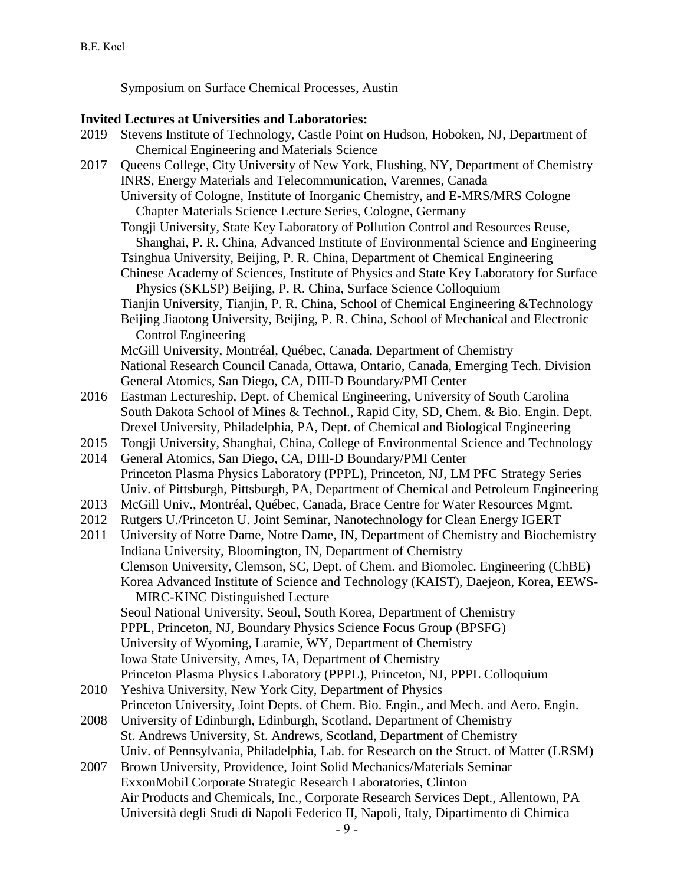Symposium on Surface Chemical Processes, Austin

**Invited Lectures at Universities and Laboratories:**

2019 Stevens Institute of Technology, Castle Point on Hudson, Hoboken, NJ, Department of Chemical Engineering and Materials Science

2017 Queens College, City University of New York, Flushing, NY, Department of Chemistry
INRS, Energy Materials and Telecommunication, Varennes, Canada
University of Cologne, Institute of Inorganic Chemistry, and E-MRS/MRS Cologne Chapter Materials Science Lecture Series, Cologne, Germany
Tongji University, State Key Laboratory of Pollution Control and Resources Reuse, Shanghai, P. R. China, Advanced Institute of Environmental Science and Engineering
Tsinghua University, Beijing, P. R. China, Department of Chemical Engineering
Chinese Academy of Sciences, Institute of Physics and State Key Laboratory for Surface Physics (SKLSP) Beijing, P. R. China, Surface Science Colloquium
Tianjin University, Tianjin, P. R. China, School of Chemical Engineering &Technology
Beijing Jiaotong University, Beijing, P. R. China, School of Mechanical and Electronic Control Engineering
McGill University, Montréal, Québec, Canada, Department of Chemistry
National Research Council Canada, Ottawa, Ontario, Canada, Emerging Tech. Division
General Atomics, San Diego, CA, DIII-D Boundary/PMI Center

2016 Eastman Lectureship, Dept. of Chemical Engineering, University of South Carolina
South Dakota School of Mines & Technol., Rapid City, SD, Chem. & Bio. Engin. Dept.
Drexel University, Philadelphia, PA, Dept. of Chemical and Biological Engineering

2015 Tongji University, Shanghai, China, College of Environmental Science and Technology

2014 General Atomics, San Diego, CA, DIII-D Boundary/PMI Center
Princeton Plasma Physics Laboratory (PPPL), Princeton, NJ, LM PFC Strategy Series
Univ. of Pittsburgh, Pittsburgh, PA, Department of Chemical and Petroleum Engineering

2013 McGill Univ., Montréal, Québec, Canada, Brace Centre for Water Resources Mgmt.

2012 Rutgers U./Princeton U. Joint Seminar, Nanotechnology for Clean Energy IGERT

2011 University of Notre Dame, Notre Dame, IN, Department of Chemistry and Biochemistry
Indiana University, Bloomington, IN, Department of Chemistry
Clemson University, Clemson, SC, Dept. of Chem. and Biomolec. Engineering (ChBE)
Korea Advanced Institute of Science and Technology (KAIST), Daejeon, Korea, EEWS-MIRC-KINC Distinguished Lecture
Seoul National University, Seoul, South Korea, Department of Chemistry
PPPL, Princeton, NJ, Boundary Physics Science Focus Group (BPSFG)
University of Wyoming, Laramie, WY, Department of Chemistry
Iowa State University, Ames, IA, Department of Chemistry
Princeton Plasma Physics Laboratory (PPPL), Princeton, NJ, PPPL Colloquium

2010 Yeshiva University, New York City, Department of Physics
Princeton University, Joint Depts. of Chem. Bio. Engin., and Mech. and Aero. Engin.

2008 University of Edinburgh, Edinburgh, Scotland, Department of Chemistry
St. Andrews University, St. Andrews, Scotland, Department of Chemistry
Univ. of Pennsylvania, Philadelphia, Lab. for Research on the Struct. of Matter (LRSM)

2007 Brown University, Providence, Joint Solid Mechanics/Materials Seminar
ExxonMobil Corporate Strategic Research Laboratories, Clinton
Air Products and Chemicals, Inc., Corporate Research Services Dept., Allentown, PA
Università degli Studi di Napoli Federico II, Napoli, Italy, Dipartimento di Chimica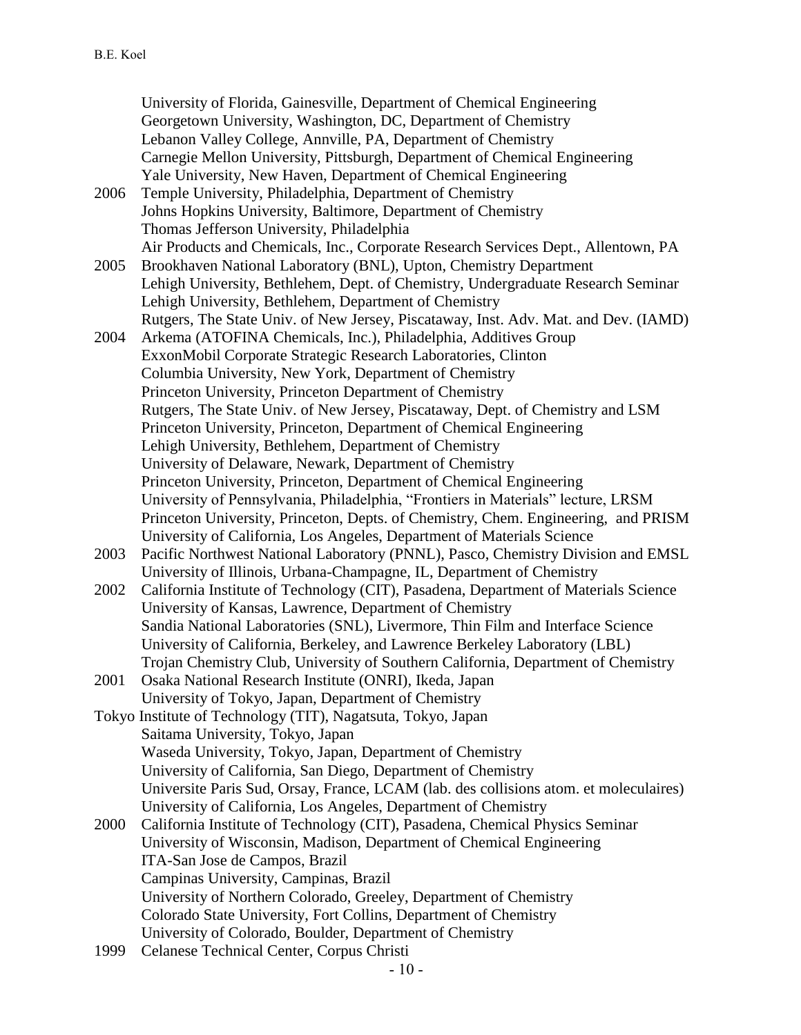University of Florida, Gainesville, Department of Chemical Engineering
Georgetown University, Washington, DC, Department of Chemistry
Lebanon Valley College, Annville, PA, Department of Chemistry
Carnegie Mellon University, Pittsburgh, Department of Chemical Engineering
Yale University, New Haven, Department of Chemical Engineering

2006 Temple University, Philadelphia, Department of Chemistry
Johns Hopkins University, Baltimore, Department of Chemistry
Thomas Jefferson University, Philadelphia
Air Products and Chemicals, Inc., Corporate Research Services Dept., Allentown, PA

2005 Brookhaven National Laboratory (BNL), Upton, Chemistry Department
Lehigh University, Bethlehem, Dept. of Chemistry, Undergraduate Research Seminar
Lehigh University, Bethlehem, Department of Chemistry
Rutgers, The State Univ. of New Jersey, Piscataway, Inst. Adv. Mat. and Dev. (IAMD)

2004 Arkema (ATOFINA Chemicals, Inc.), Philadelphia, Additives Group
ExxonMobil Corporate Strategic Research Laboratories, Clinton
Columbia University, New York, Department of Chemistry
Princeton University, Princeton Department of Chemistry
Rutgers, The State Univ. of New Jersey, Piscataway, Dept. of Chemistry and LSM
Princeton University, Princeton, Department of Chemical Engineering
Lehigh University, Bethlehem, Department of Chemistry
University of Delaware, Newark, Department of Chemistry
Princeton University, Princeton, Department of Chemical Engineering
University of Pennsylvania, Philadelphia, "Frontiers in Materials" lecture, LRSM
Princeton University, Princeton, Depts. of Chemistry, Chem. Engineering, and PRISM
University of California, Los Angeles, Department of Materials Science

2003 Pacific Northwest National Laboratory (PNNL), Pasco, Chemistry Division and EMSL
University of Illinois, Urbana-Champagne, IL, Department of Chemistry

2002 California Institute of Technology (CIT), Pasadena, Department of Materials Science
University of Kansas, Lawrence, Department of Chemistry
Sandia National Laboratories (SNL), Livermore, Thin Film and Interface Science
University of California, Berkeley, and Lawrence Berkeley Laboratory (LBL)
Trojan Chemistry Club, University of Southern California, Department of Chemistry

2001 Osaka National Research Institute (ONRI), Ikeda, Japan
University of Tokyo, Japan, Department of Chemistry
Tokyo Institute of Technology (TIT), Nagatsuta, Tokyo, Japan
Saitama University, Tokyo, Japan
Waseda University, Tokyo, Japan, Department of Chemistry
University of California, San Diego, Department of Chemistry
Universite Paris Sud, Orsay, France, LCAM (lab. des collisions atom. et moleculaires)
University of California, Los Angeles, Department of Chemistry

2000 California Institute of Technology (CIT), Pasadena, Chemical Physics Seminar
University of Wisconsin, Madison, Department of Chemical Engineering
ITA-San Jose de Campos, Brazil
Campinas University, Campinas, Brazil
University of Northern Colorado, Greeley, Department of Chemistry
Colorado State University, Fort Collins, Department of Chemistry
University of Colorado, Boulder, Department of Chemistry

1999 Celanese Technical Center, Corpus Christi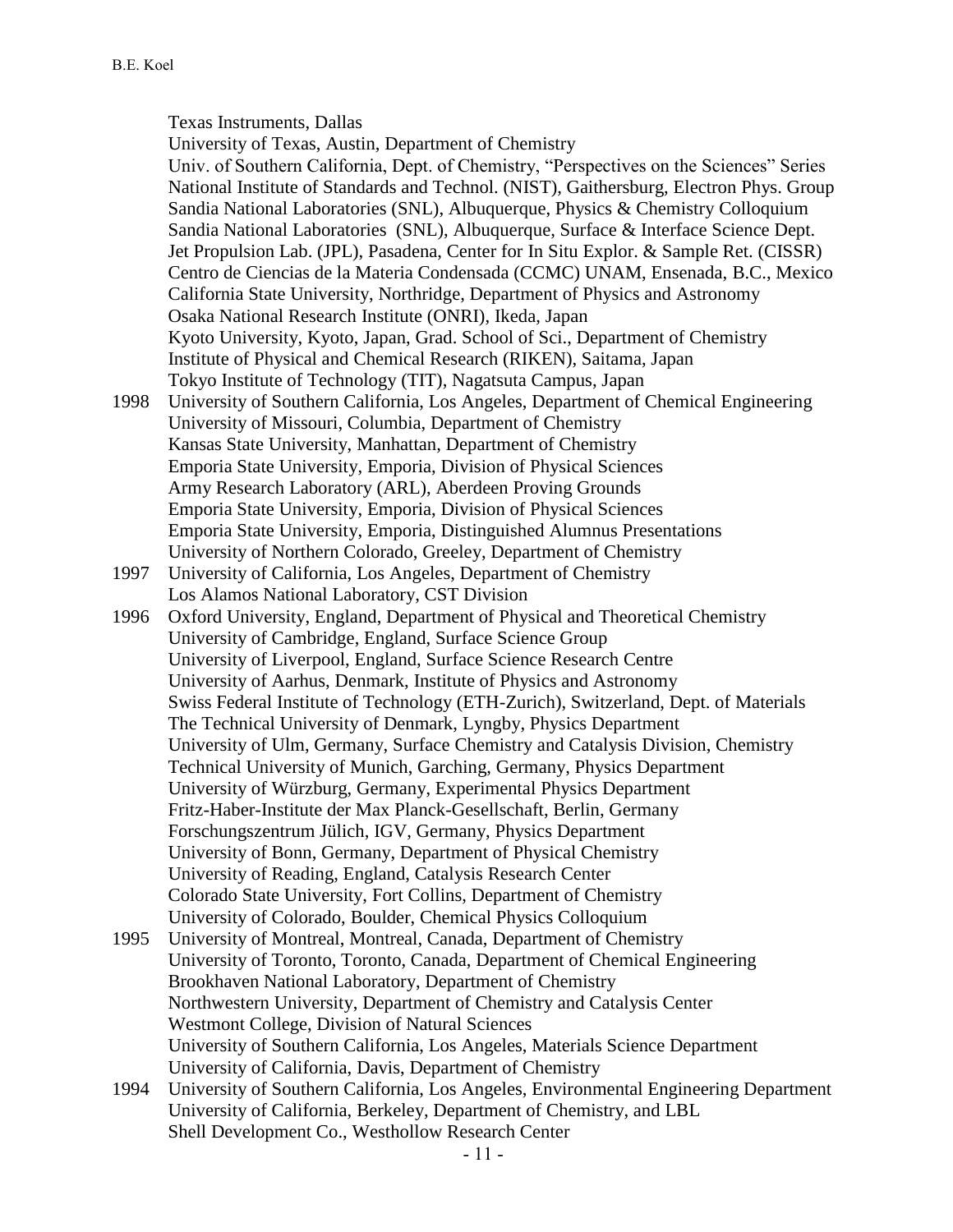Texas Instruments, Dallas
University of Texas, Austin, Department of Chemistry
Univ. of Southern California, Dept. of Chemistry, "Perspectives on the Sciences" Series
National Institute of Standards and Technol. (NIST), Gaithersburg, Electron Phys. Group
Sandia National Laboratories (SNL), Albuquerque, Physics & Chemistry Colloquium
Sandia National Laboratories (SNL), Albuquerque, Surface & Interface Science Dept.
Jet Propulsion Lab. (JPL), Pasadena, Center for In Situ Explor. & Sample Ret. (CISSR)
Centro de Ciencias de la Materia Condensada (CCMC) UNAM, Ensenada, B.C., Mexico
California State University, Northridge, Department of Physics and Astronomy
Osaka National Research Institute (ONRI), Ikeda, Japan
Kyoto University, Kyoto, Japan, Grad. School of Sci., Department of Chemistry
Institute of Physical and Chemical Research (RIKEN), Saitama, Japan
Tokyo Institute of Technology (TIT), Nagatsuta Campus, Japan

1998 University of Southern California, Los Angeles, Department of Chemical Engineering
University of Missouri, Columbia, Department of Chemistry
Kansas State University, Manhattan, Department of Chemistry
Emporia State University, Emporia, Division of Physical Sciences
Army Research Laboratory (ARL), Aberdeen Proving Grounds
Emporia State University, Emporia, Division of Physical Sciences
Emporia State University, Emporia, Distinguished Alumnus Presentations
University of Northern Colorado, Greeley, Department of Chemistry

1997 University of California, Los Angeles, Department of Chemistry
Los Alamos National Laboratory, CST Division

1996 Oxford University, England, Department of Physical and Theoretical Chemistry
University of Cambridge, England, Surface Science Group
University of Liverpool, England, Surface Science Research Centre
University of Aarhus, Denmark, Institute of Physics and Astronomy
Swiss Federal Institute of Technology (ETH-Zurich), Switzerland, Dept. of Materials
The Technical University of Denmark, Lyngby, Physics Department
University of Ulm, Germany, Surface Chemistry and Catalysis Division, Chemistry
Technical University of Munich, Garching, Germany, Physics Department
University of Würzburg, Germany, Experimental Physics Department
Fritz-Haber-Institute der Max Planck-Gesellschaft, Berlin, Germany
Forschungszentrum Jülich, IGV, Germany, Physics Department
University of Bonn, Germany, Department of Physical Chemistry
University of Reading, England, Catalysis Research Center
Colorado State University, Fort Collins, Department of Chemistry
University of Colorado, Boulder, Chemical Physics Colloquium

1995 University of Montreal, Montreal, Canada, Department of Chemistry
University of Toronto, Toronto, Canada, Department of Chemical Engineering
Brookhaven National Laboratory, Department of Chemistry
Northwestern University, Department of Chemistry and Catalysis Center
Westmont College, Division of Natural Sciences
University of Southern California, Los Angeles, Materials Science Department
University of California, Davis, Department of Chemistry

1994 University of Southern California, Los Angeles, Environmental Engineering Department
University of California, Berkeley, Department of Chemistry, and LBL
Shell Development Co., Westhollow Research Center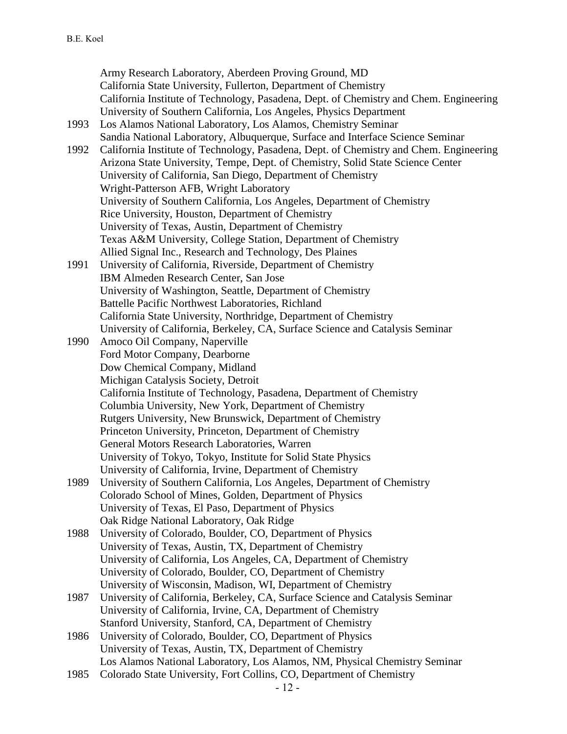Army Research Laboratory, Aberdeen Proving Ground, MD
California State University, Fullerton, Department of Chemistry
California Institute of Technology, Pasadena, Dept. of Chemistry and Chem. Engineering
University of Southern California, Los Angeles, Physics Department

1993 Los Alamos National Laboratory, Los Alamos, Chemistry Seminar
Sandia National Laboratory, Albuquerque, Surface and Interface Science Seminar

1992 California Institute of Technology, Pasadena, Dept. of Chemistry and Chem. Engineering
Arizona State University, Tempe, Dept. of Chemistry, Solid State Science Center
University of California, San Diego, Department of Chemistry
Wright-Patterson AFB, Wright Laboratory
University of Southern California, Los Angeles, Department of Chemistry
Rice University, Houston, Department of Chemistry
University of Texas, Austin, Department of Chemistry
Texas A&M University, College Station, Department of Chemistry
Allied Signal Inc., Research and Technology, Des Plaines

1991 University of California, Riverside, Department of Chemistry
IBM Almeden Research Center, San Jose
University of Washington, Seattle, Department of Chemistry
Battelle Pacific Northwest Laboratories, Richland
California State University, Northridge, Department of Chemistry
University of California, Berkeley, CA, Surface Science and Catalysis Seminar

1990 Amoco Oil Company, Naperville
Ford Motor Company, Dearborne
Dow Chemical Company, Midland
Michigan Catalysis Society, Detroit
California Institute of Technology, Pasadena, Department of Chemistry
Columbia University, New York, Department of Chemistry
Rutgers University, New Brunswick, Department of Chemistry
Princeton University, Princeton, Department of Chemistry
General Motors Research Laboratories, Warren
University of Tokyo, Tokyo, Institute for Solid State Physics
University of California, Irvine, Department of Chemistry

1989 University of Southern California, Los Angeles, Department of Chemistry
Colorado School of Mines, Golden, Department of Physics
University of Texas, El Paso, Department of Physics
Oak Ridge National Laboratory, Oak Ridge

1988 University of Colorado, Boulder, CO, Department of Physics
University of Texas, Austin, TX, Department of Chemistry
University of California, Los Angeles, CA, Department of Chemistry
University of Colorado, Boulder, CO, Department of Chemistry
University of Wisconsin, Madison, WI, Department of Chemistry

1987 University of California, Berkeley, CA, Surface Science and Catalysis Seminar
University of California, Irvine, CA, Department of Chemistry
Stanford University, Stanford, CA, Department of Chemistry

1986 University of Colorado, Boulder, CO, Department of Physics
University of Texas, Austin, TX, Department of Chemistry
Los Alamos National Laboratory, Los Alamos, NM, Physical Chemistry Seminar

1985 Colorado State University, Fort Collins, CO, Department of Chemistry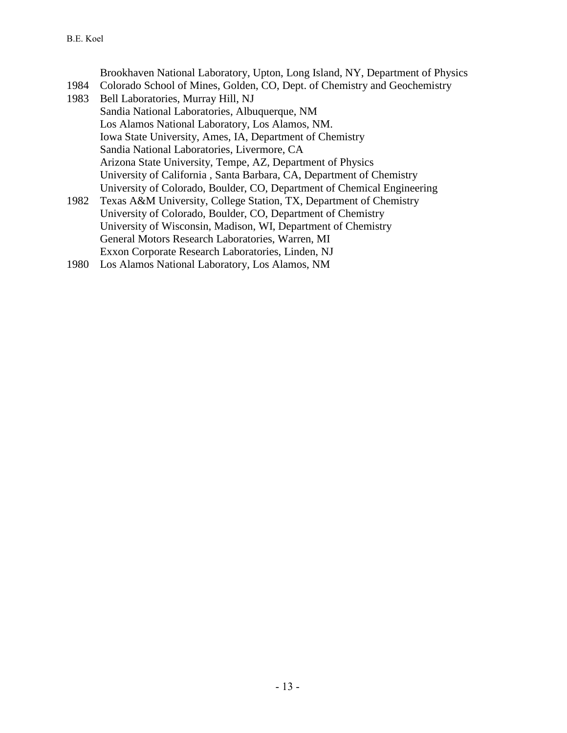Brookhaven National Laboratory, Upton, Long Island, NY, Department of Physics

1984 Colorado School of Mines, Golden, CO, Dept. of Chemistry and Geochemistry

1983 Bell Laboratories, Murray Hill, NJ
Sandia National Laboratories, Albuquerque, NM
Los Alamos National Laboratory, Los Alamos, NM.
Iowa State University, Ames, IA, Department of Chemistry
Sandia National Laboratories, Livermore, CA
Arizona State University, Tempe, AZ, Department of Physics
University of California , Santa Barbara, CA, Department of Chemistry
University of Colorado, Boulder, CO, Department of Chemical Engineering

1982 Texas A&M University, College Station, TX, Department of Chemistry
University of Colorado, Boulder, CO, Department of Chemistry
University of Wisconsin, Madison, WI, Department of Chemistry
General Motors Research Laboratories, Warren, MI
Exxon Corporate Research Laboratories, Linden, NJ

1980 Los Alamos National Laboratory, Los Alamos, NM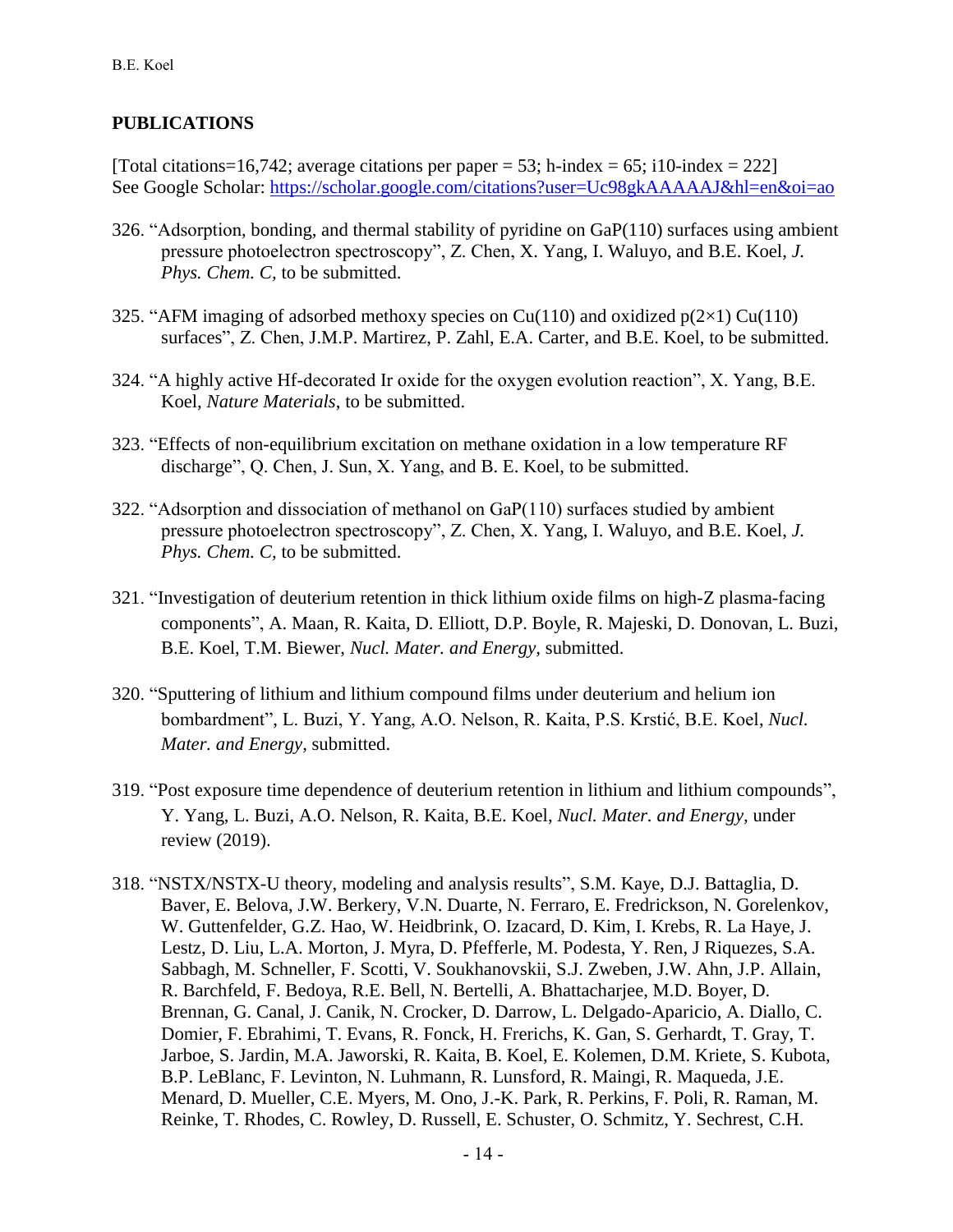## PUBLICATIONS

[Total citations=16,742; average citations per paper = 53; h-index = 65; i10-index = 222]
See Google Scholar: https://scholar.google.com/citations?user=Uc98gkAAAAAJ&hl=en&oi=ao

326. "Adsorption, bonding, and thermal stability of pyridine on GaP(110) surfaces using ambient pressure photoelectron spectroscopy", Z. Chen, X. Yang, I. Waluyo, and B.E. Koel, *J. Phys. Chem. C,* to be submitted.

325. "AFM imaging of adsorbed methoxy species on Cu(110) and oxidized p(2×1) Cu(110) surfaces", Z. Chen, J.M.P. Martirez, P. Zahl, E.A. Carter, and B.E. Koel, to be submitted.

324. "A highly active Hf-decorated Ir oxide for the oxygen evolution reaction", X. Yang, B.E. Koel, *Nature Materials*, to be submitted.

323. "Effects of non-equilibrium excitation on methane oxidation in a low temperature RF discharge", Q. Chen, J. Sun, X. Yang, and B. E. Koel, to be submitted.

322. "Adsorption and dissociation of methanol on GaP(110) surfaces studied by ambient pressure photoelectron spectroscopy", Z. Chen, X. Yang, I. Waluyo, and B.E. Koel, *J. Phys. Chem. C,* to be submitted.

321. "Investigation of deuterium retention in thick lithium oxide films on high-Z plasma-facing components", A. Maan, R. Kaita, D. Elliott, D.P. Boyle, R. Majeski, D. Donovan, L. Buzi, B.E. Koel, T.M. Biewer, *Nucl. Mater. and Energy,* submitted.

320. "Sputtering of lithium and lithium compound films under deuterium and helium ion bombardment", L. Buzi, Y. Yang, A.O. Nelson, R. Kaita, P.S. Krstić, B.E. Koel, *Nucl. Mater. and Energy,* submitted.

319. "Post exposure time dependence of deuterium retention in lithium and lithium compounds", Y. Yang, L. Buzi, A.O. Nelson, R. Kaita, B.E. Koel, *Nucl. Mater. and Energy,* under review (2019).

318. "NSTX/NSTX-U theory, modeling and analysis results", S.M. Kaye, D.J. Battaglia, D. Baver, E. Belova, J.W. Berkery, V.N. Duarte, N. Ferraro, E. Fredrickson, N. Gorelenkov, W. Guttenfelder, G.Z. Hao, W. Heidbrink, O. Izacard, D. Kim, I. Krebs, R. La Haye, J. Lestz, D. Liu, L.A. Morton, J. Myra, D. Pfefferle, M. Podesta, Y. Ren, J Riquezes, S.A. Sabbagh, M. Schneller, F. Scotti, V. Soukhanovskii, S.J. Zweben, J.W. Ahn, J.P. Allain, R. Barchfeld, F. Bedoya, R.E. Bell, N. Bertelli, A. Bhattacharjee, M.D. Boyer, D. Brennan, G. Canal, J. Canik, N. Crocker, D. Darrow, L. Delgado-Aparicio, A. Diallo, C. Domier, F. Ebrahimi, T. Evans, R. Fonck, H. Frerichs, K. Gan, S. Gerhardt, T. Gray, T. Jarboe, S. Jardin, M.A. Jaworski, R. Kaita, B. Koel, E. Kolemen, D.M. Kriete, S. Kubota, B.P. LeBlanc, F. Levinton, N. Luhmann, R. Lunsford, R. Maingi, R. Maqueda, J.E. Menard, D. Mueller, C.E. Myers, M. Ono, J.-K. Park, R. Perkins, F. Poli, R. Raman, M. Reinke, T. Rhodes, C. Rowley, D. Russell, E. Schuster, O. Schmitz, Y. Sechrest, C.H.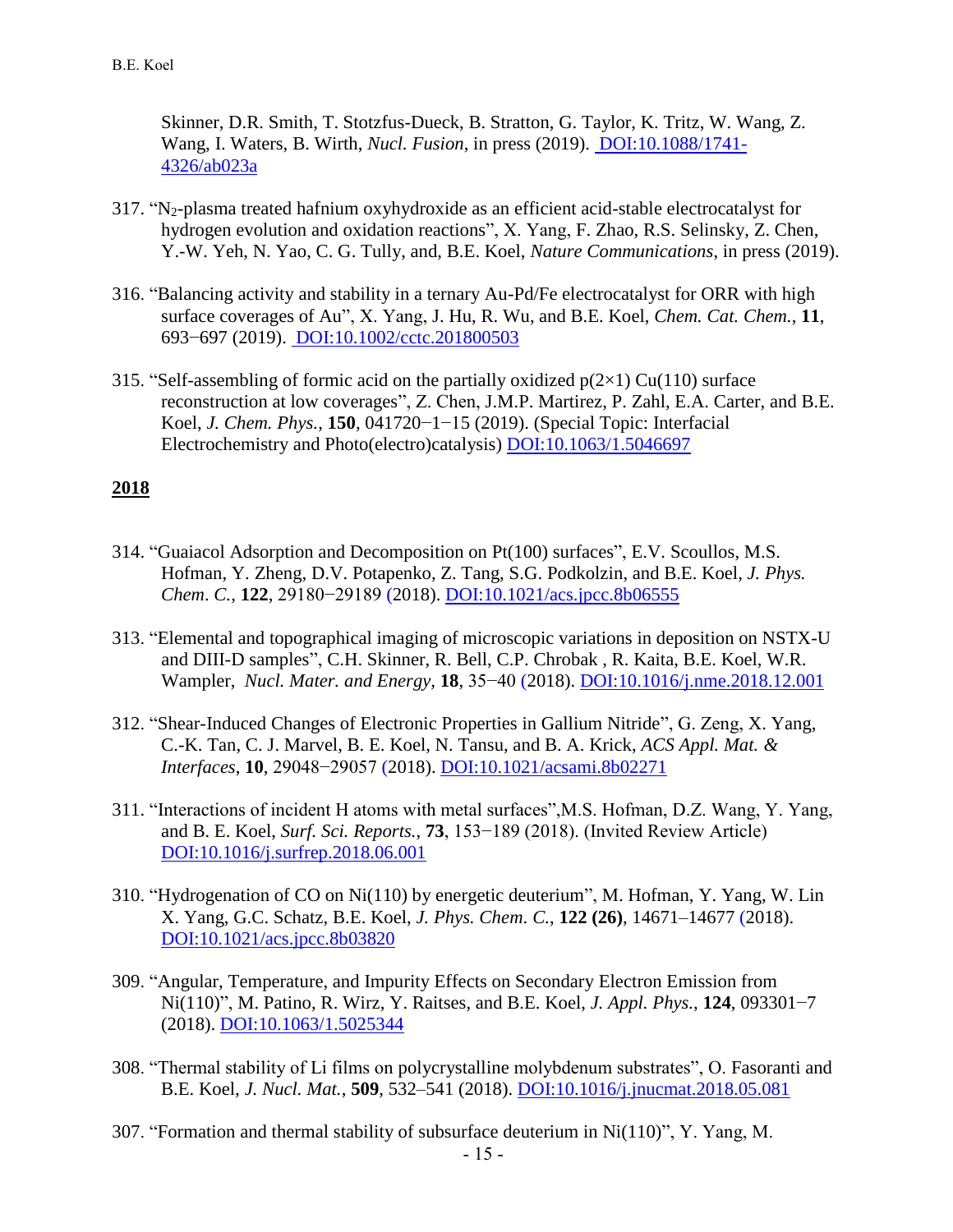Skinner, D.R. Smith, T. Stotzfus-Dueck, B. Stratton, G. Taylor, K. Tritz, W. Wang, Z. Wang, I. Waters, B. Wirth, *Nucl. Fusion*, in press (2019). DOI:10.1088/1741-4326/ab023a

317. "$N_2$-plasma treated hafnium oxyhydroxide as an efficient acid-stable electrocatalyst for hydrogen evolution and oxidation reactions", X. Yang, F. Zhao, R.S. Selinsky, Z. Chen, Y.-W. Yeh, N. Yao, C. G. Tully, and, B.E. Koel, *Nature Communications*, in press (2019).

316. "Balancing activity and stability in a ternary Au-Pd/Fe electrocatalyst for ORR with high surface coverages of Au", X. Yang, J. Hu, R. Wu, and B.E. Koel, *Chem. Cat. Chem.*, **11**, 693−697 (2019). DOI:10.1002/cctc.201800503

315. "Self-assembling of formic acid on the partially oxidized p(2×1) Cu(110) surface reconstruction at low coverages", Z. Chen, J.M.P. Martirez, P. Zahl, E.A. Carter, and B.E. Koel, *J. Chem. Phys.*, **150**, 041720−1−15 (2019). (Special Topic: Interfacial Electrochemistry and Photo(electro)catalysis) DOI:10.1063/1.5046697

## 2018

314. "Guaiacol Adsorption and Decomposition on Pt(100) surfaces", E.V. Scoullos, M.S. Hofman, Y. Zheng, D.V. Potapenko, Z. Tang, S.G. Podkolzin, and B.E. Koel, *J. Phys. Chem. C.*, **122**, 29180−29189 (2018). DOI:10.1021/acs.jpcc.8b06555

313. "Elemental and topographical imaging of microscopic variations in deposition on NSTX-U and DIII-D samples", C.H. Skinner, R. Bell, C.P. Chrobak , R. Kaita, B.E. Koel, W.R. Wampler, *Nucl. Mater. and Energy*, **18**, 35−40 (2018). DOI:10.1016/j.nme.2018.12.001

312. "Shear-Induced Changes of Electronic Properties in Gallium Nitride", G. Zeng, X. Yang, C.-K. Tan, C. J. Marvel, B. E. Koel, N. Tansu, and B. A. Krick, *ACS Appl. Mat. & Interfaces*, **10**, 29048−29057 (2018). DOI:10.1021/acsami.8b02271

311. "Interactions of incident H atoms with metal surfaces",M.S. Hofman, D.Z. Wang, Y. Yang, and B. E. Koel, *Surf. Sci. Reports.*, **73**, 153−189 (2018). (Invited Review Article) DOI:10.1016/j.surfrep.2018.06.001

310. "Hydrogenation of CO on Ni(110) by energetic deuterium", M. Hofman, Y. Yang, W. Lin X. Yang, G.C. Schatz, B.E. Koel, *J. Phys. Chem. C.*, **122 (26)**, 14671–14677 (2018). DOI:10.1021/acs.jpcc.8b03820

309. "Angular, Temperature, and Impurity Effects on Secondary Electron Emission from Ni(110)", M. Patino, R. Wirz, Y. Raitses, and B.E. Koel, *J. Appl. Phys.*, **124**, 093301−7 (2018). DOI:10.1063/1.5025344

308. "Thermal stability of Li films on polycrystalline molybdenum substrates", O. Fasoranti and B.E. Koel, *J. Nucl. Mat.*, **509**, 532–541 (2018). DOI:10.1016/j.jnucmat.2018.05.081

307. "Formation and thermal stability of subsurface deuterium in Ni(110)", Y. Yang, M.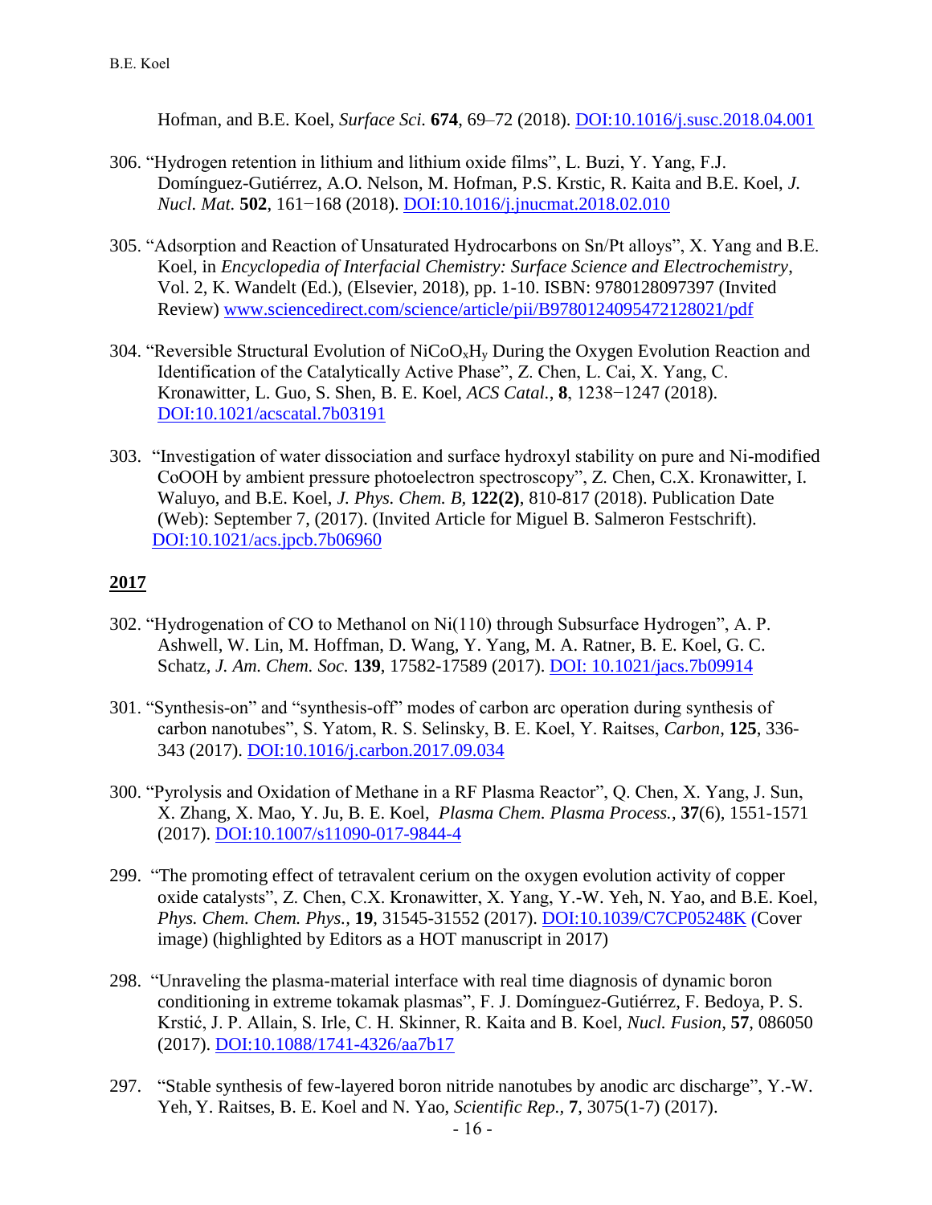Hofman, and B.E. Koel, *Surface Sci.* **674**, 69–72 (2018). [DOI:10.1016/j.susc.2018.04.001](https://doi.org/10.1016/j.susc.2018.04.001)

306. "Hydrogen retention in lithium and lithium oxide films", L. Buzi, Y. Yang, F.J. Domínguez-Gutiérrez, A.O. Nelson, M. Hofman, P.S. Krstic, R. Kaita and B.E. Koel, *J. Nucl. Mat.* **502**, 161−168 (2018). [DOI:10.1016/j.jnucmat.2018.02.010](https://doi.org/10.1016/j.jnucmat.2018.02.010)

305. "Adsorption and Reaction of Unsaturated Hydrocarbons on Sn/Pt alloys", X. Yang and B.E. Koel, in *Encyclopedia of Interfacial Chemistry: Surface Science and Electrochemistry*, Vol. 2, K. Wandelt (Ed.), (Elsevier, 2018), pp. 1-10. ISBN: 9780128097397 (Invited Review) [www.sciencedirect.com/science/article/pii/B9780124095472128021/pdf](http://www.sciencedirect.com/science/article/pii/B9780124095472128021/pdf)

304. "Reversible Structural Evolution of $NiCoO_xH_y$ During the Oxygen Evolution Reaction and Identification of the Catalytically Active Phase", Z. Chen, L. Cai, X. Yang, C. Kronawitter, L. Guo, S. Shen, B. E. Koel, *ACS Catal.*, **8**, 1238−1247 (2018). [DOI:10.1021/acscatal.7b03191](https://doi.org/10.1021/acscatal.7b03191)

303. "Investigation of water dissociation and surface hydroxyl stability on pure and Ni-modified CoOOH by ambient pressure photoelectron spectroscopy", Z. Chen, C.X. Kronawitter, I. Waluyo, and B.E. Koel, *J. Phys. Chem. B*, **122(2)**, 810-817 (2018). Publication Date (Web): September 7, (2017). (Invited Article for Miguel B. Salmeron Festschrift). [DOI:10.1021/acs.jpcb.7b06960](https://doi.org/10.1021/acs.jpcb.7b06960)

## 2017

302. "Hydrogenation of CO to Methanol on Ni(110) through Subsurface Hydrogen", A. P. Ashwell, W. Lin, M. Hoffman, D. Wang, Y. Yang, M. A. Ratner, B. E. Koel, G. C. Schatz, *J. Am. Chem. Soc.* **139**, 17582-17589 (2017). [DOI: 10.1021/jacs.7b09914](https://doi.org/10.1021/jacs.7b09914)

301. "Synthesis-on" and "synthesis-off" modes of carbon arc operation during synthesis of carbon nanotubes", S. Yatom, R. S. Selinsky, B. E. Koel, Y. Raitses, *Carbon*, **125**, 336-343 (2017). [DOI:10.1016/j.carbon.2017.09.034](https://doi.org/10.1016/j.carbon.2017.09.034)

300. "Pyrolysis and Oxidation of Methane in a RF Plasma Reactor", Q. Chen, X. Yang, J. Sun, X. Zhang, X. Mao, Y. Ju, B. E. Koel, *Plasma Chem. Plasma Process.*, **37**(6), 1551-1571 (2017). [DOI:10.1007/s11090-017-9844-4](https://doi.org/10.1007/s11090-017-9844-4)

299. "The promoting effect of tetravalent cerium on the oxygen evolution activity of copper oxide catalysts", Z. Chen, C.X. Kronawitter, X. Yang, Y.-W. Yeh, N. Yao, and B.E. Koel, *Phys. Chem. Chem. Phys.*, **19**, 31545-31552 (2017). [DOI:10.1039/C7CP05248K](https://doi.org/10.1039/C7CP05248K) (Cover image) (highlighted by Editors as a HOT manuscript in 2017)

298. "Unraveling the plasma-material interface with real time diagnosis of dynamic boron conditioning in extreme tokamak plasmas", F. J. Domínguez-Gutiérrez, F. Bedoya, P. S. Krstić, J. P. Allain, S. Irle, C. H. Skinner, R. Kaita and B. Koel, *Nucl. Fusion*, **57**, 086050 (2017). [DOI:10.1088/1741-4326/aa7b17](https://doi.org/10.1088/1741-4326/aa7b17)

297. "Stable synthesis of few-layered boron nitride nanotubes by anodic arc discharge", Y.-W. Yeh, Y. Raitses, B. E. Koel and N. Yao, *Scientific Rep.*, **7**, 3075(1-7) (2017).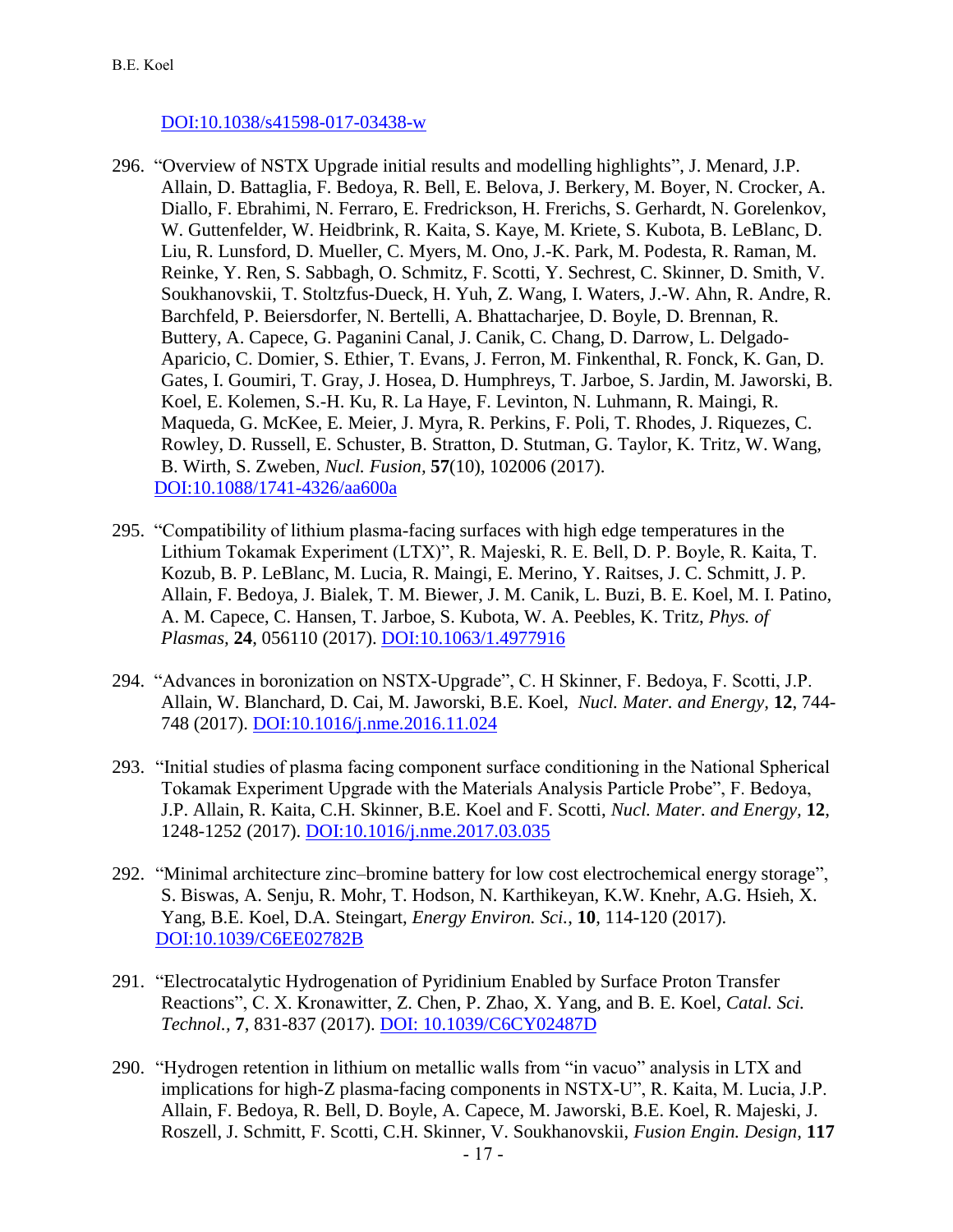[DOI:10.1038/s41598-017-03438-w](https://doi.org/10.1038/s41598-017-03438-w)

296. "Overview of NSTX Upgrade initial results and modelling highlights", J. Menard, J.P. Allain, D. Battaglia, F. Bedoya, R. Bell, E. Belova, J. Berkery, M. Boyer, N. Crocker, A. Diallo, F. Ebrahimi, N. Ferraro, E. Fredrickson, H. Frerichs, S. Gerhardt, N. Gorelenkov, W. Guttenfelder, W. Heidbrink, R. Kaita, S. Kaye, M. Kriete, S. Kubota, B. LeBlanc, D. Liu, R. Lunsford, D. Mueller, C. Myers, M. Ono, J.-K. Park, M. Podesta, R. Raman, M. Reinke, Y. Ren, S. Sabbagh, O. Schmitz, F. Scotti, Y. Sechrest, C. Skinner, D. Smith, V. Soukhanovskii, T. Stoltzfus-Dueck, H. Yuh, Z. Wang, I. Waters, J.-W. Ahn, R. Andre, R. Barchfeld, P. Beiersdorfer, N. Bertelli, A. Bhattacharjee, D. Boyle, D. Brennan, R. Buttery, A. Capece, G. Paganini Canal, J. Canik, C. Chang, D. Darrow, L. Delgado-Aparicio, C. Domier, S. Ethier, T. Evans, J. Ferron, M. Finkenthal, R. Fonck, K. Gan, D. Gates, I. Goumiri, T. Gray, J. Hosea, D. Humphreys, T. Jarboe, S. Jardin, M. Jaworski, B. Koel, E. Kolemen, S.-H. Ku, R. La Haye, F. Levinton, N. Luhmann, R. Maingi, R. Maqueda, G. McKee, E. Meier, J. Myra, R. Perkins, F. Poli, T. Rhodes, J. Riquezes, C. Rowley, D. Russell, E. Schuster, B. Stratton, D. Stutman, G. Taylor, K. Tritz, W. Wang, B. Wirth, S. Zweben, *Nucl. Fusion,* **57**(10), 102006 (2017). [DOI:10.1088/1741-4326/aa600a](https://doi.org/10.1088/1741-4326/aa600a)

295. "Compatibility of lithium plasma-facing surfaces with high edge temperatures in the Lithium Tokamak Experiment (LTX)", R. Majeski, R. E. Bell, D. P. Boyle, R. Kaita, T. Kozub, B. P. LeBlanc, M. Lucia, R. Maingi, E. Merino, Y. Raitses, J. C. Schmitt, J. P. Allain, F. Bedoya, J. Bialek, T. M. Biewer, J. M. Canik, L. Buzi, B. E. Koel, M. I. Patino, A. M. Capece, C. Hansen, T. Jarboe, S. Kubota, W. A. Peebles, K. Tritz, *Phys. of Plasmas,* **24**, 056110 (2017). [DOI:10.1063/1.4977916](https://doi.org/10.1063/1.4977916)

294. "Advances in boronization on NSTX-Upgrade", C. H Skinner, F. Bedoya, F. Scotti, J.P. Allain, W. Blanchard, D. Cai, M. Jaworski, B.E. Koel, *Nucl. Mater. and Energy,* **12**, 744-748 (2017). [DOI:10.1016/j.nme.2016.11.024](https://doi.org/10.1016/j.nme.2016.11.024)

293. "Initial studies of plasma facing component surface conditioning in the National Spherical Tokamak Experiment Upgrade with the Materials Analysis Particle Probe", F. Bedoya, J.P. Allain, R. Kaita, C.H. Skinner, B.E. Koel and F. Scotti, *Nucl. Mater. and Energy,* **12**, 1248-1252 (2017). [DOI:10.1016/j.nme.2017.03.035](https://doi.org/10.1016/j.nme.2017.03.035)

292. "Minimal architecture zinc–bromine battery for low cost electrochemical energy storage", S. Biswas, A. Senju, R. Mohr, T. Hodson, N. Karthikeyan, K.W. Knehr, A.G. Hsieh, X. Yang, B.E. Koel, D.A. Steingart, *Energy Environ. Sci.*, **10**, 114-120 (2017). [DOI:10.1039/C6EE02782B](https://doi.org/10.1039/C6EE02782B)

291. "Electrocatalytic Hydrogenation of Pyridinium Enabled by Surface Proton Transfer Reactions", C. X. Kronawitter, Z. Chen, P. Zhao, X. Yang, and B. E. Koel, *Catal. Sci. Technol.*, **7**, 831-837 (2017). [DOI: 10.1039/C6CY02487D](https://doi.org/10.1039/C6CY02487D)

290. "Hydrogen retention in lithium on metallic walls from "in vacuo" analysis in LTX and implications for high-Z plasma-facing components in NSTX-U", R. Kaita, M. Lucia, J.P. Allain, F. Bedoya, R. Bell, D. Boyle, A. Capece, M. Jaworski, B.E. Koel, R. Majeski, J. Roszell, J. Schmitt, F. Scotti, C.H. Skinner, V. Soukhanovskii, *Fusion Engin. Design,* **117**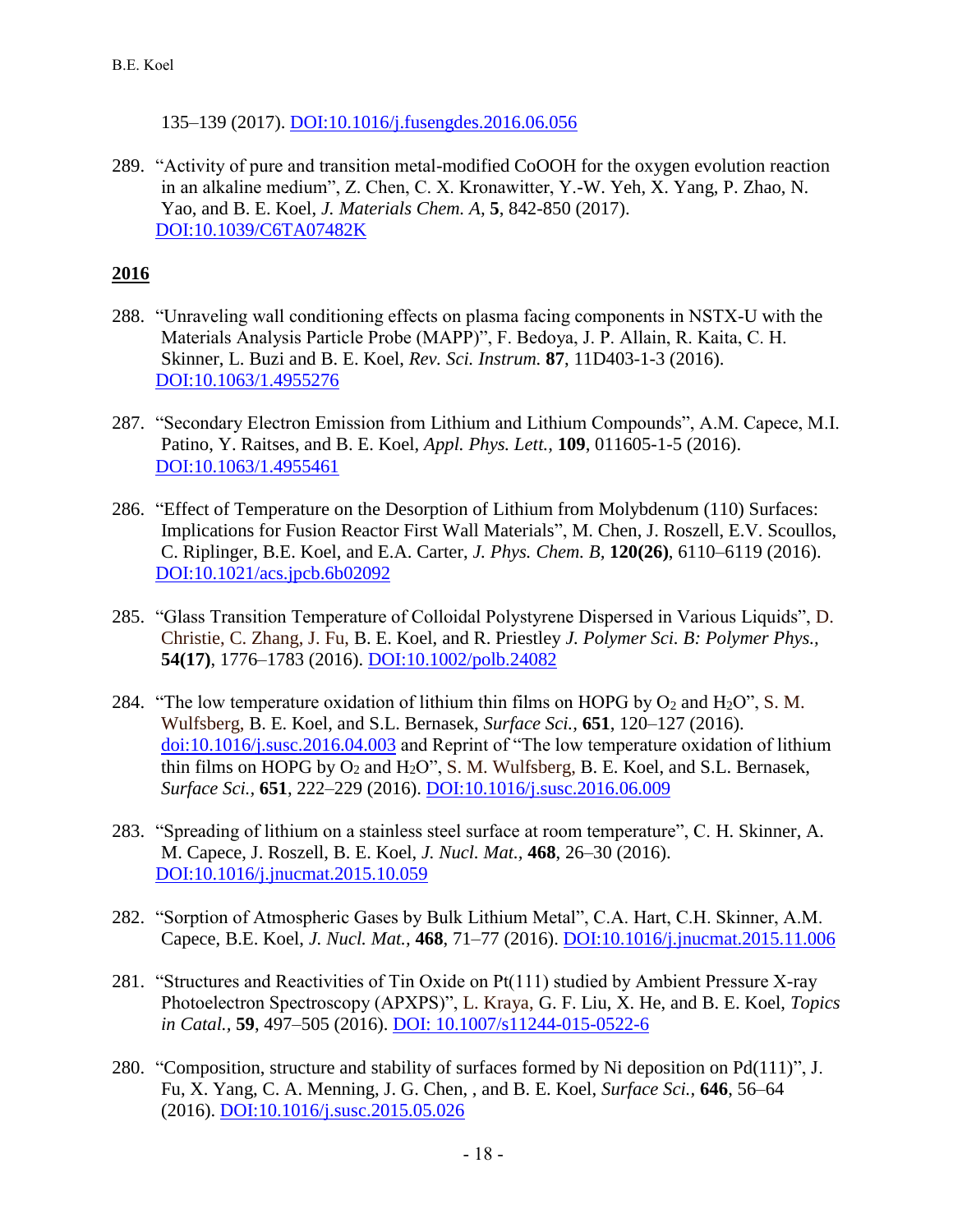135–139 (2017). DOI:10.1016/j.fusengdes.2016.06.056

289. "Activity of pure and transition metal-modified CoOOH for the oxygen evolution reaction in an alkaline medium", Z. Chen, C. X. Kronawitter, Y.-W. Yeh, X. Yang, P. Zhao, N. Yao, and B. E. Koel, *J. Materials Chem. A,* **5**, 842-850 (2017). DOI:10.1039/C6TA07482K

## 2016

288. "Unraveling wall conditioning effects on plasma facing components in NSTX-U with the Materials Analysis Particle Probe (MAPP)", F. Bedoya, J. P. Allain, R. Kaita, C. H. Skinner, L. Buzi and B. E. Koel, *Rev. Sci. Instrum.* **87**, 11D403-1-3 (2016). DOI:10.1063/1.4955276

287. "Secondary Electron Emission from Lithium and Lithium Compounds", A.M. Capece, M.I. Patino, Y. Raitses, and B. E. Koel, *Appl. Phys. Lett.*, **109**, 011605-1-5 (2016). DOI:10.1063/1.4955461

286. "Effect of Temperature on the Desorption of Lithium from Molybdenum (110) Surfaces: Implications for Fusion Reactor First Wall Materials", M. Chen, J. Roszell, E.V. Scoullos, C. Riplinger, B.E. Koel, and E.A. Carter, *J. Phys. Chem. B,* **120(26)**, 6110–6119 (2016). DOI:10.1021/acs.jpcb.6b02092

285. "Glass Transition Temperature of Colloidal Polystyrene Dispersed in Various Liquids", D. Christie, C. Zhang, J. Fu, B. E. Koel, and R. Priestley *J. Polymer Sci. B: Polymer Phys.*, **54(17)**, 1776–1783 (2016). DOI:10.1002/polb.24082

284. "The low temperature oxidation of lithium thin films on HOPG by $O_2$ and $H_2O$", S. M. Wulfsberg, B. E. Koel, and S.L. Bernasek, *Surface Sci.*, **651**, 120–127 (2016). doi:10.1016/j.susc.2016.04.003 and Reprint of "The low temperature oxidation of lithium thin films on HOPG by $O_2$ and $H_2O$", S. M. Wulfsberg, B. E. Koel, and S.L. Bernasek, *Surface Sci.*, **651**, 222–229 (2016). DOI:10.1016/j.susc.2016.06.009

283. "Spreading of lithium on a stainless steel surface at room temperature", C. H. Skinner, A. M. Capece, J. Roszell, B. E. Koel, *J. Nucl. Mat.*, **468**, 26–30 (2016). DOI:10.1016/j.jnucmat.2015.10.059

282. "Sorption of Atmospheric Gases by Bulk Lithium Metal", C.A. Hart, C.H. Skinner, A.M. Capece, B.E. Koel, *J. Nucl. Mat.*, **468**, 71–77 (2016). DOI:10.1016/j.jnucmat.2015.11.006

281. "Structures and Reactivities of Tin Oxide on Pt(111) studied by Ambient Pressure X-ray Photoelectron Spectroscopy (APXPS)", L. Kraya, G. F. Liu, X. He, and B. E. Koel, *Topics in Catal.*, **59**, 497–505 (2016). DOI: 10.1007/s11244-015-0522-6

280. "Composition, structure and stability of surfaces formed by Ni deposition on Pd(111)", J. Fu, X. Yang, C. A. Menning, J. G. Chen, , and B. E. Koel, *Surface Sci.*, **646**, 56–64 (2016). DOI:10.1016/j.susc.2015.05.026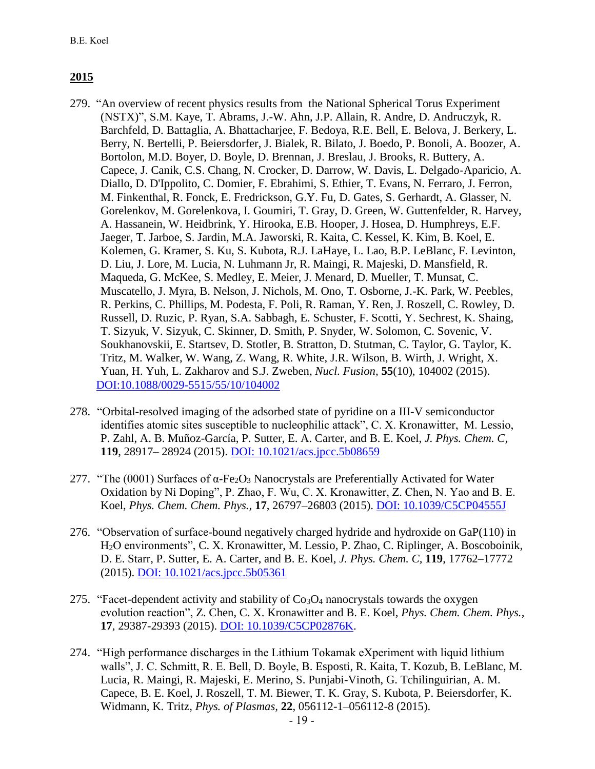## 2015

279. "An overview of recent physics results from the National Spherical Torus Experiment (NSTX)", S.M. Kaye, T. Abrams, J.-W. Ahn, J.P. Allain, R. Andre, D. Andruczyk, R. Barchfeld, D. Battaglia, A. Bhattacharjee, F. Bedoya, R.E. Bell, E. Belova, J. Berkery, L. Berry, N. Bertelli, P. Beiersdorfer, J. Bialek, R. Bilato, J. Boedo, P. Bonoli, A. Boozer, A. Bortolon, M.D. Boyer, D. Boyle, D. Brennan, J. Breslau, J. Brooks, R. Buttery, A. Capece, J. Canik, C.S. Chang, N. Crocker, D. Darrow, W. Davis, L. Delgado-Aparicio, A. Diallo, D. D'Ippolito, C. Domier, F. Ebrahimi, S. Ethier, T. Evans, N. Ferraro, J. Ferron, M. Finkenthal, R. Fonck, E. Fredrickson, G.Y. Fu, D. Gates, S. Gerhardt, A. Glasser, N. Gorelenkov, M. Gorelenkova, I. Goumiri, T. Gray, D. Green, W. Guttenfelder, R. Harvey, A. Hassanein, W. Heidbrink, Y. Hirooka, E.B. Hooper, J. Hosea, D. Humphreys, E.F. Jaeger, T. Jarboe, S. Jardin, M.A. Jaworski, R. Kaita, C. Kessel, K. Kim, B. Koel, E. Kolemen, G. Kramer, S. Ku, S. Kubota, R.J. LaHaye, L. Lao, B.P. LeBlanc, F. Levinton, D. Liu, J. Lore, M. Lucia, N. Luhmann Jr, R. Maingi, R. Majeski, D. Mansfield, R. Maqueda, G. McKee, S. Medley, E. Meier, J. Menard, D. Mueller, T. Munsat, C. Muscatello, J. Myra, B. Nelson, J. Nichols, M. Ono, T. Osborne, J.-K. Park, W. Peebles, R. Perkins, C. Phillips, M. Podesta, F. Poli, R. Raman, Y. Ren, J. Roszell, C. Rowley, D. Russell, D. Ruzic, P. Ryan, S.A. Sabbagh, E. Schuster, F. Scotti, Y. Sechrest, K. Shaing, T. Sizyuk, V. Sizyuk, C. Skinner, D. Smith, P. Snyder, W. Solomon, C. Sovenic, V. Soukhanovskii, E. Startsev, D. Stotler, B. Stratton, D. Stutman, C. Taylor, G. Taylor, K. Tritz, M. Walker, W. Wang, Z. Wang, R. White, J.R. Wilson, B. Wirth, J. Wright, X. Yuan, H. Yuh, L. Zakharov and S.J. Zweben, *Nucl. Fusion,* **55**(10), 104002 (2015). DOI:10.1088/0029-5515/55/10/104002

278. "Orbital-resolved imaging of the adsorbed state of pyridine on a III-V semiconductor identifies atomic sites susceptible to nucleophilic attack", C. X. Kronawitter, M. Lessio, P. Zahl, A. B. Muñoz-García, P. Sutter, E. A. Carter, and B. E. Koel, *J. Phys. Chem. C,* **119**, 28917– 28924 (2015). DOI: 10.1021/acs.jpcc.5b08659

277. "The (0001) Surfaces of α-$Fe_2O_3$ Nanocrystals are Preferentially Activated for Water Oxidation by Ni Doping", P. Zhao, F. Wu, C. X. Kronawitter, Z. Chen, N. Yao and B. E. Koel, *Phys. Chem. Chem. Phys.,* **17**, 26797–26803 (2015). DOI: 10.1039/C5CP04555J

276. "Observation of surface-bound negatively charged hydride and hydroxide on GaP(110) in $H_2O$ environments", C. X. Kronawitter, M. Lessio, P. Zhao, C. Riplinger, A. Boscoboinik, D. E. Starr, P. Sutter, E. A. Carter, and B. E. Koel, *J. Phys. Chem. C,* **119**, 17762–17772 (2015). DOI: 10.1021/acs.jpcc.5b05361

275. "Facet-dependent activity and stability of $Co_3O_4$ nanocrystals towards the oxygen evolution reaction", Z. Chen, C. X. Kronawitter and B. E. Koel, *Phys. Chem. Chem. Phys.,* **17**, 29387-29393 (2015). DOI: 10.1039/C5CP02876K.

274. "High performance discharges in the Lithium Tokamak eXperiment with liquid lithium walls", J. C. Schmitt, R. E. Bell, D. Boyle, B. Esposti, R. Kaita, T. Kozub, B. LeBlanc, M. Lucia, R. Maingi, R. Majeski, E. Merino, S. Punjabi-Vinoth, G. Tchilinguirian, A. M. Capece, B. E. Koel, J. Roszell, T. M. Biewer, T. K. Gray, S. Kubota, P. Beiersdorfer, K. Widmann, K. Tritz, *Phys. of Plasmas,* **22**, 056112-1–056112-8 (2015).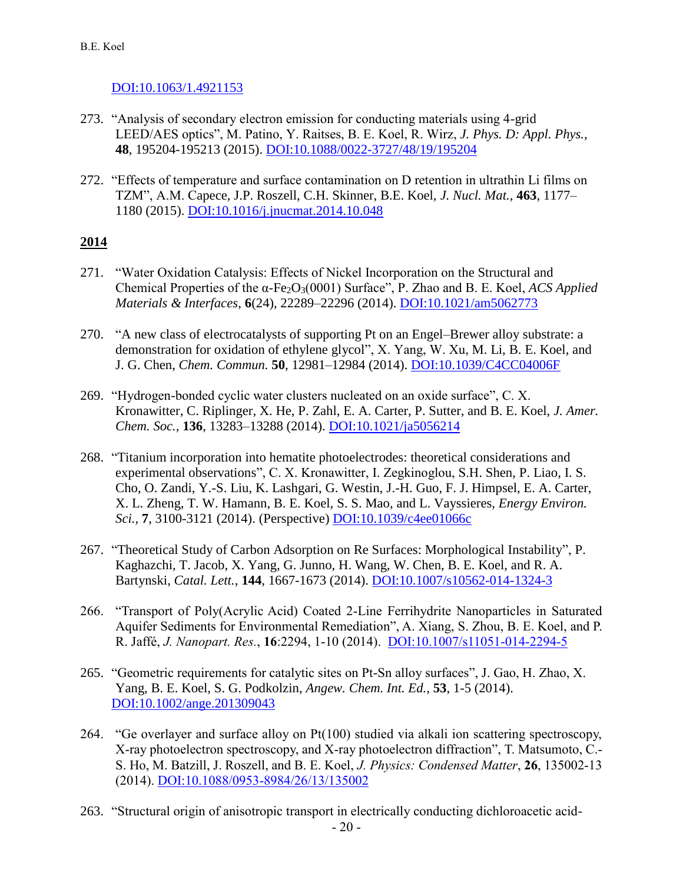DOI:10.1063/1.4921153

273. "Analysis of secondary electron emission for conducting materials using 4-grid LEED/AES optics", M. Patino, Y. Raitses, B. E. Koel, R. Wirz, *J. Phys. D: Appl. Phys.*, **48**, 195204-195213 (2015). DOI:10.1088/0022-3727/48/19/195204

272. "Effects of temperature and surface contamination on D retention in ultrathin Li films on TZM", A.M. Capece, J.P. Roszell, C.H. Skinner, B.E. Koel, *J. Nucl. Mat.*, **463**, 1177–1180 (2015). DOI:10.1016/j.jnucmat.2014.10.048

## 2014

271. "Water Oxidation Catalysis: Effects of Nickel Incorporation on the Structural and Chemical Properties of the α-$Fe_2O_3$(0001) Surface", P. Zhao and B. E. Koel, *ACS Applied Materials & Interfaces*, **6**(24), 22289–22296 (2014). DOI:10.1021/am5062773

270. "A new class of electrocatalysts of supporting Pt on an Engel–Brewer alloy substrate: a demonstration for oxidation of ethylene glycol", X. Yang, W. Xu, M. Li, B. E. Koel, and J. G. Chen, *Chem. Commun.* **50**, 12981–12984 (2014). DOI:10.1039/C4CC04006F

269. "Hydrogen-bonded cyclic water clusters nucleated on an oxide surface", C. X. Kronawitter, C. Riplinger, X. He, P. Zahl, E. A. Carter, P. Sutter, and B. E. Koel, *J. Amer. Chem. Soc.*, **136**, 13283–13288 (2014). DOI:10.1021/ja5056214

268. "Titanium incorporation into hematite photoelectrodes: theoretical considerations and experimental observations", C. X. Kronawitter, I. Zegkinoglou, S.H. Shen, P. Liao, I. S. Cho, O. Zandi, Y.-S. Liu, K. Lashgari, G. Westin, J.-H. Guo, F. J. Himpsel, E. A. Carter, X. L. Zheng, T. W. Hamann, B. E. Koel, S. S. Mao, and L. Vayssieres, *Energy Environ. Sci.*, **7**, 3100-3121 (2014). (Perspective) DOI:10.1039/c4ee01066c

267. "Theoretical Study of Carbon Adsorption on Re Surfaces: Morphological Instability", P. Kaghazchi, T. Jacob, X. Yang, G. Junno, H. Wang, W. Chen, B. E. Koel, and R. A. Bartynski, *Catal. Lett.*, **144**, 1667-1673 (2014). DOI:10.1007/s10562-014-1324-3

266. "Transport of Poly(Acrylic Acid) Coated 2-Line Ferrihydrite Nanoparticles in Saturated Aquifer Sediments for Environmental Remediation", A. Xiang, S. Zhou, B. E. Koel, and P. R. Jaffé, *J. Nanopart. Res.*, **16**:2294, 1-10 (2014). DOI:10.1007/s11051-014-2294-5

265. "Geometric requirements for catalytic sites on Pt-Sn alloy surfaces", J. Gao, H. Zhao, X. Yang, B. E. Koel, S. G. Podkolzin, *Angew. Chem. Int. Ed.*, **53**, 1-5 (2014). DOI:10.1002/ange.201309043

264. "Ge overlayer and surface alloy on Pt(100) studied via alkali ion scattering spectroscopy, X-ray photoelectron spectroscopy, and X-ray photoelectron diffraction", T. Matsumoto, C.-S. Ho, M. Batzill, J. Roszell, and B. E. Koel, *J. Physics: Condensed Matter*, **26**, 135002-13 (2014). DOI:10.1088/0953-8984/26/13/135002

263. "Structural origin of anisotropic transport in electrically conducting dichloroacetic acid-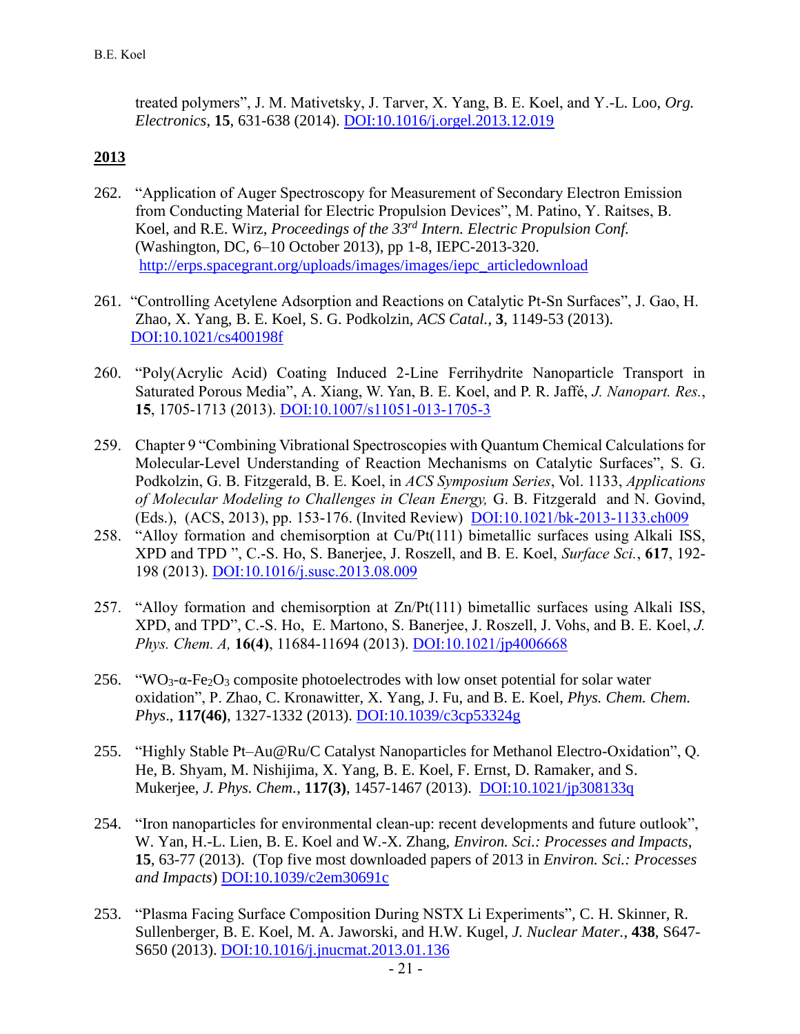treated polymers", J. M. Mativetsky, J. Tarver, X. Yang, B. E. Koel, and Y.-L. Loo, *Org. Electronics*, **15**, 631-638 (2014). [DOI:10.1016/j.orgel.2013.12.019](DOI:10.1016/j.orgel.2013.12.019)

## 2013

262. "Application of Auger Spectroscopy for Measurement of Secondary Electron Emission from Conducting Material for Electric Propulsion Devices", M. Patino, Y. Raitses, B. Koel, and R.E. Wirz, *Proceedings of the 33rd Intern. Electric Propulsion Conf.* (Washington, DC, 6–10 October 2013), pp 1-8, IEPC-2013-320. [http://erps.spacegrant.org/uploads/images/images/iepc_articledownload](http://erps.spacegrant.org/uploads/images/images/iepc_articledownload)

261. "Controlling Acetylene Adsorption and Reactions on Catalytic Pt-Sn Surfaces", J. Gao, H. Zhao, X. Yang, B. E. Koel, S. G. Podkolzin, *ACS Catal.*, **3**, 1149-53 (2013). [DOI:10.1021/cs400198f](DOI:10.1021/cs400198f)

260. "Poly(Acrylic Acid) Coating Induced 2-Line Ferrihydrite Nanoparticle Transport in Saturated Porous Media", A. Xiang, W. Yan, B. E. Koel, and P. R. Jaffé, *J. Nanopart. Res.*, **15**, 1705-1713 (2013). [DOI:10.1007/s11051-013-1705-3](DOI:10.1007/s11051-013-1705-3)

259. Chapter 9 "Combining Vibrational Spectroscopies with Quantum Chemical Calculations for Molecular-Level Understanding of Reaction Mechanisms on Catalytic Surfaces", S. G. Podkolzin, G. B. Fitzgerald, B. E. Koel, in *ACS Symposium Series*, Vol. 1133, *Applications of Molecular Modeling to Challenges in Clean Energy,* G. B. Fitzgerald and N. Govind, (Eds.), (ACS, 2013), pp. 153-176. (Invited Review) [DOI:10.1021/bk-2013-1133.ch009](DOI:10.1021/bk-2013-1133.ch009)

258. "Alloy formation and chemisorption at Cu/Pt(111) bimetallic surfaces using Alkali ISS, XPD and TPD ", C.-S. Ho, S. Banerjee, J. Roszell, and B. E. Koel, *Surface Sci.*, **617**, 192-198 (2013). [DOI:10.1016/j.susc.2013.08.009](DOI:10.1016/j.susc.2013.08.009)

257. "Alloy formation and chemisorption at Zn/Pt(111) bimetallic surfaces using Alkali ISS, XPD, and TPD", C.-S. Ho, E. Martono, S. Banerjee, J. Roszell, J. Vohs, and B. E. Koel, *J. Phys. Chem. A,* **16(4)**, 11684-11694 (2013). [DOI:10.1021/jp4006668](DOI:10.1021/jp4006668)

256. "$WO_3$-α-$Fe_2O_3$ composite photoelectrodes with low onset potential for solar water oxidation", P. Zhao, C. Kronawitter, X. Yang, J. Fu, and B. E. Koel, *Phys. Chem. Chem. Phys*., **117(46)**, 1327-1332 (2013). [DOI:10.1039/c3cp53324g](DOI:10.1039/c3cp53324g)

255. "Highly Stable Pt–Au@Ru/C Catalyst Nanoparticles for Methanol Electro-Oxidation", Q. He, B. Shyam, M. Nishijima, X. Yang, B. E. Koel, F. Ernst, D. Ramaker, and S. Mukerjee, *J. Phys. Chem.*, **117(3)**, 1457-1467 (2013). [DOI:10.1021/jp308133q](DOI:10.1021/jp308133q)

254. "Iron nanoparticles for environmental clean-up: recent developments and future outlook", W. Yan, H.-L. Lien, B. E. Koel and W.-X. Zhang, *Environ. Sci.: Processes and Impacts*, **15**, 63-77 (2013). (Top five most downloaded papers of 2013 in *Environ. Sci.: Processes and Impacts*) [DOI:10.1039/c2em30691c](DOI:10.1039/c2em30691c)

253. "Plasma Facing Surface Composition During NSTX Li Experiments", C. H. Skinner, R. Sullenberger, B. E. Koel, M. A. Jaworski, and H.W. Kugel, *J. Nuclear Mater.*, **438**, S647-S650 (2013). [DOI:10.1016/j.jnucmat.2013.01.136](DOI:10.1016/j.jnucmat.2013.01.136)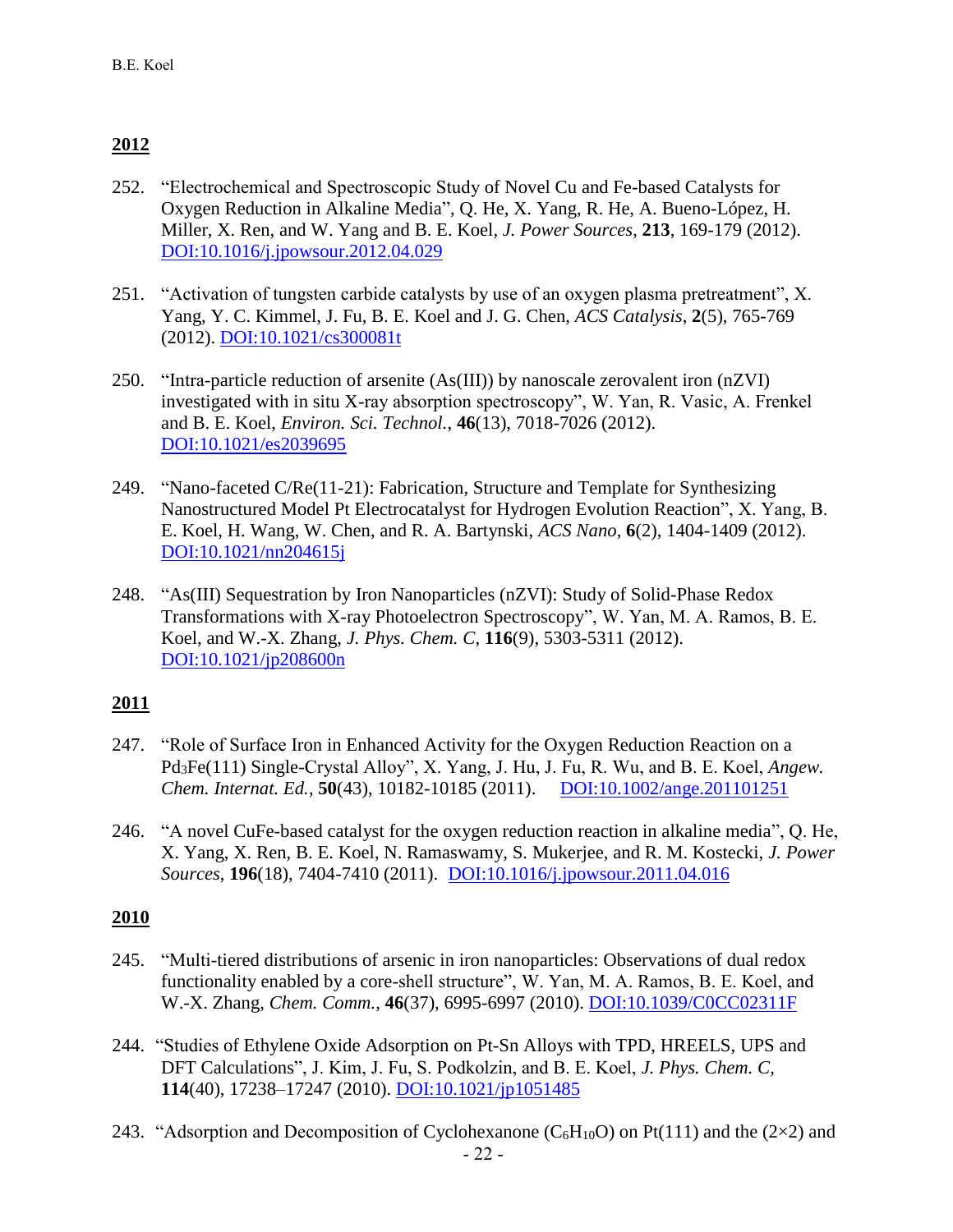## 2012

252. "Electrochemical and Spectroscopic Study of Novel Cu and Fe-based Catalysts for Oxygen Reduction in Alkaline Media", Q. He, X. Yang, R. He, A. Bueno-López, H. Miller, X. Ren, and W. Yang and B. E. Koel, *J. Power Sources*, **213**, 169-179 (2012). DOI:10.1016/j.jpowsour.2012.04.029

251. "Activation of tungsten carbide catalysts by use of an oxygen plasma pretreatment", X. Yang, Y. C. Kimmel, J. Fu, B. E. Koel and J. G. Chen, *ACS Catalysis*, **2**(5), 765-769 (2012). DOI:10.1021/cs300081t

250. "Intra-particle reduction of arsenite (As(III)) by nanoscale zerovalent iron (nZVI) investigated with in situ X-ray absorption spectroscopy", W. Yan, R. Vasic, A. Frenkel and B. E. Koel, *Environ. Sci. Technol.*, **46**(13), 7018-7026 (2012). DOI:10.1021/es2039695

249. "Nano-faceted C/Re(11-21): Fabrication, Structure and Template for Synthesizing Nanostructured Model Pt Electrocatalyst for Hydrogen Evolution Reaction", X. Yang, B. E. Koel, H. Wang, W. Chen, and R. A. Bartynski, *ACS Nano*, **6**(2), 1404-1409 (2012). DOI:10.1021/nn204615j

248. "As(III) Sequestration by Iron Nanoparticles (nZVI): Study of Solid-Phase Redox Transformations with X-ray Photoelectron Spectroscopy", W. Yan, M. A. Ramos, B. E. Koel, and W.-X. Zhang, *J. Phys. Chem. C*, **116**(9), 5303-5311 (2012). DOI:10.1021/jp208600n

## 2011

247. "Role of Surface Iron in Enhanced Activity for the Oxygen Reduction Reaction on a $Pd_3Fe(111)$ Single-Crystal Alloy", X. Yang, J. Hu, J. Fu, R. Wu, and B. E. Koel, *Angew. Chem. Internat. Ed.*, **50**(43), 10182-10185 (2011). DOI:10.1002/ange.201101251

246. "A novel CuFe-based catalyst for the oxygen reduction reaction in alkaline media", Q. He, X. Yang, X. Ren, B. E. Koel, N. Ramaswamy, S. Mukerjee, and R. M. Kostecki, *J. Power Sources*, **196**(18), 7404-7410 (2011). DOI:10.1016/j.jpowsour.2011.04.016

## 2010

245. "Multi-tiered distributions of arsenic in iron nanoparticles: Observations of dual redox functionality enabled by a core-shell structure", W. Yan, M. A. Ramos, B. E. Koel, and W.-X. Zhang, *Chem. Comm.*, **46**(37), 6995-6997 (2010). DOI:10.1039/C0CC02311F

244. "Studies of Ethylene Oxide Adsorption on Pt-Sn Alloys with TPD, HREELS, UPS and DFT Calculations", J. Kim, J. Fu, S. Podkolzin, and B. E. Koel, *J. Phys. Chem. C*, **114**(40), 17238–17247 (2010). DOI:10.1021/jp1051485

243. "Adsorption and Decomposition of Cyclohexanone ($C_6H_{10}O$) on Pt(111) and the (2×2) and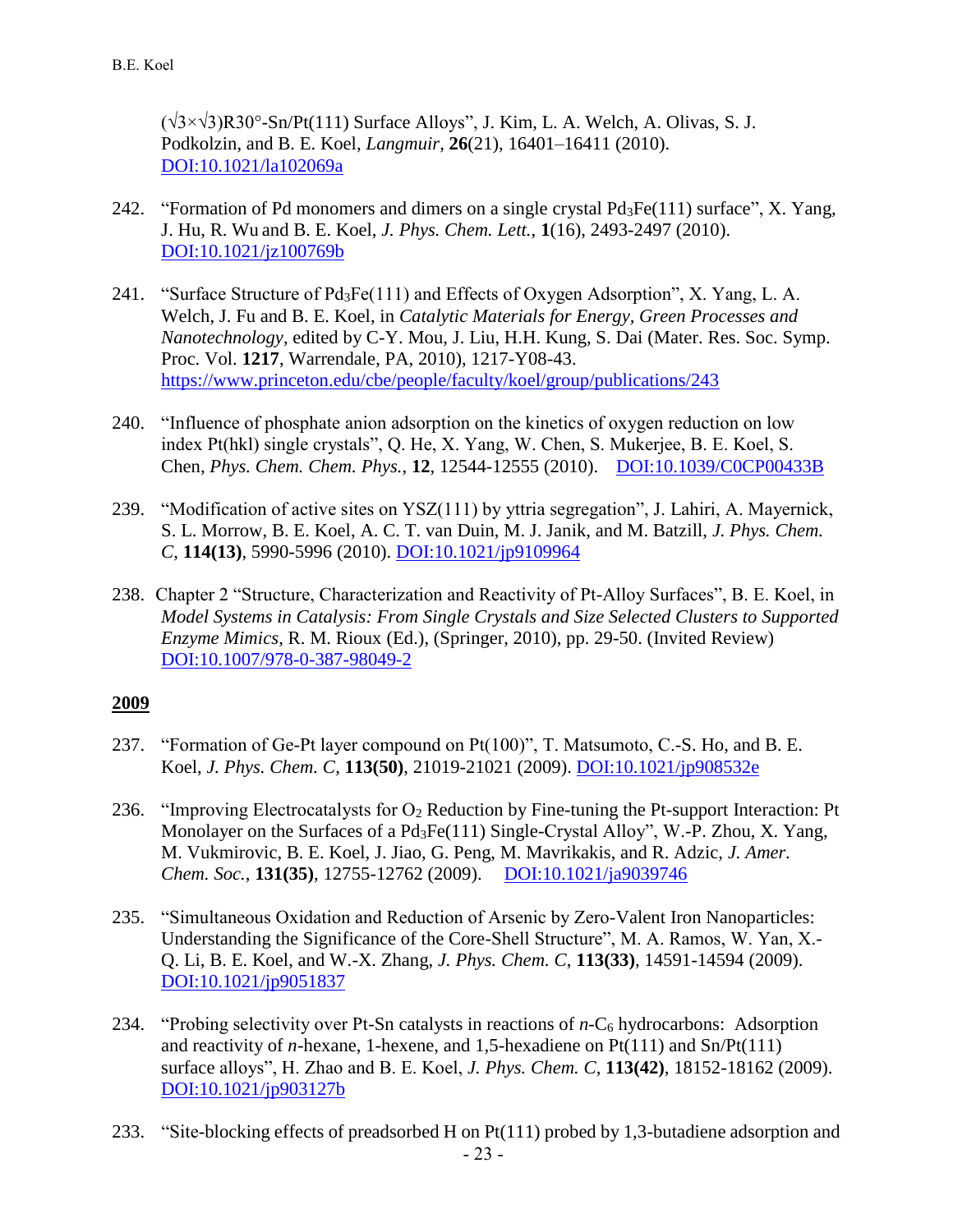(√3×√3)R30°-Sn/Pt(111) Surface Alloys", J. Kim, L. A. Welch, A. Olivas, S. J. Podkolzin, and B. E. Koel, *Langmuir*, **26**(21), 16401–16411 (2010). DOI:10.1021/la102069a

242. "Formation of Pd monomers and dimers on a single crystal $Pd_3Fe(111)$ surface", X. Yang, J. Hu, R. Wu and B. E. Koel, *J. Phys. Chem. Lett.*, **1**(16), 2493-2497 (2010). DOI:10.1021/jz100769b

241. "Surface Structure of $Pd_3Fe(111)$ and Effects of Oxygen Adsorption", X. Yang, L. A. Welch, J. Fu and B. E. Koel, in *Catalytic Materials for Energy, Green Processes and Nanotechnology*, edited by C-Y. Mou, J. Liu, H.H. Kung, S. Dai (Mater. Res. Soc. Symp. Proc. Vol. **1217**, Warrendale, PA, 2010), 1217-Y08-43. https://www.princeton.edu/cbe/people/faculty/koel/group/publications/243

240. "Influence of phosphate anion adsorption on the kinetics of oxygen reduction on low index Pt(hkl) single crystals", Q. He, X. Yang, W. Chen, S. Mukerjee, B. E. Koel, S. Chen, *Phys. Chem. Chem. Phys.*, **12**, 12544-12555 (2010). DOI:10.1039/C0CP00433B

239. "Modification of active sites on YSZ(111) by yttria segregation", J. Lahiri, A. Mayernick, S. L. Morrow, B. E. Koel, A. C. T. van Duin, M. J. Janik, and M. Batzill, *J. Phys. Chem. C*, **114(13)**, 5990-5996 (2010). DOI:10.1021/jp9109964

238. Chapter 2 "Structure, Characterization and Reactivity of Pt-Alloy Surfaces", B. E. Koel, in *Model Systems in Catalysis: From Single Crystals and Size Selected Clusters to Supported Enzyme Mimics*, R. M. Rioux (Ed.), (Springer, 2010), pp. 29-50. (Invited Review) DOI:10.1007/978-0-387-98049-2

## 2009

237. "Formation of Ge-Pt layer compound on Pt(100)", T. Matsumoto, C.-S. Ho, and B. E. Koel, *J. Phys. Chem. C*, **113(50)**, 21019-21021 (2009). DOI:10.1021/jp908532e

236. "Improving Electrocatalysts for $O_2$ Reduction by Fine-tuning the Pt-support Interaction: Pt Monolayer on the Surfaces of a $Pd_3Fe(111)$ Single-Crystal Alloy", W.-P. Zhou, X. Yang, M. Vukmirovic, B. E. Koel, J. Jiao, G. Peng, M. Mavrikakis, and R. Adzic, *J. Amer. Chem. Soc.*, **131(35)**, 12755-12762 (2009). DOI:10.1021/ja9039746

235. "Simultaneous Oxidation and Reduction of Arsenic by Zero-Valent Iron Nanoparticles: Understanding the Significance of the Core-Shell Structure", M. A. Ramos, W. Yan, X.-Q. Li, B. E. Koel, and W.-X. Zhang, *J. Phys. Chem. C*, **113(33)**, 14591-14594 (2009). DOI:10.1021/jp9051837

234. "Probing selectivity over Pt-Sn catalysts in reactions of *n*-$C_6$ hydrocarbons: Adsorption and reactivity of *n*-hexane, 1-hexene, and 1,5-hexadiene on Pt(111) and Sn/Pt(111) surface alloys", H. Zhao and B. E. Koel, *J. Phys. Chem. C*, **113(42)**, 18152-18162 (2009). DOI:10.1021/jp903127b

233. "Site-blocking effects of preadsorbed H on Pt(111) probed by 1,3-butadiene adsorption and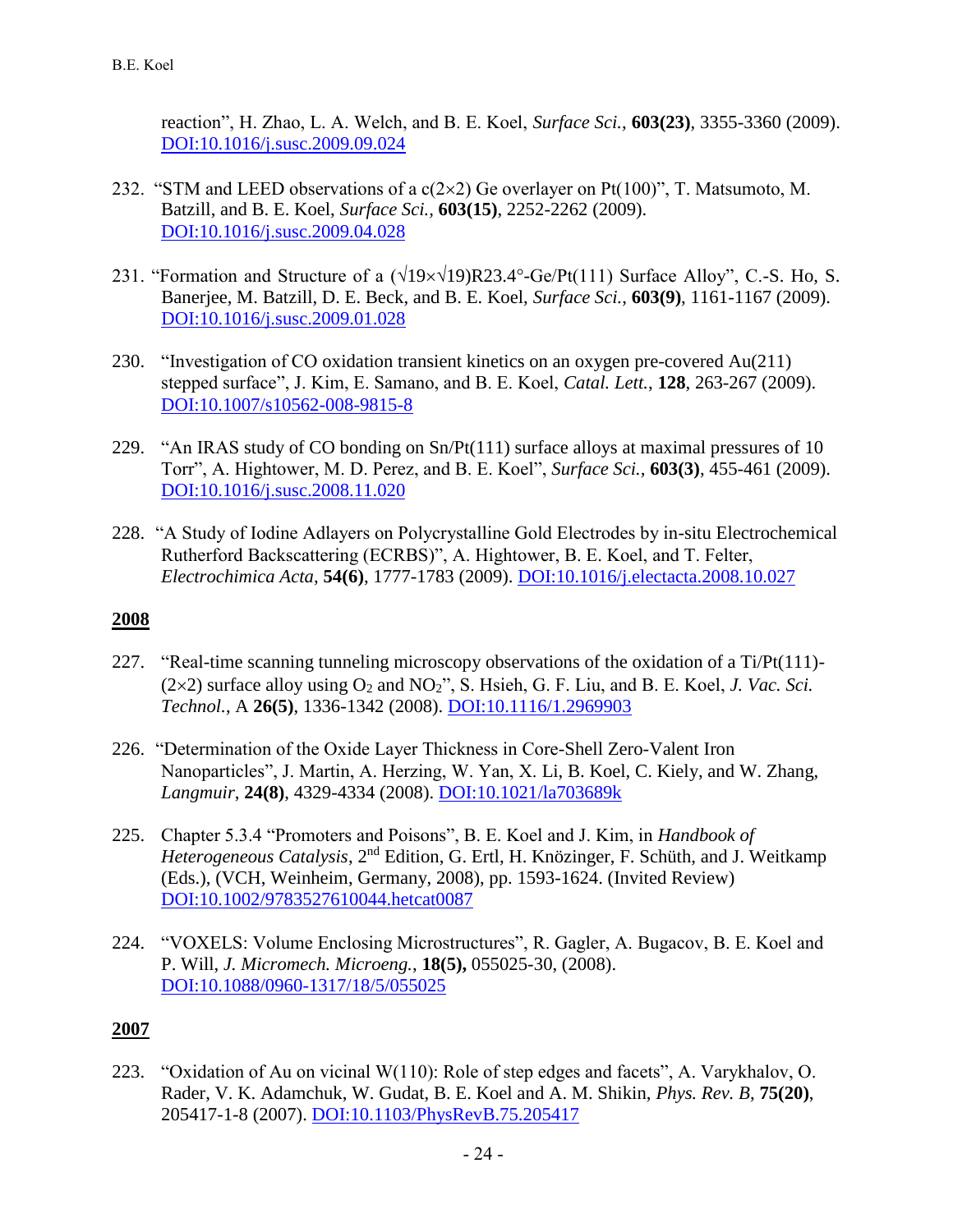reaction", H. Zhao, L. A. Welch, and B. E. Koel, *Surface Sci.*, **603(23)**, 3355-3360 (2009). [DOI:10.1016/j.susc.2009.09.024](https://doi.org/10.1016/j.susc.2009.09.024)

232. "STM and LEED observations of a c(2×2) Ge overlayer on Pt(100)", T. Matsumoto, M. Batzill, and B. E. Koel, *Surface Sci.*, **603(15)**, 2252-2262 (2009). [DOI:10.1016/j.susc.2009.04.028](https://doi.org/10.1016/j.susc.2009.04.028)

231. "Formation and Structure of a (√19×√19)R23.4°-Ge/Pt(111) Surface Alloy", C.-S. Ho, S. Banerjee, M. Batzill, D. E. Beck, and B. E. Koel, *Surface Sci.*, **603(9)**, 1161-1167 (2009). [DOI:10.1016/j.susc.2009.01.028](https://doi.org/10.1016/j.susc.2009.01.028)

230. "Investigation of CO oxidation transient kinetics on an oxygen pre-covered Au(211) stepped surface", J. Kim, E. Samano, and B. E. Koel, *Catal. Lett.*, **128**, 263-267 (2009). [DOI:10.1007/s10562-008-9815-8](https://doi.org/10.1007/s10562-008-9815-8)

229. "An IRAS study of CO bonding on Sn/Pt(111) surface alloys at maximal pressures of 10 Torr", A. Hightower, M. D. Perez, and B. E. Koel", *Surface Sci.*, **603(3)**, 455-461 (2009). [DOI:10.1016/j.susc.2008.11.020](https://doi.org/10.1016/j.susc.2008.11.020)

228. "A Study of Iodine Adlayers on Polycrystalline Gold Electrodes by in-situ Electrochemical Rutherford Backscattering (ECRBS)", A. Hightower, B. E. Koel, and T. Felter, *Electrochimica Acta*, **54(6)**, 1777-1783 (2009). [DOI:10.1016/j.electacta.2008.10.027](https://doi.org/10.1016/j.electacta.2008.10.027)

## 2008

227. "Real-time scanning tunneling microscopy observations of the oxidation of a Ti/Pt(111)-(2×2) surface alloy using $O_2$ and $NO_2$", S. Hsieh, G. F. Liu, and B. E. Koel, *J. Vac. Sci. Technol.*, A **26(5)**, 1336-1342 (2008). [DOI:10.1116/1.2969903](https://doi.org/10.1116/1.2969903)

226. "Determination of the Oxide Layer Thickness in Core-Shell Zero-Valent Iron Nanoparticles", J. Martin, A. Herzing, W. Yan, X. Li, B. Koel, C. Kiely, and W. Zhang, *Langmuir*, **24(8)**, 4329-4334 (2008). [DOI:10.1021/la703689k](https://doi.org/10.1021/la703689k)

225. Chapter 5.3.4 "Promoters and Poisons", B. E. Koel and J. Kim, in *Handbook of Heterogeneous Catalysis*, 2nd Edition, G. Ertl, H. Knözinger, F. Schüth, and J. Weitkamp (Eds.), (VCH, Weinheim, Germany, 2008), pp. 1593-1624. (Invited Review) [DOI:10.1002/9783527610044.hetcat0087](https://doi.org/10.1002/9783527610044.hetcat0087)

224. "VOXELS: Volume Enclosing Microstructures", R. Gagler, A. Bugacov, B. E. Koel and P. Will, *J. Micromech. Microeng.*, **18(5),** 055025-30, (2008). [DOI:10.1088/0960-1317/18/5/055025](https://doi.org/10.1088/0960-1317/18/5/055025)

## 2007

223. "Oxidation of Au on vicinal W(110): Role of step edges and facets", A. Varykhalov, O. Rader, V. K. Adamchuk, W. Gudat, B. E. Koel and A. M. Shikin, *Phys. Rev. B*, **75(20)**, 205417-1-8 (2007). [DOI:10.1103/PhysRevB.75.205417](https://doi.org/10.1103/PhysRevB.75.205417)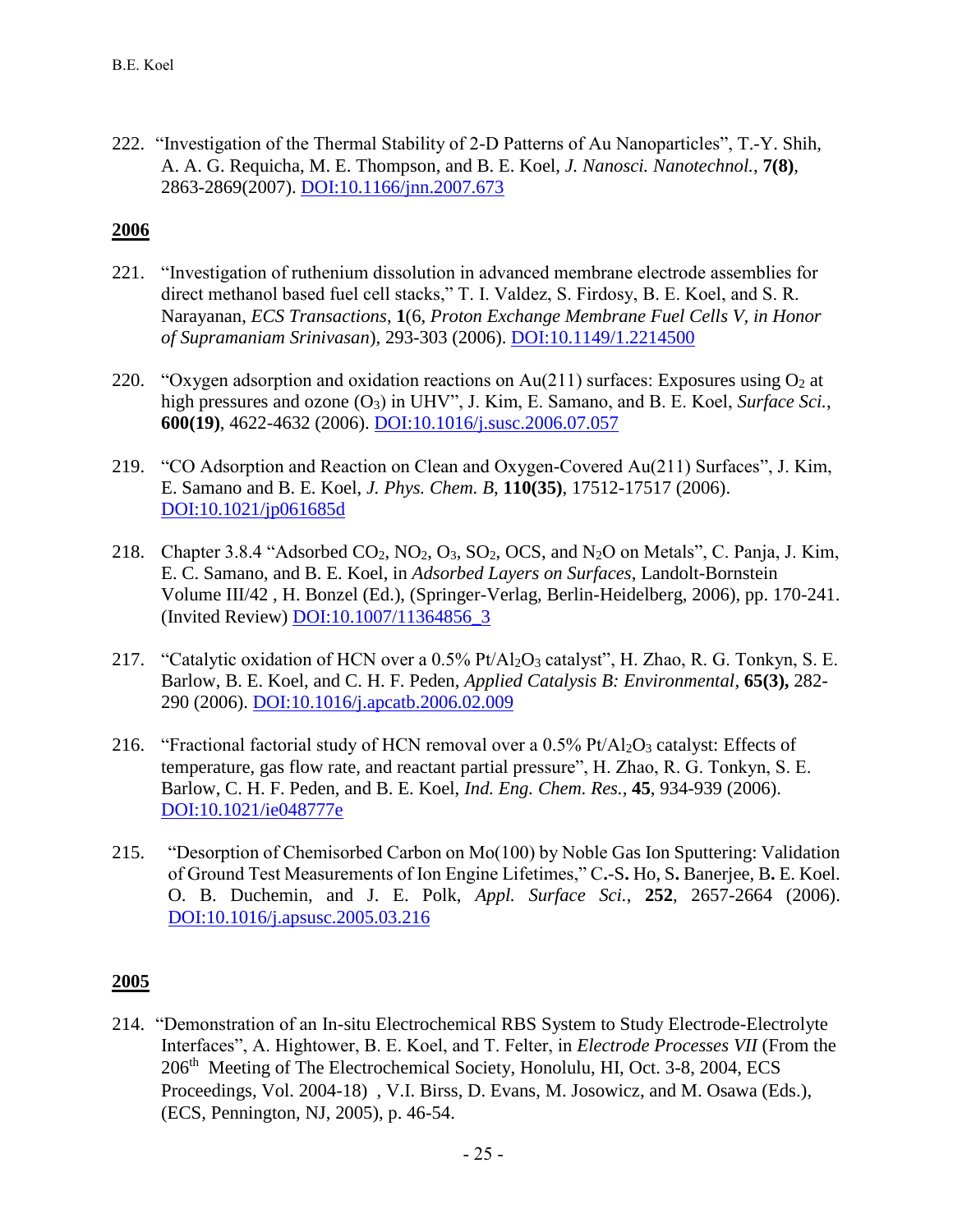222. "Investigation of the Thermal Stability of 2-D Patterns of Au Nanoparticles", T.-Y. Shih, A. A. G. Requicha, M. E. Thompson, and B. E. Koel, *J. Nanosci. Nanotechnol.*, **7(8)**, 2863-2869(2007). DOI:10.1166/jnn.2007.673

## 2006

221. "Investigation of ruthenium dissolution in advanced membrane electrode assemblies for direct methanol based fuel cell stacks," T. I. Valdez, S. Firdosy, B. E. Koel, and S. R. Narayanan, *ECS Transactions*, **1**(6, *Proton Exchange Membrane Fuel Cells V, in Honor of Supramaniam Srinivasan*), 293-303 (2006). DOI:10.1149/1.2214500

220. "Oxygen adsorption and oxidation reactions on Au(211) surfaces: Exposures using $O_2$ at high pressures and ozone ($O_3$) in UHV", J. Kim, E. Samano, and B. E. Koel, *Surface Sci.*, **600(19)**, 4622-4632 (2006). DOI:10.1016/j.susc.2006.07.057

219. "CO Adsorption and Reaction on Clean and Oxygen-Covered Au(211) Surfaces", J. Kim, E. Samano and B. E. Koel, *J. Phys. Chem. B*, **110(35)**, 17512-17517 (2006). DOI:10.1021/jp061685d

218. Chapter 3.8.4 "Adsorbed $CO_2$, $NO_2$, $O_3$, $SO_2$, OCS, and $N_2O$ on Metals", C. Panja, J. Kim, E. C. Samano, and B. E. Koel, in *Adsorbed Layers on Surfaces*, Landolt-Bornstein Volume III/42 , H. Bonzel (Ed.), (Springer-Verlag, Berlin-Heidelberg, 2006), pp. 170-241. (Invited Review) DOI:10.1007/11364856_3

217. "Catalytic oxidation of HCN over a 0.5% $Pt/Al_2O_3$ catalyst", H. Zhao, R. G. Tonkyn, S. E. Barlow, B. E. Koel, and C. H. F. Peden, *Applied Catalysis B: Environmental*, **65(3),** 282-290 (2006). DOI:10.1016/j.apcatb.2006.02.009

216. "Fractional factorial study of HCN removal over a 0.5% $Pt/Al_2O_3$ catalyst: Effects of temperature, gas flow rate, and reactant partial pressure", H. Zhao, R. G. Tonkyn, S. E. Barlow, C. H. F. Peden, and B. E. Koel, *Ind. Eng. Chem. Res.*, **45**, 934-939 (2006). DOI:10.1021/ie048777e

215. "Desorption of Chemisorbed Carbon on Mo(100) by Noble Gas Ion Sputtering: Validation of Ground Test Measurements of Ion Engine Lifetimes," C.-S. Ho, S. Banerjee, B. E. Koel. O. B. Duchemin, and J. E. Polk, *Appl. Surface Sci.*, **252**, 2657-2664 (2006). DOI:10.1016/j.apsusc.2005.03.216

## 2005

214. "Demonstration of an In-situ Electrochemical RBS System to Study Electrode-Electrolyte Interfaces", A. Hightower, B. E. Koel, and T. Felter, in *Electrode Processes VII* (From the 206th Meeting of The Electrochemical Society, Honolulu, HI, Oct. 3-8, 2004, ECS Proceedings, Vol. 2004-18) , V.I. Birss, D. Evans, M. Josowicz, and M. Osawa (Eds.), (ECS, Pennington, NJ, 2005), p. 46-54.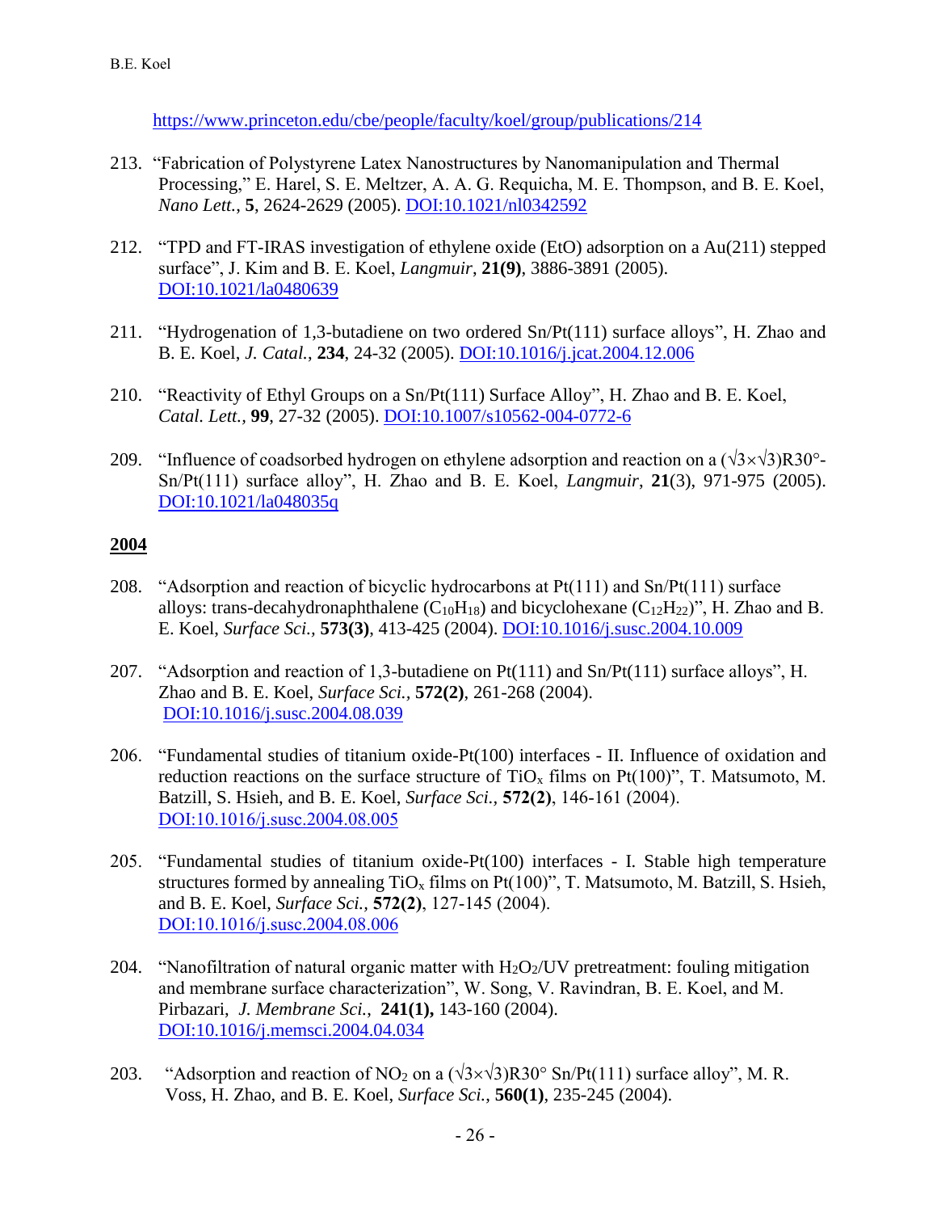https://www.princeton.edu/cbe/people/faculty/koel/group/publications/214

213. "Fabrication of Polystyrene Latex Nanostructures by Nanomanipulation and Thermal Processing," E. Harel, S. E. Meltzer, A. A. G. Requicha, M. E. Thompson, and B. E. Koel, *Nano Lett.,* **5**, 2624-2629 (2005). DOI:10.1021/nl0342592

212. "TPD and FT-IRAS investigation of ethylene oxide (EtO) adsorption on a Au(211) stepped surface", J. Kim and B. E. Koel, *Langmuir*, **21(9)**, 3886-3891 (2005). DOI:10.1021/la0480639

211. "Hydrogenation of 1,3-butadiene on two ordered Sn/Pt(111) surface alloys", H. Zhao and B. E. Koel, *J. Catal.*, **234**, 24-32 (2005). DOI:10.1016/j.jcat.2004.12.006

210. "Reactivity of Ethyl Groups on a Sn/Pt(111) Surface Alloy", H. Zhao and B. E. Koel, *Catal. Lett.,* **99**, 27-32 (2005). DOI:10.1007/s10562-004-0772-6

209. "Influence of coadsorbed hydrogen on ethylene adsorption and reaction on a $(\sqrt{3}\times\sqrt{3})R30°$-Sn/Pt(111) surface alloy", H. Zhao and B. E. Koel, *Langmuir*, **21**(3), 971-975 (2005). DOI:10.1021/la048035q

## 2004

208. "Adsorption and reaction of bicyclic hydrocarbons at Pt(111) and Sn/Pt(111) surface alloys: trans-decahydronaphthalene ($C_{10}H_{18}$) and bicyclohexane ($C_{12}H_{22}$)", H. Zhao and B. E. Koel, *Surface Sci.,* **573(3)**, 413-425 (2004). DOI:10.1016/j.susc.2004.10.009

207. "Adsorption and reaction of 1,3-butadiene on Pt(111) and Sn/Pt(111) surface alloys", H. Zhao and B. E. Koel, *Surface Sci.,* **572(2)**, 261-268 (2004). DOI:10.1016/j.susc.2004.08.039

206. "Fundamental studies of titanium oxide-Pt(100) interfaces - II. Influence of oxidation and reduction reactions on the surface structure of $TiO_x$ films on Pt(100)", T. Matsumoto, M. Batzill, S. Hsieh, and B. E. Koel, *Surface Sci.,* **572(2)**, 146-161 (2004). DOI:10.1016/j.susc.2004.08.005

205. "Fundamental studies of titanium oxide-Pt(100) interfaces - I. Stable high temperature structures formed by annealing $TiO_x$ films on Pt(100)", T. Matsumoto, M. Batzill, S. Hsieh, and B. E. Koel, *Surface Sci.,* **572(2)**, 127-145 (2004). DOI:10.1016/j.susc.2004.08.006

204. "Nanofiltration of natural organic matter with $H_2O_2$/UV pretreatment: fouling mitigation and membrane surface characterization", W. Song, V. Ravindran, B. E. Koel, and M. Pirbazari, *J. Membrane Sci.*, **241(1),** 143-160 (2004). DOI:10.1016/j.memsci.2004.04.034

203. "Adsorption and reaction of $NO_2$ on a $(\sqrt{3}\times\sqrt{3})R30°$ Sn/Pt(111) surface alloy", M. R. Voss, H. Zhao, and B. E. Koel, *Surface Sci.*, **560(1)**, 235-245 (2004).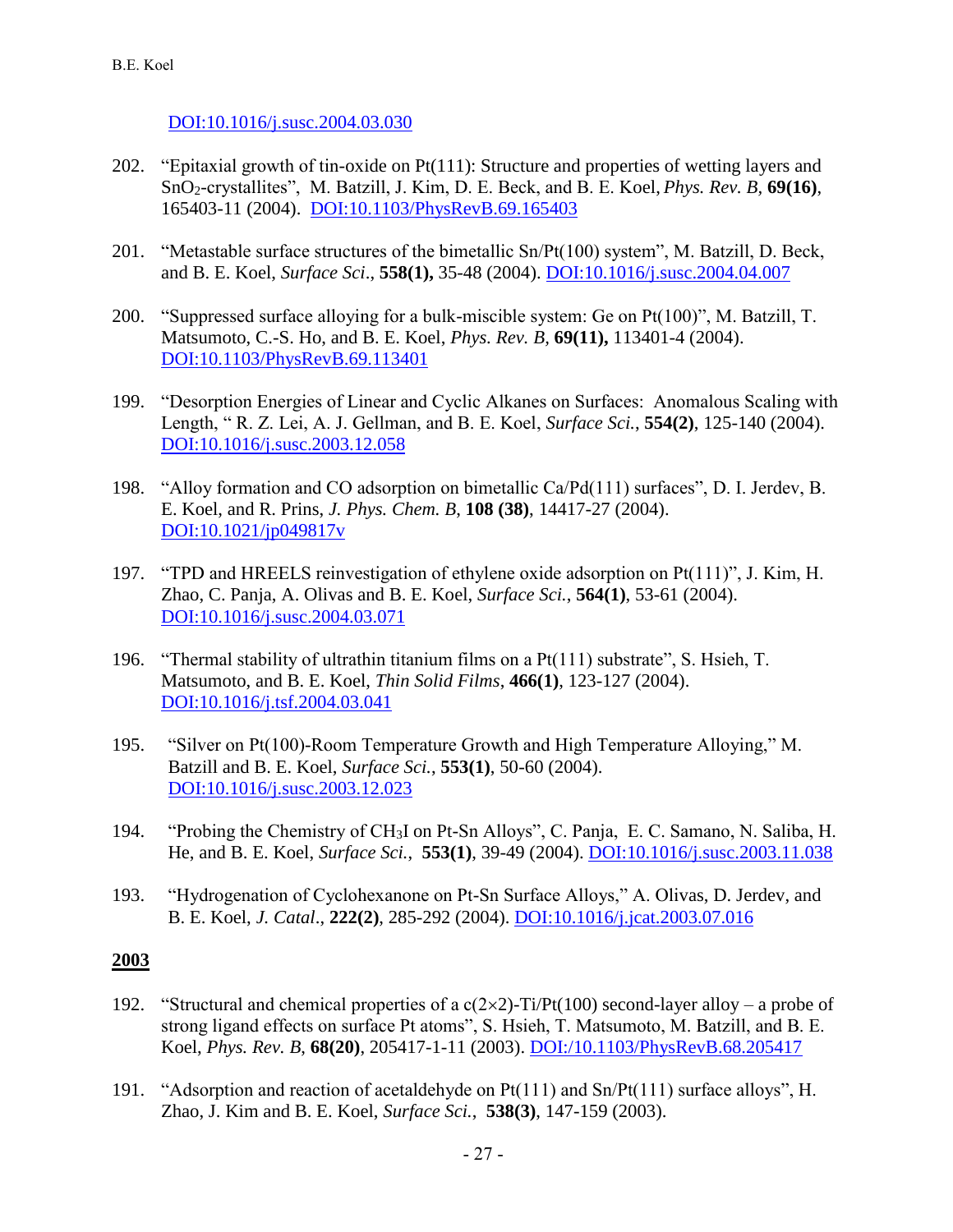DOI:10.1016/j.susc.2004.03.030

202. "Epitaxial growth of tin-oxide on Pt(111): Structure and properties of wetting layers and $SnO_2$-crystallites", M. Batzill, J. Kim, D. E. Beck, and B. E. Koel, *Phys. Rev. B*, **69(16)**, 165403-11 (2004). DOI:10.1103/PhysRevB.69.165403

201. "Metastable surface structures of the bimetallic Sn/Pt(100) system", M. Batzill, D. Beck, and B. E. Koel, *Surface Sci*., **558(1),** 35-48 (2004). DOI:10.1016/j.susc.2004.04.007

200. "Suppressed surface alloying for a bulk-miscible system: Ge on Pt(100)", M. Batzill, T. Matsumoto, C.-S. Ho, and B. E. Koel, *Phys. Rev. B*, **69(11),** 113401-4 (2004). DOI:10.1103/PhysRevB.69.113401

199. "Desorption Energies of Linear and Cyclic Alkanes on Surfaces: Anomalous Scaling with Length, " R. Z. Lei, A. J. Gellman, and B. E. Koel, *Surface Sci.*, **554(2)**, 125-140 (2004). DOI:10.1016/j.susc.2003.12.058

198. "Alloy formation and CO adsorption on bimetallic Ca/Pd(111) surfaces", D. I. Jerdev, B. E. Koel, and R. Prins, *J. Phys. Chem. B*, **108 (38)**, 14417-27 (2004). DOI:10.1021/jp049817v

197. "TPD and HREELS reinvestigation of ethylene oxide adsorption on Pt(111)", J. Kim, H. Zhao, C. Panja, A. Olivas and B. E. Koel, *Surface Sci.*, **564(1)**, 53-61 (2004). DOI:10.1016/j.susc.2004.03.071

196. "Thermal stability of ultrathin titanium films on a Pt(111) substrate", S. Hsieh, T. Matsumoto, and B. E. Koel, *Thin Solid Films*, **466(1)**, 123-127 (2004). DOI:10.1016/j.tsf.2004.03.041

195. "Silver on Pt(100)-Room Temperature Growth and High Temperature Alloying," M. Batzill and B. E. Koel, *Surface Sci.*, **553(1)**, 50-60 (2004). DOI:10.1016/j.susc.2003.12.023

194. "Probing the Chemistry of $CH_3I$ on Pt-Sn Alloys", C. Panja, E. C. Samano, N. Saliba, H. He, and B. E. Koel, *Surface Sci.*, **553(1)**, 39-49 (2004). DOI:10.1016/j.susc.2003.11.038

193. "Hydrogenation of Cyclohexanone on Pt-Sn Surface Alloys," A. Olivas, D. Jerdev, and B. E. Koel, *J. Catal*., **222(2)**, 285-292 (2004). DOI:10.1016/j.jcat.2003.07.016

## 2003

192. "Structural and chemical properties of a c($2\times2$)-Ti/Pt(100) second-layer alloy – a probe of strong ligand effects on surface Pt atoms", S. Hsieh, T. Matsumoto, M. Batzill, and B. E. Koel, *Phys. Rev. B*, **68(20)**, 205417-1-11 (2003). DOI:/10.1103/PhysRevB.68.205417

191. "Adsorption and reaction of acetaldehyde on Pt(111) and Sn/Pt(111) surface alloys", H. Zhao, J. Kim and B. E. Koel, *Surface Sci.*, **538(3)**, 147-159 (2003).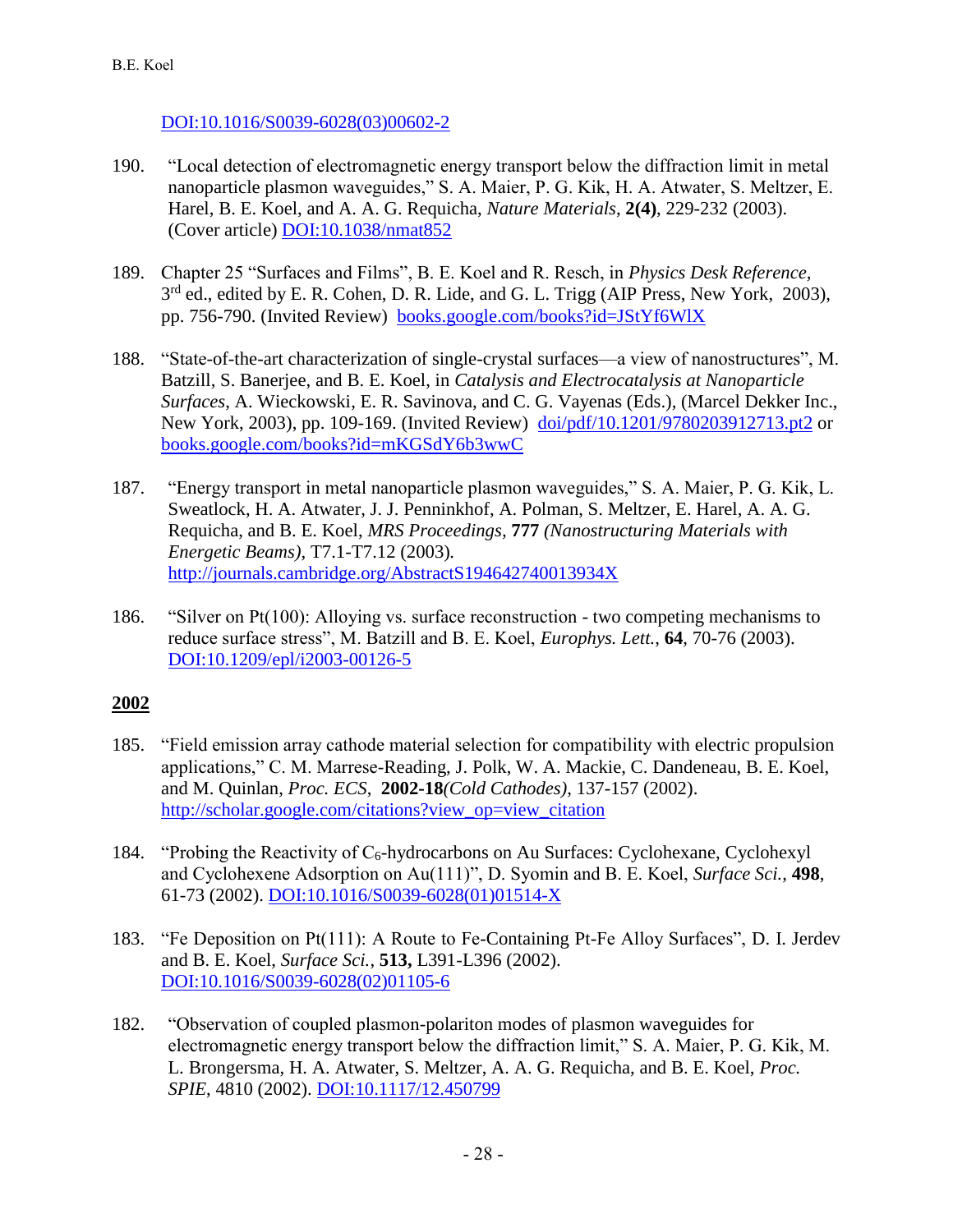DOI:10.1016/S0039-6028(03)00602-2

190. "Local detection of electromagnetic energy transport below the diffraction limit in metal nanoparticle plasmon waveguides," S. A. Maier, P. G. Kik, H. A. Atwater, S. Meltzer, E. Harel, B. E. Koel, and A. A. G. Requicha, *Nature Materials*, **2(4)**, 229-232 (2003). (Cover article) DOI:10.1038/nmat852

189. Chapter 25 "Surfaces and Films", B. E. Koel and R. Resch, in *Physics Desk Reference*, 3rd ed., edited by E. R. Cohen, D. R. Lide, and G. L. Trigg (AIP Press, New York, 2003), pp. 756-790. (Invited Review) books.google.com/books?id=JStYf6WlX

188. "State-of-the-art characterization of single-crystal surfaces—a view of nanostructures", M. Batzill, S. Banerjee, and B. E. Koel, in *Catalysis and Electrocatalysis at Nanoparticle Surfaces*, A. Wieckowski, E. R. Savinova, and C. G. Vayenas (Eds.), (Marcel Dekker Inc., New York, 2003), pp. 109-169. (Invited Review) doi/pdf/10.1201/9780203912713.pt2 or books.google.com/books?id=mKGSdY6b3wwC

187. "Energy transport in metal nanoparticle plasmon waveguides," S. A. Maier, P. G. Kik, L. Sweatlock, H. A. Atwater, J. J. Penninkhof, A. Polman, S. Meltzer, E. Harel, A. A. G. Requicha, and B. E. Koel, *MRS Proceedings*, **777** *(Nanostructuring Materials with Energetic Beams)*, T7.1-T7.12 (2003). http://journals.cambridge.org/AbstractS194642740013934X

186. "Silver on Pt(100): Alloying vs. surface reconstruction - two competing mechanisms to reduce surface stress", M. Batzill and B. E. Koel, *Europhys. Lett.*, **64**, 70-76 (2003). DOI:10.1209/epl/i2003-00126-5

## 2002

185. "Field emission array cathode material selection for compatibility with electric propulsion applications," C. M. Marrese-Reading, J. Polk, W. A. Mackie, C. Dandeneau, B. E. Koel, and M. Quinlan, *Proc. ECS*, **2002-18***(Cold Cathodes)*, 137-157 (2002). http://scholar.google.com/citations?view_op=view_citation

184. "Probing the Reactivity of $C_6$-hydrocarbons on Au Surfaces: Cyclohexane, Cyclohexyl and Cyclohexene Adsorption on Au(111)", D. Syomin and B. E. Koel, *Surface Sci.*, **498**, 61-73 (2002). DOI:10.1016/S0039-6028(01)01514-X

183. "Fe Deposition on Pt(111): A Route to Fe-Containing Pt-Fe Alloy Surfaces", D. I. Jerdev and B. E. Koel, *Surface Sci.*, **513,** L391-L396 (2002). DOI:10.1016/S0039-6028(02)01105-6

182. "Observation of coupled plasmon-polariton modes of plasmon waveguides for electromagnetic energy transport below the diffraction limit," S. A. Maier, P. G. Kik, M. L. Brongersma, H. A. Atwater, S. Meltzer, A. A. G. Requicha, and B. E. Koel, *Proc. SPIE*, 4810 (2002). DOI:10.1117/12.450799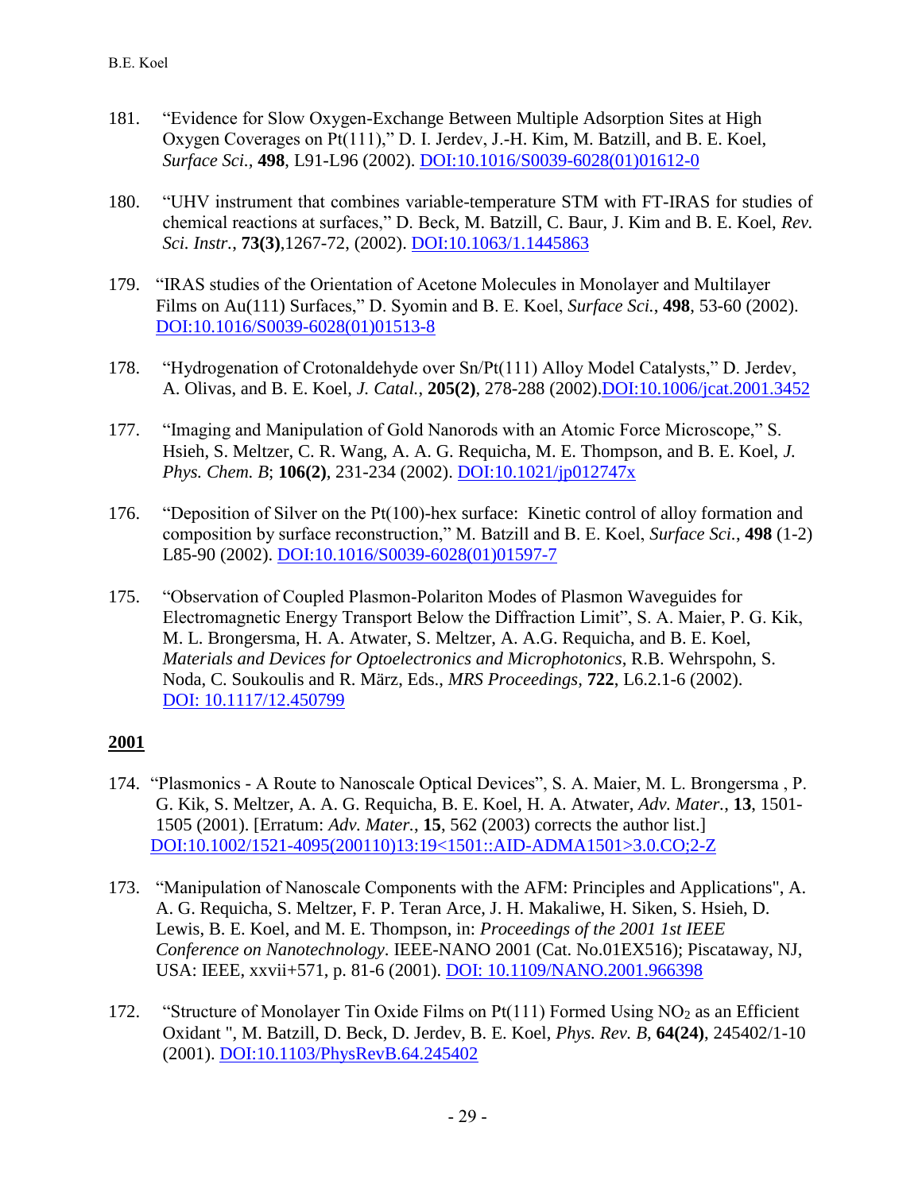181. "Evidence for Slow Oxygen-Exchange Between Multiple Adsorption Sites at High Oxygen Coverages on Pt(111)," D. I. Jerdev, J.-H. Kim, M. Batzill, and B. E. Koel, *Surface Sci.*, **498**, L91-L96 (2002). [DOI:10.1016/S0039-6028(01)01612-0](https://doi.org/10.1016/S0039-6028(01)01612-0)

180. "UHV instrument that combines variable-temperature STM with FT-IRAS for studies of chemical reactions at surfaces," D. Beck, M. Batzill, C. Baur, J. Kim and B. E. Koel, *Rev. Sci. Instr.*, **73(3)**,1267-72, (2002). [DOI:10.1063/1.1445863](https://doi.org/10.1063/1.1445863)

179. "IRAS studies of the Orientation of Acetone Molecules in Monolayer and Multilayer Films on Au(111) Surfaces," D. Syomin and B. E. Koel, *Surface Sci.*, **498**, 53-60 (2002). [DOI:10.1016/S0039-6028(01)01513-8](https://doi.org/10.1016/S0039-6028(01)01513-8)

178. "Hydrogenation of Crotonaldehyde over Sn/Pt(111) Alloy Model Catalysts," D. Jerdev, A. Olivas, and B. E. Koel, *J. Catal.*, **205(2)**, 278-288 (2002).[DOI:10.1006/jcat.2001.3452](https://doi.org/10.1006/jcat.2001.3452)

177. "Imaging and Manipulation of Gold Nanorods with an Atomic Force Microscope," S. Hsieh, S. Meltzer, C. R. Wang, A. A. G. Requicha, M. E. Thompson, and B. E. Koel, *J. Phys. Chem. B*; **106(2)**, 231-234 (2002). [DOI:10.1021/jp012747x](https://doi.org/10.1021/jp012747x)

176. "Deposition of Silver on the Pt(100)-hex surface: Kinetic control of alloy formation and composition by surface reconstruction," M. Batzill and B. E. Koel, *Surface Sci.*, **498** (1-2) L85-90 (2002). [DOI:10.1016/S0039-6028(01)01597-7](https://doi.org/10.1016/S0039-6028(01)01597-7)

175. "Observation of Coupled Plasmon-Polariton Modes of Plasmon Waveguides for Electromagnetic Energy Transport Below the Diffraction Limit", S. A. Maier, P. G. Kik, M. L. Brongersma, H. A. Atwater, S. Meltzer, A. A.G. Requicha, and B. E. Koel, *Materials and Devices for Optoelectronics and Microphotonics*, R.B. Wehrspohn, S. Noda, C. Soukoulis and R. März, Eds., *MRS Proceedings*, **722**, L6.2.1-6 (2002). [DOI: 10.1117/12.450799](https://doi.org/10.1117/12.450799)

## 2001

174. "Plasmonics - A Route to Nanoscale Optical Devices", S. A. Maier, M. L. Brongersma , P. G. Kik, S. Meltzer, A. A. G. Requicha, B. E. Koel, H. A. Atwater, *Adv. Mater.*, **13**, 1501-1505 (2001). [Erratum: *Adv. Mater.*, **15**, 562 (2003) corrects the author list.] [DOI:10.1002/1521-4095(200110)13:19<1501::AID-ADMA1501>3.0.CO;2-Z](https://doi.org/10.1002/1521-4095(200110)13:19<1501::AID-ADMA1501>3.0.CO;2-Z)

173. "Manipulation of Nanoscale Components with the AFM: Principles and Applications", A. A. G. Requicha, S. Meltzer, F. P. Teran Arce, J. H. Makaliwe, H. Siken, S. Hsieh, D. Lewis, B. E. Koel, and M. E. Thompson, in: *Proceedings of the 2001 1st IEEE Conference on Nanotechnology*. IEEE-NANO 2001 (Cat. No.01EX516); Piscataway, NJ, USA: IEEE, xxvii+571, p. 81-6 (2001). [DOI: 10.1109/NANO.2001.966398](https://doi.org/10.1109/NANO.2001.966398)

172. "Structure of Monolayer Tin Oxide Films on Pt(111) Formed Using $NO_2$ as an Efficient Oxidant ", M. Batzill, D. Beck, D. Jerdev, B. E. Koel, *Phys. Rev. B*, **64(24)**, 245402/1-10 (2001). [DOI:10.1103/PhysRevB.64.245402](https://doi.org/10.1103/PhysRevB.64.245402)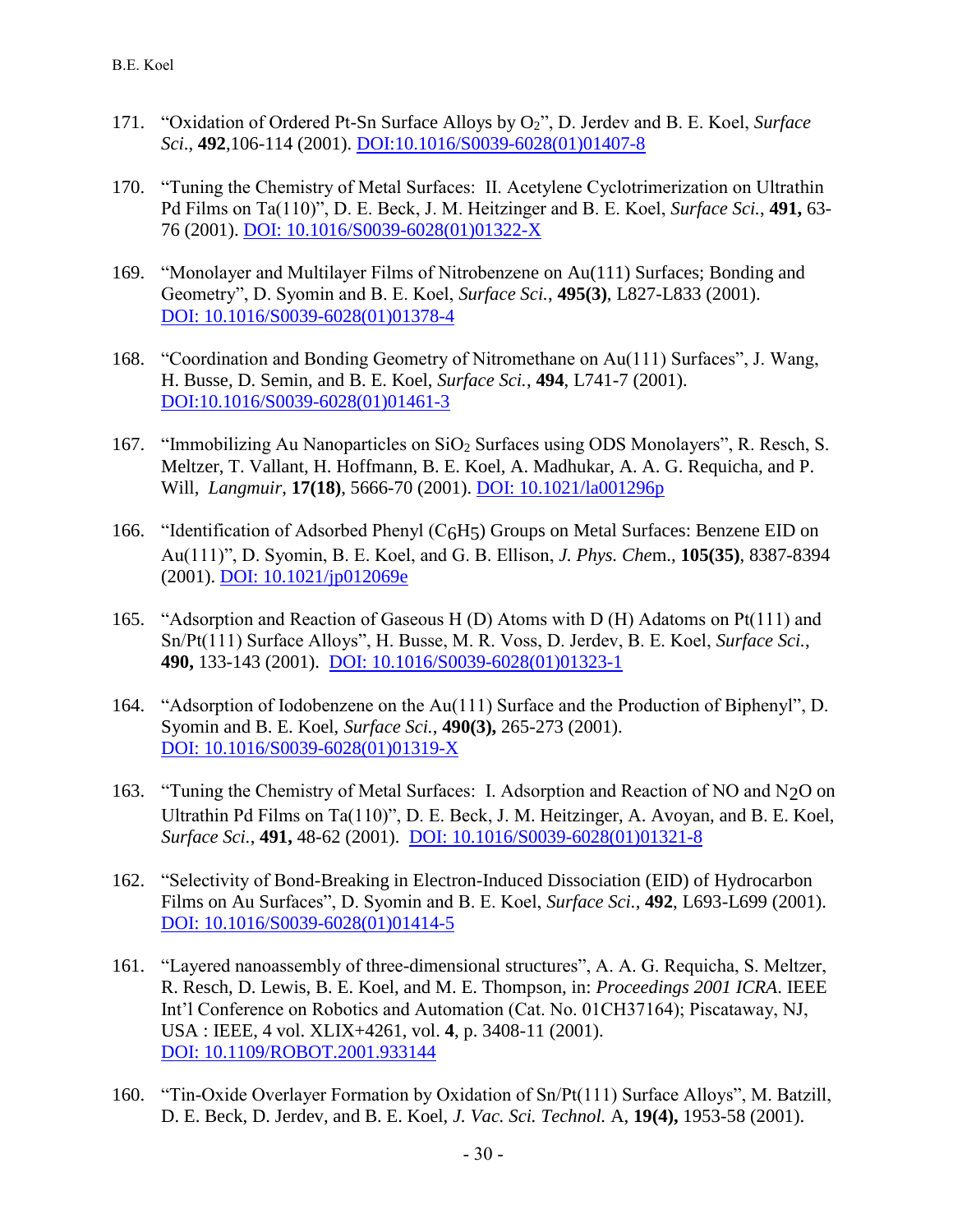171. "Oxidation of Ordered Pt-Sn Surface Alloys by $O_2$", D. Jerdev and B. E. Koel, *Surface Sci.*, **492**,106-114 (2001). [DOI:10.1016/S0039-6028(01)01407-8](DOI:10.1016/S0039-6028(01)01407-8)

170. "Tuning the Chemistry of Metal Surfaces: II. Acetylene Cyclotrimerization on Ultrathin Pd Films on Ta(110)", D. E. Beck, J. M. Heitzinger and B. E. Koel, *Surface Sci.*, **491,** 63-76 (2001). DOI: 10.1016/S0039-6028(01)01322-X

169. "Monolayer and Multilayer Films of Nitrobenzene on Au(111) Surfaces; Bonding and Geometry", D. Syomin and B. E. Koel, *Surface Sci.*, **495(3)**, L827-L833 (2001). DOI: 10.1016/S0039-6028(01)01378-4

168. "Coordination and Bonding Geometry of Nitromethane on Au(111) Surfaces", J. Wang, H. Busse, D. Semin, and B. E. Koel, *Surface Sci.*, **494**, L741-7 (2001). DOI:10.1016/S0039-6028(01)01461-3

167. "Immobilizing Au Nanoparticles on $SiO_2$ Surfaces using ODS Monolayers", R. Resch, S. Meltzer, T. Vallant, H. Hoffmann, B. E. Koel, A. Madhukar, A. A. G. Requicha, and P. Will, *Langmuir*, **17(18)**, 5666-70 (2001). DOI: 10.1021/la001296p

166. "Identification of Adsorbed Phenyl ($C_6H_5$) Groups on Metal Surfaces: Benzene EID on Au(111)", D. Syomin, B. E. Koel, and G. B. Ellison, *J. Phys. Che*m., **105(35)**, 8387-8394 (2001). DOI: 10.1021/jp012069e

165. "Adsorption and Reaction of Gaseous H (D) Atoms with D (H) Adatoms on Pt(111) and Sn/Pt(111) Surface Alloys", H. Busse, M. R. Voss, D. Jerdev, B. E. Koel, *Surface Sci.*, **490,** 133-143 (2001). DOI: 10.1016/S0039-6028(01)01323-1

164. "Adsorption of Iodobenzene on the Au(111) Surface and the Production of Biphenyl", D. Syomin and B. E. Koel, *Surface Sci.*, **490(3),** 265-273 (2001). DOI: 10.1016/S0039-6028(01)01319-X

163. "Tuning the Chemistry of Metal Surfaces: I. Adsorption and Reaction of NO and $N_2O$ on Ultrathin Pd Films on Ta(110)", D. E. Beck, J. M. Heitzinger, A. Avoyan, and B. E. Koel, *Surface Sci.*, **491,** 48-62 (2001). DOI: 10.1016/S0039-6028(01)01321-8

162. "Selectivity of Bond-Breaking in Electron-Induced Dissociation (EID) of Hydrocarbon Films on Au Surfaces", D. Syomin and B. E. Koel, *Surface Sci.*, **492**, L693-L699 (2001). DOI: 10.1016/S0039-6028(01)01414-5

161. "Layered nanoassembly of three-dimensional structures", A. A. G. Requicha, S. Meltzer, R. Resch, D. Lewis, B. E. Koel, and M. E. Thompson, in: *Proceedings 2001 ICRA*. IEEE Int'l Conference on Robotics and Automation (Cat. No. 01CH37164); Piscataway, NJ, USA : IEEE, 4 vol. XLIX+4261, vol. **4**, p. 3408-11 (2001). DOI: 10.1109/ROBOT.2001.933144

160. "Tin-Oxide Overlayer Formation by Oxidation of Sn/Pt(111) Surface Alloys", M. Batzill, D. E. Beck, D. Jerdev, and B. E. Koel, *J. Vac. Sci. Technol.* A, **19(4),** 1953-58 (2001).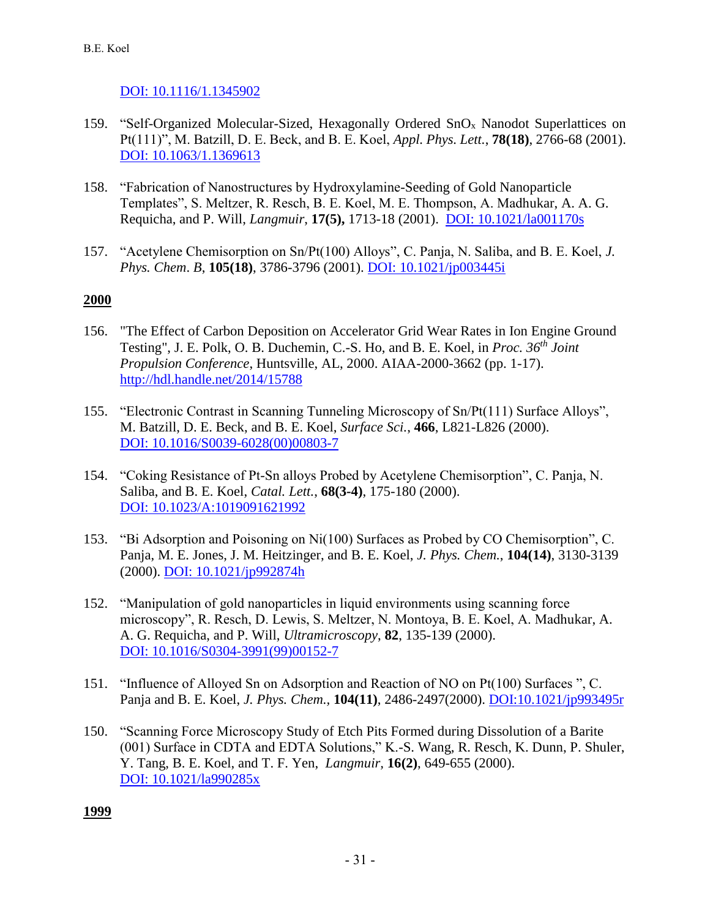DOI: 10.1116/1.1345902

159. "Self-Organized Molecular-Sized, Hexagonally Ordered $SnO_x$ Nanodot Superlattices on Pt(111)", M. Batzill, D. E. Beck, and B. E. Koel, *Appl. Phys. Lett.*, **78(18)**, 2766-68 (2001). DOI: 10.1063/1.1369613

158. "Fabrication of Nanostructures by Hydroxylamine-Seeding of Gold Nanoparticle Templates", S. Meltzer, R. Resch, B. E. Koel, M. E. Thompson, A. Madhukar, A. A. G. Requicha, and P. Will, *Langmuir*, **17(5),** 1713-18 (2001). DOI: 10.1021/la001170s

157. "Acetylene Chemisorption on Sn/Pt(100) Alloys", C. Panja, N. Saliba, and B. E. Koel, *J. Phys. Chem. B*, **105(18)**, 3786-3796 (2001). DOI: 10.1021/jp003445i

**2000**

156. "The Effect of Carbon Deposition on Accelerator Grid Wear Rates in Ion Engine Ground Testing", J. E. Polk, O. B. Duchemin, C.-S. Ho, and B. E. Koel, in *Proc. 36th Joint Propulsion Conference*, Huntsville, AL, 2000. AIAA-2000-3662 (pp. 1-17). http://hdl.handle.net/2014/15788

155. "Electronic Contrast in Scanning Tunneling Microscopy of Sn/Pt(111) Surface Alloys", M. Batzill, D. E. Beck, and B. E. Koel, *Surface Sci.*, **466**, L821-L826 (2000). DOI: 10.1016/S0039-6028(00)00803-7

154. "Coking Resistance of Pt-Sn alloys Probed by Acetylene Chemisorption", C. Panja, N. Saliba, and B. E. Koel, *Catal. Lett.*, **68(3-4)**, 175-180 (2000). DOI: 10.1023/A:1019091621992

153. "Bi Adsorption and Poisoning on Ni(100) Surfaces as Probed by CO Chemisorption", C. Panja, M. E. Jones, J. M. Heitzinger, and B. E. Koel, *J. Phys. Chem.*, **104(14)**, 3130-3139 (2000). DOI: 10.1021/jp992874h

152. "Manipulation of gold nanoparticles in liquid environments using scanning force microscopy", R. Resch, D. Lewis, S. Meltzer, N. Montoya, B. E. Koel, A. Madhukar, A. A. G. Requicha, and P. Will, *Ultramicroscopy*, **82**, 135-139 (2000). DOI: 10.1016/S0304-3991(99)00152-7

151. "Influence of Alloyed Sn on Adsorption and Reaction of NO on Pt(100) Surfaces ", C. Panja and B. E. Koel, *J. Phys. Chem.*, **104(11)**, 2486-2497(2000). DOI:10.1021/jp993495r

150. "Scanning Force Microscopy Study of Etch Pits Formed during Dissolution of a Barite (001) Surface in CDTA and EDTA Solutions," K.-S. Wang, R. Resch, K. Dunn, P. Shuler, Y. Tang, B. E. Koel, and T. F. Yen, *Langmuir*, **16(2)**, 649-655 (2000). DOI: 10.1021/la990285x

**1999**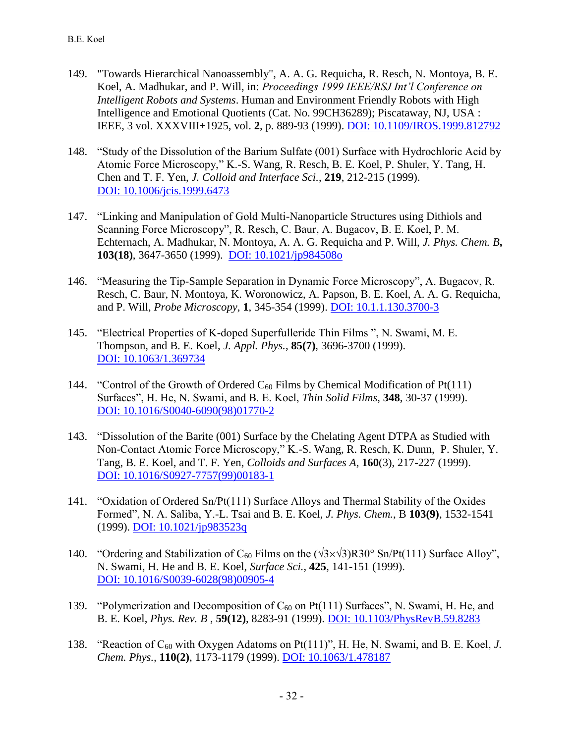149. "Towards Hierarchical Nanoassembly", A. A. G. Requicha, R. Resch, N. Montoya, B. E. Koel, A. Madhukar, and P. Will, in: *Proceedings 1999 IEEE/RSJ Int'l Conference on Intelligent Robots and Systems*. Human and Environment Friendly Robots with High Intelligence and Emotional Quotients (Cat. No. 99CH36289); Piscataway, NJ, USA : IEEE, 3 vol. XXXVIII+1925, vol. **2**, p. 889-93 (1999). [DOI: 10.1109/IROS.1999.812792](https://doi.org/10.1109/IROS.1999.812792)

148. "Study of the Dissolution of the Barium Sulfate (001) Surface with Hydrochloric Acid by Atomic Force Microscopy," K.-S. Wang, R. Resch, B. E. Koel, P. Shuler, Y. Tang, H. Chen and T. F. Yen, *J. Colloid and Interface Sci.*, **219**, 212-215 (1999). [DOI: 10.1006/jcis.1999.6473](https://doi.org/10.1006/jcis.1999.6473)

147. "Linking and Manipulation of Gold Multi-Nanoparticle Structures using Dithiols and Scanning Force Microscopy", R. Resch, C. Baur, A. Bugacov, B. E. Koel, P. M. Echternach, A. Madhukar, N. Montoya, A. A. G. Requicha and P. Will, *J. Phys. Chem. B*, **103(18)**, 3647-3650 (1999). [DOI: 10.1021/jp984508o](https://doi.org/10.1021/jp984508o)

146. "Measuring the Tip-Sample Separation in Dynamic Force Microscopy", A. Bugacov, R. Resch, C. Baur, N. Montoya, K. Woronowicz, A. Papson, B. E. Koel, A. A. G. Requicha, and P. Will, *Probe Microscopy*, **1**, 345-354 (1999). DOI: 10.1.1.130.3700-3

145. "Electrical Properties of K-doped Superfulleride Thin Films ", N. Swami, M. E. Thompson, and B. E. Koel, *J. Appl. Phys.*, **85(7)**, 3696-3700 (1999). [DOI: 10.1063/1.369734](https://doi.org/10.1063/1.369734)

144. "Control of the Growth of Ordered $C_{60}$ Films by Chemical Modification of Pt(111) Surfaces", H. He, N. Swami, and B. E. Koel, *Thin Solid Films*, **348**, 30-37 (1999). [DOI: 10.1016/S0040-6090(98)01770-2](https://doi.org/10.1016/S0040-6090(98)01770-2)

143. "Dissolution of the Barite (001) Surface by the Chelating Agent DTPA as Studied with Non-Contact Atomic Force Microscopy," K.-S. Wang, R. Resch, K. Dunn, P. Shuler, Y. Tang, B. E. Koel, and T. F. Yen, *Colloids and Surfaces A*, **160**(3), 217-227 (1999). [DOI: 10.1016/S0927-7757(99)00183-1](https://doi.org/10.1016/S0927-7757(99)00183-1)

141. "Oxidation of Ordered Sn/Pt(111) Surface Alloys and Thermal Stability of the Oxides Formed", N. A. Saliba, Y.-L. Tsai and B. E. Koel, *J. Phys. Chem.*, B **103(9)**, 1532-1541 (1999). [DOI: 10.1021/jp983523q](https://doi.org/10.1021/jp983523q)

140. "Ordering and Stabilization of $C_{60}$ Films on the $(\sqrt{3}\times\sqrt{3})R30°$ Sn/Pt(111) Surface Alloy", N. Swami, H. He and B. E. Koel, *Surface Sci.*, **425**, 141-151 (1999). [DOI: 10.1016/S0039-6028(98)00905-4](https://doi.org/10.1016/S0039-6028(98)00905-4)

139. "Polymerization and Decomposition of $C_{60}$ on Pt(111) Surfaces", N. Swami, H. He, and B. E. Koel, *Phys. Rev. B* , **59(12)**, 8283-91 (1999). [DOI: 10.1103/PhysRevB.59.8283](https://doi.org/10.1103/PhysRevB.59.8283)

138. "Reaction of $C_{60}$ with Oxygen Adatoms on Pt(111)", H. He, N. Swami, and B. E. Koel, *J. Chem. Phys.*, **110(2)**, 1173-1179 (1999). [DOI: 10.1063/1.478187](https://doi.org/10.1063/1.478187)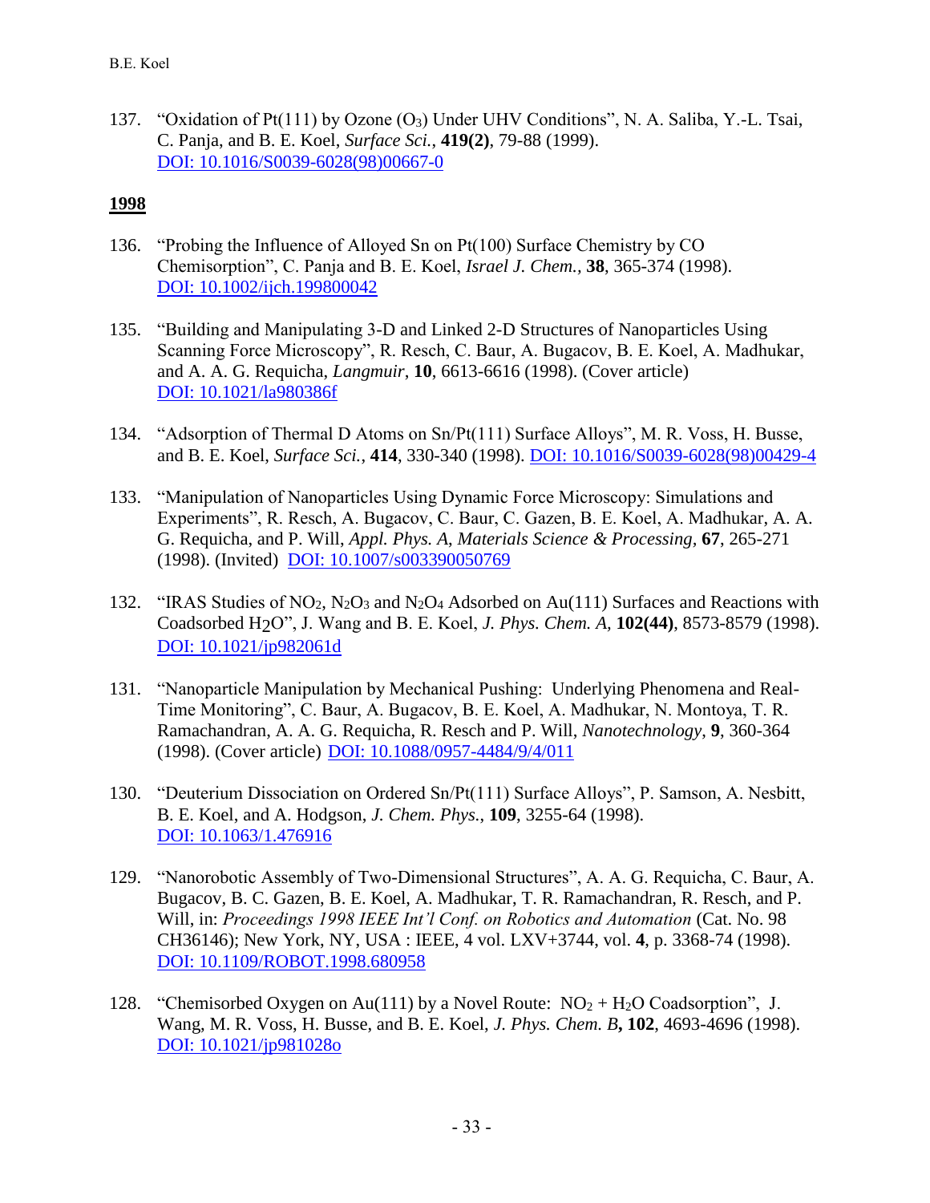137. "Oxidation of Pt(111) by Ozone ($O_3$) Under UHV Conditions", N. A. Saliba, Y.-L. Tsai, C. Panja, and B. E. Koel, *Surface Sci.*, **419(2)**, 79-88 (1999). [DOI: 10.1016/S0039-6028(98)00667-0](https://doi.org/10.1016/S0039-6028(98)00667-0)

## 1998

136. "Probing the Influence of Alloyed Sn on Pt(100) Surface Chemistry by CO Chemisorption", C. Panja and B. E. Koel, *Israel J. Chem.*, **38**, 365-374 (1998). [DOI: 10.1002/ijch.199800042](https://doi.org/10.1002/ijch.199800042)

135. "Building and Manipulating 3-D and Linked 2-D Structures of Nanoparticles Using Scanning Force Microscopy", R. Resch, C. Baur, A. Bugacov, B. E. Koel, A. Madhukar, and A. A. G. Requicha, *Langmuir*, **10**, 6613-6616 (1998). (Cover article) [DOI: 10.1021/la980386f](https://doi.org/10.1021/la980386f)

134. "Adsorption of Thermal D Atoms on Sn/Pt(111) Surface Alloys", M. R. Voss, H. Busse, and B. E. Koel, *Surface Sci.*, **414**, 330-340 (1998). [DOI: 10.1016/S0039-6028(98)00429-4](https://doi.org/10.1016/S0039-6028(98)00429-4)

133. "Manipulation of Nanoparticles Using Dynamic Force Microscopy: Simulations and Experiments", R. Resch, A. Bugacov, C. Baur, C. Gazen, B. E. Koel, A. Madhukar, A. A. G. Requicha, and P. Will, *Appl. Phys. A, Materials Science & Processing*, **67**, 265-271 (1998). (Invited) [DOI: 10.1007/s003390050769](https://doi.org/10.1007/s003390050769)

132. "IRAS Studies of $NO_2$, $N_2O_3$ and $N_2O_4$ Adsorbed on Au(111) Surfaces and Reactions with Coadsorbed $H_2O$", J. Wang and B. E. Koel, *J. Phys. Chem. A*, **102(44)**, 8573-8579 (1998). [DOI: 10.1021/jp982061d](https://doi.org/10.1021/jp982061d)

131. "Nanoparticle Manipulation by Mechanical Pushing: Underlying Phenomena and Real-Time Monitoring", C. Baur, A. Bugacov, B. E. Koel, A. Madhukar, N. Montoya, T. R. Ramachandran, A. A. G. Requicha, R. Resch and P. Will, *Nanotechnology*, **9**, 360-364 (1998). (Cover article) [DOI: 10.1088/0957-4484/9/4/011](https://doi.org/10.1088/0957-4484/9/4/011)

130. "Deuterium Dissociation on Ordered Sn/Pt(111) Surface Alloys", P. Samson, A. Nesbitt, B. E. Koel, and A. Hodgson, *J. Chem. Phys.*, **109**, 3255-64 (1998). [DOI: 10.1063/1.476916](https://doi.org/10.1063/1.476916)

129. "Nanorobotic Assembly of Two-Dimensional Structures", A. A. G. Requicha, C. Baur, A. Bugacov, B. C. Gazen, B. E. Koel, A. Madhukar, T. R. Ramachandran, R. Resch, and P. Will, in: *Proceedings 1998 IEEE Int'l Conf. on Robotics and Automation* (Cat. No. 98 CH36146); New York, NY, USA : IEEE, 4 vol. LXV+3744, vol. **4**, p. 3368-74 (1998). [DOI: 10.1109/ROBOT.1998.680958](https://doi.org/10.1109/ROBOT.1998.680958)

128. "Chemisorbed Oxygen on Au(111) by a Novel Route: $NO_2$ + $H_2O$ Coadsorption", J. Wang, M. R. Voss, H. Busse, and B. E. Koel, *J. Phys. Chem. B*, **102**, 4693-4696 (1998). [DOI: 10.1021/jp981028o](https://doi.org/10.1021/jp981028o)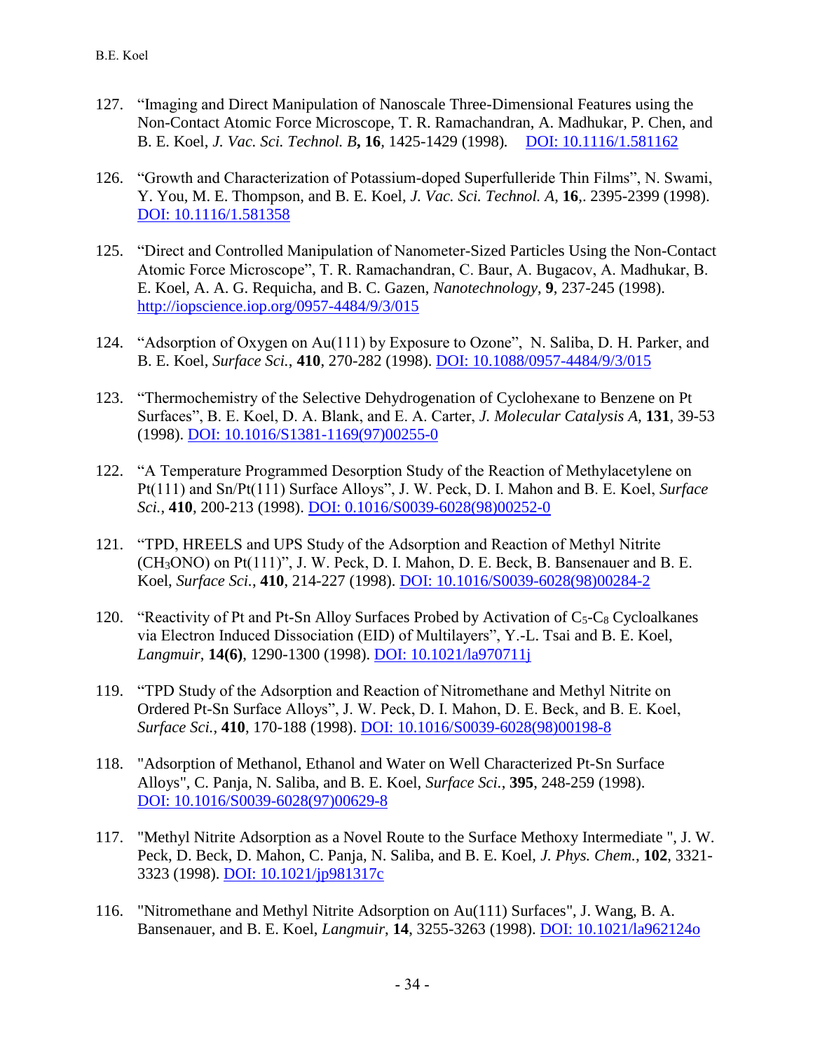127. "Imaging and Direct Manipulation of Nanoscale Three-Dimensional Features using the Non-Contact Atomic Force Microscope, T. R. Ramachandran, A. Madhukar, P. Chen, and B. E. Koel, *J. Vac. Sci. Technol. B*, **16**, 1425-1429 (1998). [DOI: 10.1116/1.581162](DOI: 10.1116/1.581162)

126. "Growth and Characterization of Potassium-doped Superfulleride Thin Films", N. Swami, Y. You, M. E. Thompson, and B. E. Koel, *J. Vac. Sci. Technol. A*, **16**,. 2395-2399 (1998). [DOI: 10.1116/1.581358](DOI: 10.1116/1.581358)

125. "Direct and Controlled Manipulation of Nanometer-Sized Particles Using the Non-Contact Atomic Force Microscope", T. R. Ramachandran, C. Baur, A. Bugacov, A. Madhukar, B. E. Koel, A. A. G. Requicha, and B. C. Gazen, *Nanotechnology*, **9**, 237-245 (1998). [http://iopscience.iop.org/0957-4484/9/3/015](http://iopscience.iop.org/0957-4484/9/3/015)

124. "Adsorption of Oxygen on Au(111) by Exposure to Ozone", N. Saliba, D. H. Parker, and B. E. Koel, *Surface Sci.*, **410**, 270-282 (1998). [DOI: 10.1088/0957-4484/9/3/015](DOI: 10.1088/0957-4484/9/3/015)

123. "Thermochemistry of the Selective Dehydrogenation of Cyclohexane to Benzene on Pt Surfaces", B. E. Koel, D. A. Blank, and E. A. Carter, *J. Molecular Catalysis A*, **131**, 39-53 (1998). [DOI: 10.1016/S1381-1169(97)00255-0](DOI: 10.1016/S1381-1169(97)00255-0)

122. "A Temperature Programmed Desorption Study of the Reaction of Methylacetylene on Pt(111) and Sn/Pt(111) Surface Alloys", J. W. Peck, D. I. Mahon and B. E. Koel, *Surface Sci.*, **410**, 200-213 (1998). [DOI: 0.1016/S0039-6028(98)00252-0](DOI: 0.1016/S0039-6028(98)00252-0)

121. "TPD, HREELS and UPS Study of the Adsorption and Reaction of Methyl Nitrite ($CH_3ONO$) on Pt(111)", J. W. Peck, D. I. Mahon, D. E. Beck, B. Bansenauer and B. E. Koel, *Surface Sci.*, **410**, 214-227 (1998). [DOI: 10.1016/S0039-6028(98)00284-2](DOI: 10.1016/S0039-6028(98)00284-2)

120. "Reactivity of Pt and Pt-Sn Alloy Surfaces Probed by Activation of $C_5$-$C_8$ Cycloalkanes via Electron Induced Dissociation (EID) of Multilayers", Y.-L. Tsai and B. E. Koel, *Langmuir*, **14(6)**, 1290-1300 (1998). [DOI: 10.1021/la970711j](DOI: 10.1021/la970711j)

119. "TPD Study of the Adsorption and Reaction of Nitromethane and Methyl Nitrite on Ordered Pt-Sn Surface Alloys", J. W. Peck, D. I. Mahon, D. E. Beck, and B. E. Koel, *Surface Sci.*, **410**, 170-188 (1998). [DOI: 10.1016/S0039-6028(98)00198-8](DOI: 10.1016/S0039-6028(98)00198-8)

118. "Adsorption of Methanol, Ethanol and Water on Well Characterized Pt-Sn Surface Alloys", C. Panja, N. Saliba, and B. E. Koel, *Surface Sci.*, **395**, 248-259 (1998). [DOI: 10.1016/S0039-6028(97)00629-8](DOI: 10.1016/S0039-6028(97)00629-8)

117. "Methyl Nitrite Adsorption as a Novel Route to the Surface Methoxy Intermediate ", J. W. Peck, D. Beck, D. Mahon, C. Panja, N. Saliba, and B. E. Koel, *J. Phys. Chem.*, **102**, 3321-3323 (1998). [DOI: 10.1021/jp981317c](DOI: 10.1021/jp981317c)

116. "Nitromethane and Methyl Nitrite Adsorption on Au(111) Surfaces", J. Wang, B. A. Bansenauer, and B. E. Koel, *Langmuir*, **14**, 3255-3263 (1998). [DOI: 10.1021/la962124o](DOI: 10.1021/la962124o)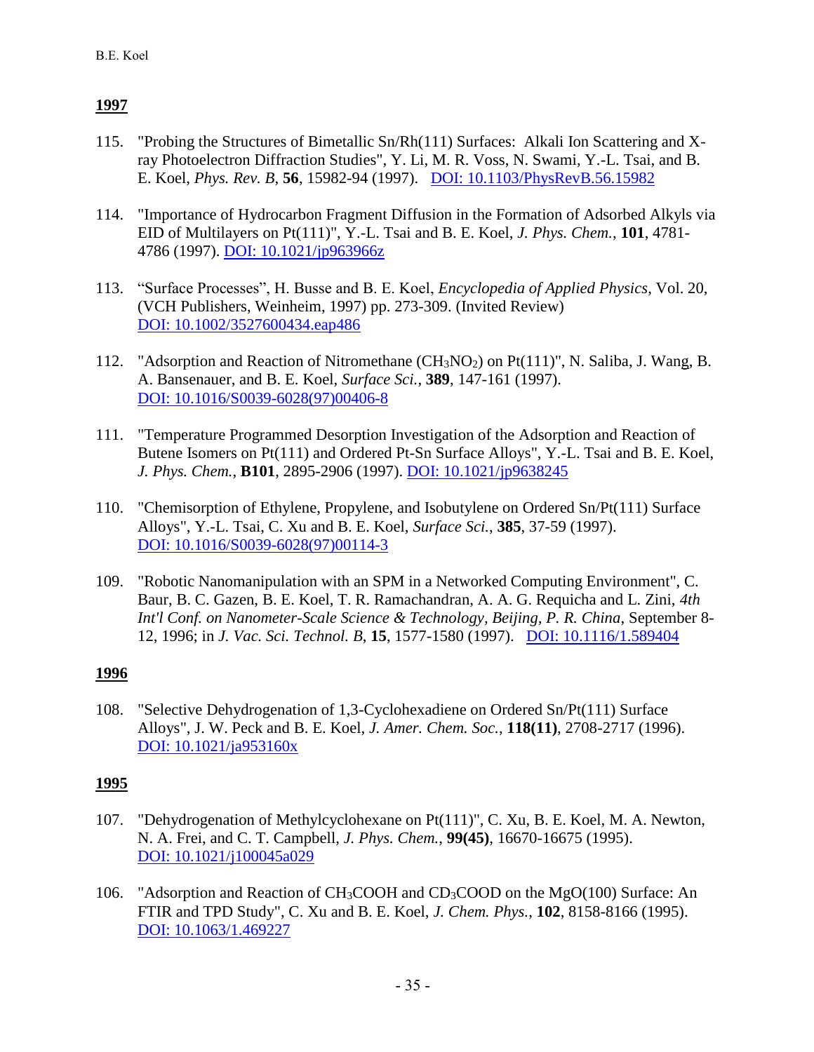## 1997

115. "Probing the Structures of Bimetallic Sn/Rh(111) Surfaces: Alkali Ion Scattering and X-ray Photoelectron Diffraction Studies", Y. Li, M. R. Voss, N. Swami, Y.-L. Tsai, and B. E. Koel, *Phys. Rev. B*, **56**, 15982-94 (1997). [DOI: 10.1103/PhysRevB.56.15982](https://doi.org/10.1103/PhysRevB.56.15982)

114. "Importance of Hydrocarbon Fragment Diffusion in the Formation of Adsorbed Alkyls via EID of Multilayers on Pt(111)", Y.-L. Tsai and B. E. Koel, *J. Phys. Chem.*, **101**, 4781-4786 (1997). [DOI: 10.1021/jp963966z](https://doi.org/10.1021/jp963966z)

113. "Surface Processes", H. Busse and B. E. Koel, *Encyclopedia of Applied Physics*, Vol. 20, (VCH Publishers, Weinheim, 1997) pp. 273-309. (Invited Review) [DOI: 10.1002/3527600434.eap486](https://doi.org/10.1002/3527600434.eap486)

112. "Adsorption and Reaction of Nitromethane ($CH_3NO_2$) on Pt(111)", N. Saliba, J. Wang, B. A. Bansenauer, and B. E. Koel, *Surface Sci.*, **389**, 147-161 (1997). [DOI: 10.1016/S0039-6028(97)00406-8](https://doi.org/10.1016/S0039-6028(97)00406-8)

111. "Temperature Programmed Desorption Investigation of the Adsorption and Reaction of Butene Isomers on Pt(111) and Ordered Pt-Sn Surface Alloys", Y.-L. Tsai and B. E. Koel, *J. Phys. Chem.*, **B101**, 2895-2906 (1997). [DOI: 10.1021/jp9638245](https://doi.org/10.1021/jp9638245)

110. "Chemisorption of Ethylene, Propylene, and Isobutylene on Ordered Sn/Pt(111) Surface Alloys", Y.-L. Tsai, C. Xu and B. E. Koel, *Surface Sci.*, **385**, 37-59 (1997). [DOI: 10.1016/S0039-6028(97)00114-3](https://doi.org/10.1016/S0039-6028(97)00114-3)

109. "Robotic Nanomanipulation with an SPM in a Networked Computing Environment", C. Baur, B. C. Gazen, B. E. Koel, T. R. Ramachandran, A. A. G. Requicha and L. Zini, *4th Int'l Conf. on Nanometer-Scale Science & Technology, Beijing, P. R. China*, September 8-12, 1996; in *J. Vac. Sci. Technol. B*, **15**, 1577-1580 (1997). [DOI: 10.1116/1.589404](https://doi.org/10.1116/1.589404)

## 1996

108. "Selective Dehydrogenation of 1,3-Cyclohexadiene on Ordered Sn/Pt(111) Surface Alloys", J. W. Peck and B. E. Koel, *J. Amer. Chem. Soc.*, **118(11)**, 2708-2717 (1996). [DOI: 10.1021/ja953160x](https://doi.org/10.1021/ja953160x)

## 1995

107. "Dehydrogenation of Methylcyclohexane on Pt(111)", C. Xu, B. E. Koel, M. A. Newton, N. A. Frei, and C. T. Campbell, *J. Phys. Chem.*, **99(45)**, 16670-16675 (1995). [DOI: 10.1021/j100045a029](https://doi.org/10.1021/j100045a029)

106. "Adsorption and Reaction of $CH_3COOH$ and $CD_3COOD$ on the MgO(100) Surface: An FTIR and TPD Study", C. Xu and B. E. Koel, *J. Chem. Phys.*, **102**, 8158-8166 (1995). [DOI: 10.1063/1.469227](https://doi.org/10.1063/1.469227)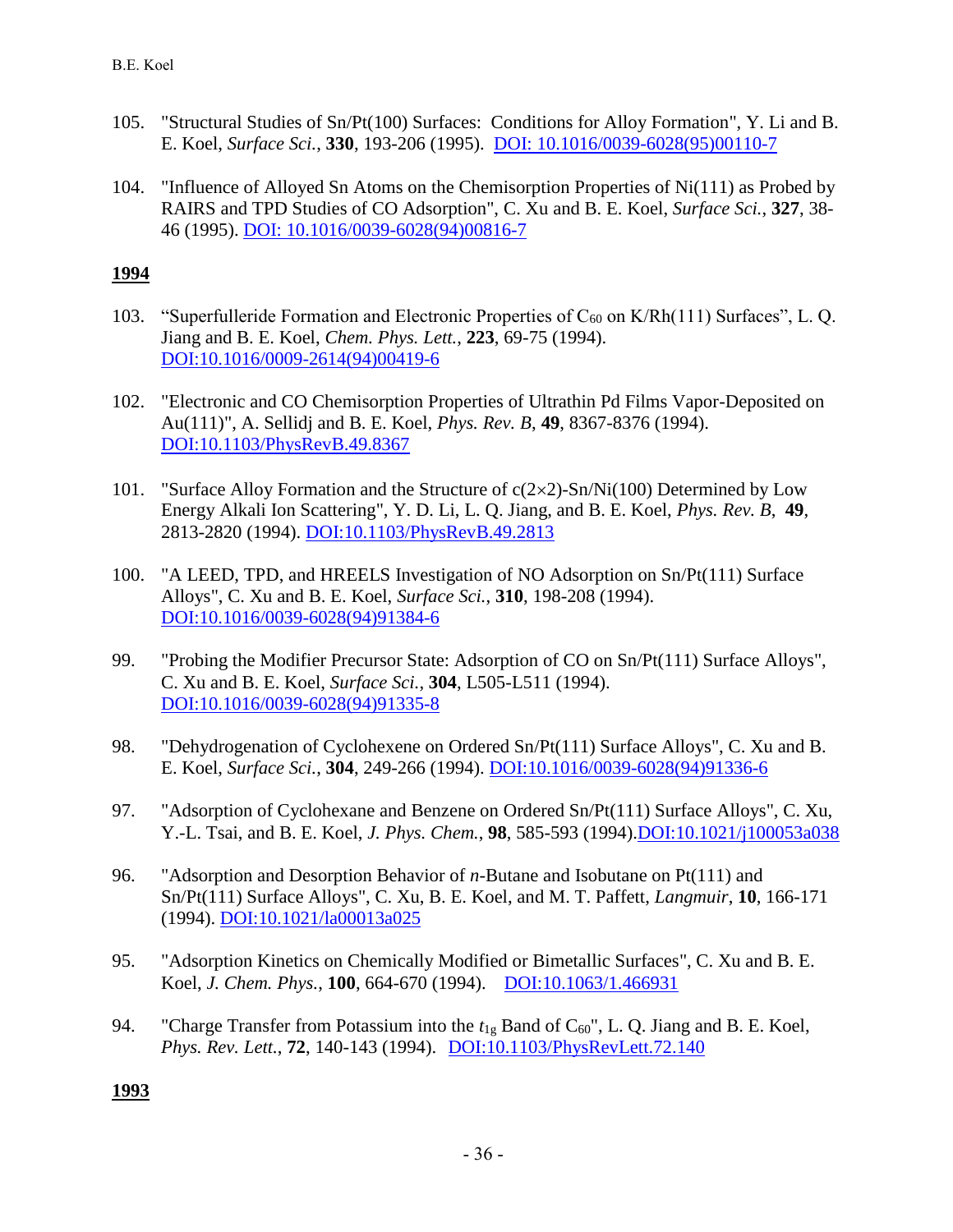105. "Structural Studies of Sn/Pt(100) Surfaces: Conditions for Alloy Formation", Y. Li and B. E. Koel, *Surface Sci.*, **330**, 193-206 (1995). [DOI: 10.1016/0039-6028(95)00110-7](https://doi.org/10.1016/0039-6028(95)00110-7)

104. "Influence of Alloyed Sn Atoms on the Chemisorption Properties of Ni(111) as Probed by RAIRS and TPD Studies of CO Adsorption", C. Xu and B. E. Koel, *Surface Sci.*, **327**, 38-46 (1995). [DOI: 10.1016/0039-6028(94)00816-7](https://doi.org/10.1016/0039-6028(94)00816-7)

**1994**

103. "Superfulleride Formation and Electronic Properties of $C_{60}$ on K/Rh(111) Surfaces", L. Q. Jiang and B. E. Koel, *Chem. Phys. Lett.*, **223**, 69-75 (1994). [DOI:10.1016/0009-2614(94)00419-6](https://doi.org/10.1016/0009-2614(94)00419-6)

102. "Electronic and CO Chemisorption Properties of Ultrathin Pd Films Vapor-Deposited on Au(111)", A. Sellidj and B. E. Koel, *Phys. Rev. B*, **49**, 8367-8376 (1994). [DOI:10.1103/PhysRevB.49.8367](https://doi.org/10.1103/PhysRevB.49.8367)

101. "Surface Alloy Formation and the Structure of c(2×2)-Sn/Ni(100) Determined by Low Energy Alkali Ion Scattering", Y. D. Li, L. Q. Jiang, and B. E. Koel, *Phys. Rev. B*, **49**, 2813-2820 (1994). [DOI:10.1103/PhysRevB.49.2813](https://doi.org/10.1103/PhysRevB.49.2813)

100. "A LEED, TPD, and HREELS Investigation of NO Adsorption on Sn/Pt(111) Surface Alloys", C. Xu and B. E. Koel, *Surface Sci.*, **310**, 198-208 (1994). [DOI:10.1016/0039-6028(94)91384-6](https://doi.org/10.1016/0039-6028(94)91384-6)

99. "Probing the Modifier Precursor State: Adsorption of CO on Sn/Pt(111) Surface Alloys", C. Xu and B. E. Koel, *Surface Sci.*, **304**, L505-L511 (1994). [DOI:10.1016/0039-6028(94)91335-8](https://doi.org/10.1016/0039-6028(94)91335-8)

98. "Dehydrogenation of Cyclohexene on Ordered Sn/Pt(111) Surface Alloys", C. Xu and B. E. Koel, *Surface Sci.*, **304**, 249-266 (1994). [DOI:10.1016/0039-6028(94)91336-6](https://doi.org/10.1016/0039-6028(94)91336-6)

97. "Adsorption of Cyclohexane and Benzene on Ordered Sn/Pt(111) Surface Alloys", C. Xu, Y.-L. Tsai, and B. E. Koel, *J. Phys. Chem.*, **98**, 585-593 (1994). [DOI:10.1021/j100053a038](https://doi.org/10.1021/j100053a038)

96. "Adsorption and Desorption Behavior of *n*-Butane and Isobutane on Pt(111) and Sn/Pt(111) Surface Alloys", C. Xu, B. E. Koel, and M. T. Paffett, *Langmuir*, **10**, 166-171 (1994). [DOI:10.1021/la00013a025](https://doi.org/10.1021/la00013a025)

95. "Adsorption Kinetics on Chemically Modified or Bimetallic Surfaces", C. Xu and B. E. Koel, *J. Chem. Phys.*, **100**, 664-670 (1994). [DOI:10.1063/1.466931](https://doi.org/10.1063/1.466931)

94. "Charge Transfer from Potassium into the $t_{1g}$ Band of $C_{60}$", L. Q. Jiang and B. E. Koel, *Phys. Rev. Lett.*, **72**, 140-143 (1994). [DOI:10.1103/PhysRevLett.72.140](https://doi.org/10.1103/PhysRevLett.72.140)

**1993**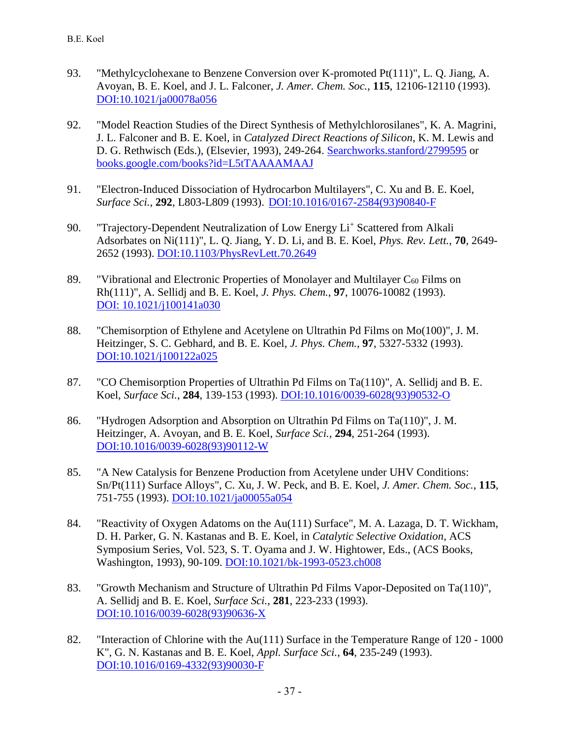93. "Methylcyclohexane to Benzene Conversion over K-promoted Pt(111)", L. Q. Jiang, A. Avoyan, B. E. Koel, and J. L. Falconer, *J. Amer. Chem. Soc.*, **115**, 12106-12110 (1993). [DOI:10.1021/ja00078a056](https://doi.org/10.1021/ja00078a056)

92. "Model Reaction Studies of the Direct Synthesis of Methylchlorosilanes", K. A. Magrini, J. L. Falconer and B. E. Koel, in *Catalyzed Direct Reactions of Silicon*, K. M. Lewis and D. G. Rethwisch (Eds.), (Elsevier, 1993), 249-264. Searchworks.stanford/2799595 or books.google.com/books?id=L5tTAAAAMAAJ

91. "Electron-Induced Dissociation of Hydrocarbon Multilayers", C. Xu and B. E. Koel, *Surface Sci.*, **292**, L803-L809 (1993). [DOI:10.1016/0167-2584(93)90840-F](https://doi.org/10.1016/0167-2584(93)90840-F)

90. "Trajectory-Dependent Neutralization of Low Energy $Li^+$ Scattered from Alkali Adsorbates on Ni(111)", L. Q. Jiang, Y. D. Li, and B. E. Koel, *Phys. Rev. Lett.*, **70**, 2649-2652 (1993). [DOI:10.1103/PhysRevLett.70.2649](https://doi.org/10.1103/PhysRevLett.70.2649)

89. "Vibrational and Electronic Properties of Monolayer and Multilayer $C_{60}$ Films on Rh(111)", A. Sellidj and B. E. Koel, *J. Phys. Chem.*, **97**, 10076-10082 (1993). [DOI: 10.1021/j100141a030](https://doi.org/10.1021/j100141a030)

88. "Chemisorption of Ethylene and Acetylene on Ultrathin Pd Films on Mo(100)", J. M. Heitzinger, S. C. Gebhard, and B. E. Koel, *J. Phys. Chem.*, **97**, 5327-5332 (1993). [DOI:10.1021/j100122a025](https://doi.org/10.1021/j100122a025)

87. "CO Chemisorption Properties of Ultrathin Pd Films on Ta(110)", A. Sellidj and B. E. Koel, *Surface Sci.*, **284**, 139-153 (1993). [DOI:10.1016/0039-6028(93)90532-O](https://doi.org/10.1016/0039-6028(93)90532-O)

86. "Hydrogen Adsorption and Absorption on Ultrathin Pd Films on Ta(110)", J. M. Heitzinger, A. Avoyan, and B. E. Koel, *Surface Sci.*, **294**, 251-264 (1993). [DOI:10.1016/0039-6028(93)90112-W](https://doi.org/10.1016/0039-6028(93)90112-W)

85. "A New Catalysis for Benzene Production from Acetylene under UHV Conditions: Sn/Pt(111) Surface Alloys", C. Xu, J. W. Peck, and B. E. Koel, *J. Amer. Chem. Soc.*, **115**, 751-755 (1993). [DOI:10.1021/ja00055a054](https://doi.org/10.1021/ja00055a054)

84. "Reactivity of Oxygen Adatoms on the Au(111) Surface", M. A. Lazaga, D. T. Wickham, D. H. Parker, G. N. Kastanas and B. E. Koel, in *Catalytic Selective Oxidation*, ACS Symposium Series, Vol. 523, S. T. Oyama and J. W. Hightower, Eds., (ACS Books, Washington, 1993), 90-109. [DOI:10.1021/bk-1993-0523.ch008](https://doi.org/10.1021/bk-1993-0523.ch008)

83. "Growth Mechanism and Structure of Ultrathin Pd Films Vapor-Deposited on Ta(110)", A. Sellidj and B. E. Koel, *Surface Sci.*, **281**, 223-233 (1993). [DOI:10.1016/0039-6028(93)90636-X](https://doi.org/10.1016/0039-6028(93)90636-X)

82. "Interaction of Chlorine with the Au(111) Surface in the Temperature Range of 120 - 1000 K", G. N. Kastanas and B. E. Koel, *Appl. Surface Sci.*, **64**, 235-249 (1993). [DOI:10.1016/0169-4332(93)90030-F](https://doi.org/10.1016/0169-4332(93)90030-F)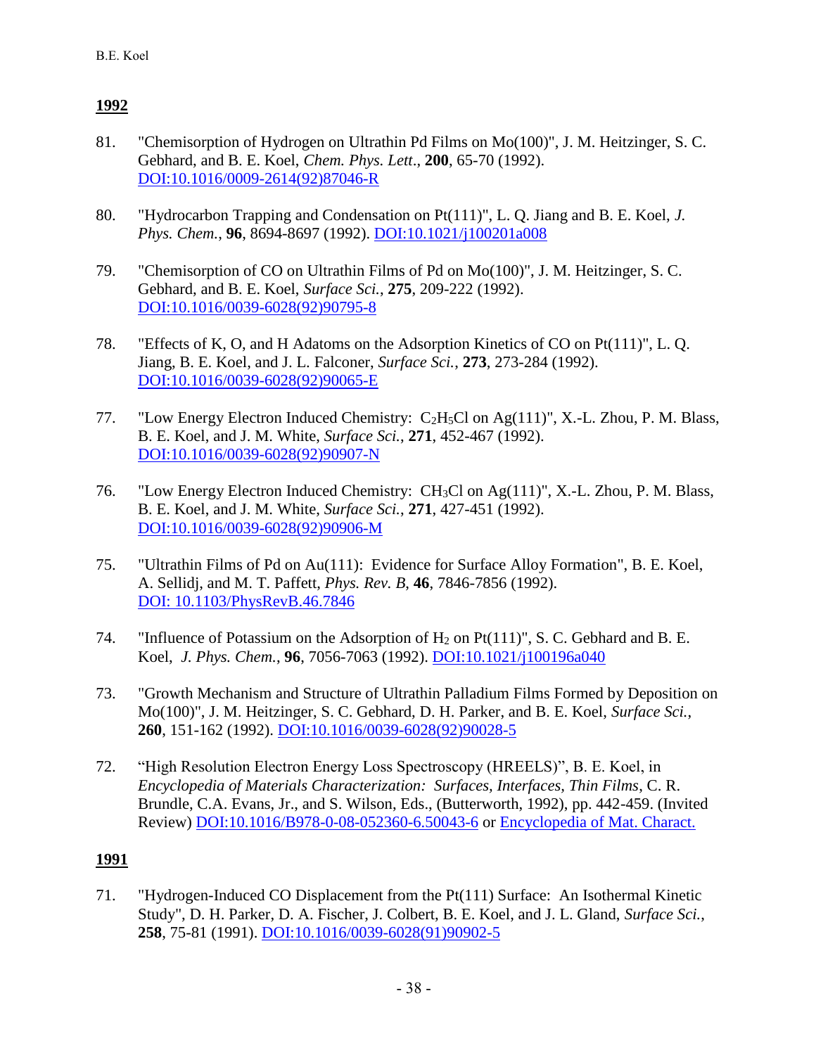## 1992

81. "Chemisorption of Hydrogen on Ultrathin Pd Films on Mo(100)", J. M. Heitzinger, S. C. Gebhard, and B. E. Koel, *Chem. Phys. Lett*., **200**, 65-70 (1992). [DOI:10.1016/0009-2614(92)87046-R]

80. "Hydrocarbon Trapping and Condensation on Pt(111)", L. Q. Jiang and B. E. Koel, *J. Phys. Chem.*, **96**, 8694-8697 (1992). [DOI:10.1021/j100201a008]

79. "Chemisorption of CO on Ultrathin Films of Pd on Mo(100)", J. M. Heitzinger, S. C. Gebhard, and B. E. Koel, *Surface Sci.*, **275**, 209-222 (1992). [DOI:10.1016/0039-6028(92)90795-8]

78. "Effects of K, O, and H Adatoms on the Adsorption Kinetics of CO on Pt(111)", L. Q. Jiang, B. E. Koel, and J. L. Falconer, *Surface Sci.*, **273**, 273-284 (1992). [DOI:10.1016/0039-6028(92)90065-E]

77. "Low Energy Electron Induced Chemistry: $C_2H_5Cl$ on Ag(111)", X.-L. Zhou, P. M. Blass, B. E. Koel, and J. M. White, *Surface Sci.*, **271**, 452-467 (1992). [DOI:10.1016/0039-6028(92)90907-N]

76. "Low Energy Electron Induced Chemistry: $CH_3Cl$ on Ag(111)", X.-L. Zhou, P. M. Blass, B. E. Koel, and J. M. White, *Surface Sci.*, **271**, 427-451 (1992). [DOI:10.1016/0039-6028(92)90906-M]

75. "Ultrathin Films of Pd on Au(111): Evidence for Surface Alloy Formation", B. E. Koel, A. Sellidj, and M. T. Paffett, *Phys. Rev. B*, **46**, 7846-7856 (1992). [DOI: 10.1103/PhysRevB.46.7846]

74. "Influence of Potassium on the Adsorption of $H_2$ on Pt(111)", S. C. Gebhard and B. E. Koel, *J. Phys. Chem.*, **96**, 7056-7063 (1992). [DOI:10.1021/j100196a040]

73. "Growth Mechanism and Structure of Ultrathin Palladium Films Formed by Deposition on Mo(100)", J. M. Heitzinger, S. C. Gebhard, D. H. Parker, and B. E. Koel, *Surface Sci.*, **260**, 151-162 (1992). [DOI:10.1016/0039-6028(92)90028-5]

72. "High Resolution Electron Energy Loss Spectroscopy (HREELS)", B. E. Koel, in *Encyclopedia of Materials Characterization: Surfaces, Interfaces, Thin Films*, C. R. Brundle, C.A. Evans, Jr., and S. Wilson, Eds., (Butterworth, 1992), pp. 442-459. (Invited Review) [DOI:10.1016/B978-0-08-052360-6.50043-6] or [Encyclopedia of Mat. Charact.]

## 1991

71. "Hydrogen-Induced CO Displacement from the Pt(111) Surface: An Isothermal Kinetic Study", D. H. Parker, D. A. Fischer, J. Colbert, B. E. Koel, and J. L. Gland, *Surface Sci.*, **258**, 75-81 (1991). [DOI:10.1016/0039-6028(91)90902-5]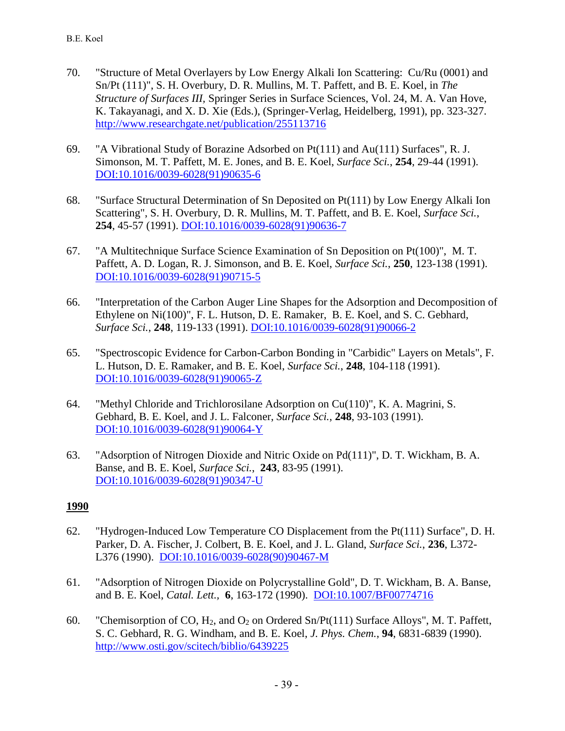70. "Structure of Metal Overlayers by Low Energy Alkali Ion Scattering: Cu/Ru (0001) and Sn/Pt (111)", S. H. Overbury, D. R. Mullins, M. T. Paffett, and B. E. Koel, in *The Structure of Surfaces III*, Springer Series in Surface Sciences, Vol. 24, M. A. Van Hove, K. Takayanagi, and X. D. Xie (Eds.), (Springer-Verlag, Heidelberg, 1991), pp. 323-327. [http://www.researchgate.net/publication/255113716](http://www.researchgate.net/publication/255113716)

69. "A Vibrational Study of Borazine Adsorbed on Pt(111) and Au(111) Surfaces", R. J. Simonson, M. T. Paffett, M. E. Jones, and B. E. Koel, *Surface Sci.*, **254**, 29-44 (1991). [DOI:10.1016/0039-6028(91)90635-6](https://doi.org/10.1016/0039-6028(91)90635-6)

68. "Surface Structural Determination of Sn Deposited on Pt(111) by Low Energy Alkali Ion Scattering", S. H. Overbury, D. R. Mullins, M. T. Paffett, and B. E. Koel, *Surface Sci.*, **254**, 45-57 (1991). [DOI:10.1016/0039-6028(91)90636-7](https://doi.org/10.1016/0039-6028(91)90636-7)

67. "A Multitechnique Surface Science Examination of Sn Deposition on Pt(100)", M. T. Paffett, A. D. Logan, R. J. Simonson, and B. E. Koel, *Surface Sci.*, **250**, 123-138 (1991). [DOI:10.1016/0039-6028(91)90715-5](https://doi.org/10.1016/0039-6028(91)90715-5)

66. "Interpretation of the Carbon Auger Line Shapes for the Adsorption and Decomposition of Ethylene on Ni(100)", F. L. Hutson, D. E. Ramaker, B. E. Koel, and S. C. Gebhard, *Surface Sci.*, **248**, 119-133 (1991). [DOI:10.1016/0039-6028(91)90066-2](https://doi.org/10.1016/0039-6028(91)90066-2)

65. "Spectroscopic Evidence for Carbon-Carbon Bonding in "Carbidic" Layers on Metals", F. L. Hutson, D. E. Ramaker, and B. E. Koel, *Surface Sci.*, **248**, 104-118 (1991). [DOI:10.1016/0039-6028(91)90065-Z](https://doi.org/10.1016/0039-6028(91)90065-Z)

64. "Methyl Chloride and Trichlorosilane Adsorption on Cu(110)", K. A. Magrini, S. Gebhard, B. E. Koel, and J. L. Falconer, *Surface Sci.*, **248**, 93-103 (1991). [DOI:10.1016/0039-6028(91)90064-Y](https://doi.org/10.1016/0039-6028(91)90064-Y)

63. "Adsorption of Nitrogen Dioxide and Nitric Oxide on Pd(111)", D. T. Wickham, B. A. Banse, and B. E. Koel, *Surface Sci.*, **243**, 83-95 (1991). [DOI:10.1016/0039-6028(91)90347-U](https://doi.org/10.1016/0039-6028(91)90347-U)

**1990**

62. "Hydrogen-Induced Low Temperature CO Displacement from the Pt(111) Surface", D. H. Parker, D. A. Fischer, J. Colbert, B. E. Koel, and J. L. Gland, *Surface Sci.*, **236**, L372-L376 (1990). [DOI:10.1016/0039-6028(90)90467-M](https://doi.org/10.1016/0039-6028(90)90467-M)

61. "Adsorption of Nitrogen Dioxide on Polycrystalline Gold", D. T. Wickham, B. A. Banse, and B. E. Koel, *Catal. Lett.*, **6**, 163-172 (1990). [DOI:10.1007/BF00774716](https://doi.org/10.1007/BF00774716)

60. "Chemisorption of CO, $H_2$, and $O_2$ on Ordered Sn/Pt(111) Surface Alloys", M. T. Paffett, S. C. Gebhard, R. G. Windham, and B. E. Koel, *J. Phys. Chem.*, **94**, 6831-6839 (1990). [http://www.osti.gov/scitech/biblio/6439225](http://www.osti.gov/scitech/biblio/6439225)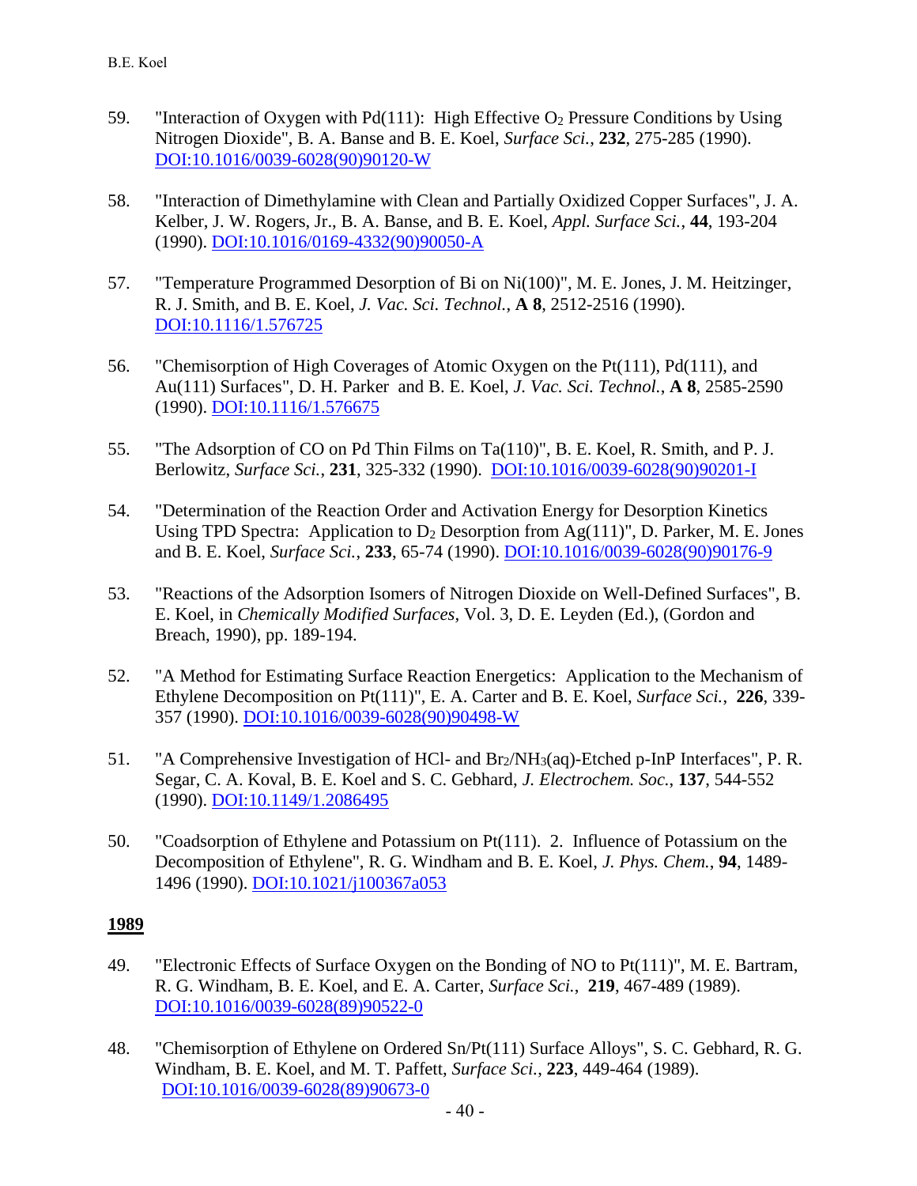59. "Interaction of Oxygen with Pd(111): High Effective $O_2$ Pressure Conditions by Using Nitrogen Dioxide", B. A. Banse and B. E. Koel, *Surface Sci.*, **232**, 275-285 (1990). DOI:10.1016/0039-6028(90)90120-W

58. "Interaction of Dimethylamine with Clean and Partially Oxidized Copper Surfaces", J. A. Kelber, J. W. Rogers, Jr., B. A. Banse, and B. E. Koel, *Appl. Surface Sci.*, **44**, 193-204 (1990). DOI:10.1016/0169-4332(90)90050-A

57. "Temperature Programmed Desorption of Bi on Ni(100)", M. E. Jones, J. M. Heitzinger, R. J. Smith, and B. E. Koel, *J. Vac. Sci. Technol.*, **A 8**, 2512-2516 (1990). DOI:10.1116/1.576725

56. "Chemisorption of High Coverages of Atomic Oxygen on the Pt(111), Pd(111), and Au(111) Surfaces", D. H. Parker and B. E. Koel, *J. Vac. Sci. Technol.*, **A 8**, 2585-2590 (1990). DOI:10.1116/1.576675

55. "The Adsorption of CO on Pd Thin Films on Ta(110)", B. E. Koel, R. Smith, and P. J. Berlowitz, *Surface Sci.*, **231**, 325-332 (1990). DOI:10.1016/0039-6028(90)90201-I

54. "Determination of the Reaction Order and Activation Energy for Desorption Kinetics Using TPD Spectra: Application to $D_2$ Desorption from Ag(111)", D. Parker, M. E. Jones and B. E. Koel, *Surface Sci.*, **233**, 65-74 (1990). DOI:10.1016/0039-6028(90)90176-9

53. "Reactions of the Adsorption Isomers of Nitrogen Dioxide on Well-Defined Surfaces", B. E. Koel, in *Chemically Modified Surfaces*, Vol. 3, D. E. Leyden (Ed.), (Gordon and Breach, 1990), pp. 189-194.

52. "A Method for Estimating Surface Reaction Energetics: Application to the Mechanism of Ethylene Decomposition on Pt(111)", E. A. Carter and B. E. Koel, *Surface Sci.*, **226**, 339-357 (1990). DOI:10.1016/0039-6028(90)90498-W

51. "A Comprehensive Investigation of HCl- and $Br_2$/$NH_3$(aq)-Etched p-InP Interfaces", P. R. Segar, C. A. Koval, B. E. Koel and S. C. Gebhard, *J. Electrochem. Soc.*, **137**, 544-552 (1990). DOI:10.1149/1.2086495

50. "Coadsorption of Ethylene and Potassium on Pt(111). 2. Influence of Potassium on the Decomposition of Ethylene", R. G. Windham and B. E. Koel, *J. Phys. Chem.*, **94**, 1489-1496 (1990). DOI:10.1021/j100367a053

**1989**

49. "Electronic Effects of Surface Oxygen on the Bonding of NO to Pt(111)", M. E. Bartram, R. G. Windham, B. E. Koel, and E. A. Carter, *Surface Sci.*, **219**, 467-489 (1989). DOI:10.1016/0039-6028(89)90522-0

48. "Chemisorption of Ethylene on Ordered Sn/Pt(111) Surface Alloys", S. C. Gebhard, R. G. Windham, B. E. Koel, and M. T. Paffett, *Surface Sci.*, **223**, 449-464 (1989). DOI:10.1016/0039-6028(89)90673-0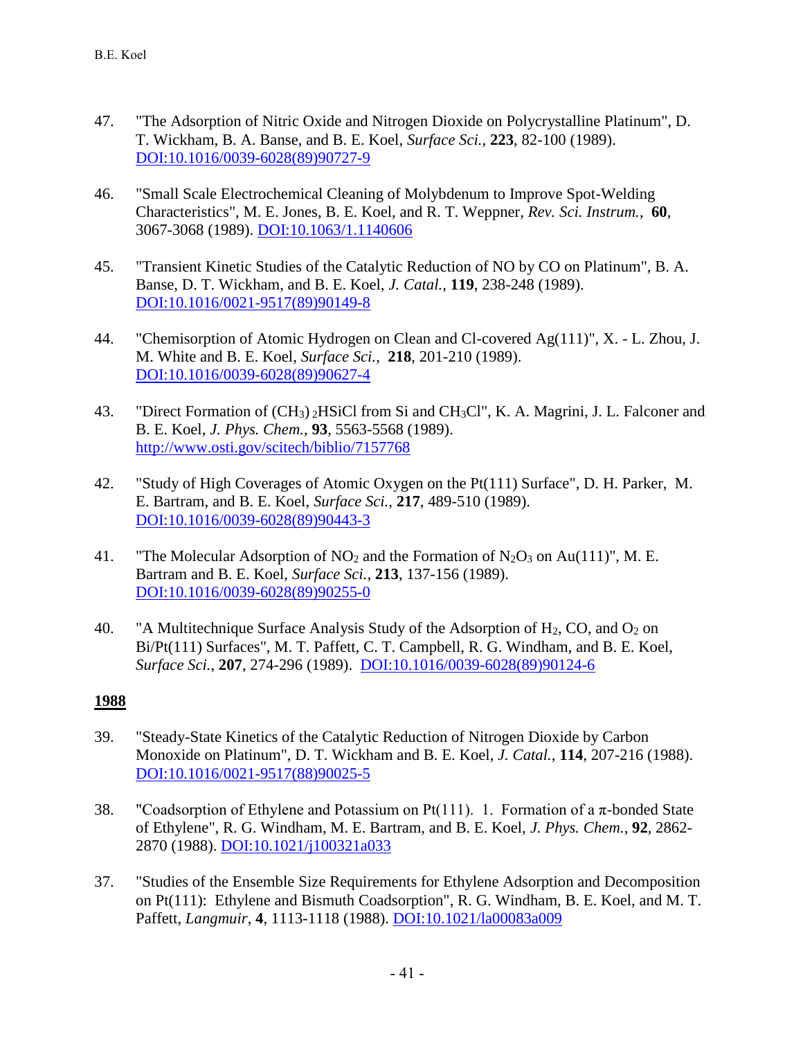47. "The Adsorption of Nitric Oxide and Nitrogen Dioxide on Polycrystalline Platinum", D. T. Wickham, B. A. Banse, and B. E. Koel, *Surface Sci.*, **223**, 82-100 (1989). [DOI:10.1016/0039-6028(89)90727-9](DOI:10.1016/0039-6028(89)90727-9)

46. "Small Scale Electrochemical Cleaning of Molybdenum to Improve Spot-Welding Characteristics", M. E. Jones, B. E. Koel, and R. T. Weppner, *Rev. Sci. Instrum.*, **60**, 3067-3068 (1989). DOI:10.1063/1.1140606

45. "Transient Kinetic Studies of the Catalytic Reduction of NO by CO on Platinum", B. A. Banse, D. T. Wickham, and B. E. Koel, *J. Catal.*, **119**, 238-248 (1989). DOI:10.1016/0021-9517(89)90149-8

44. "Chemisorption of Atomic Hydrogen on Clean and Cl-covered Ag(111)", X. - L. Zhou, J. M. White and B. E. Koel, *Surface Sci.*, **218**, 201-210 (1989). DOI:10.1016/0039-6028(89)90627-4

43. "Direct Formation of $(CH_3)_2HSiCl$ from Si and $CH_3Cl$", K. A. Magrini, J. L. Falconer and B. E. Koel, *J. Phys. Chem.*, **93**, 5563-5568 (1989). http://www.osti.gov/scitech/biblio/7157768

42. "Study of High Coverages of Atomic Oxygen on the Pt(111) Surface", D. H. Parker, M. E. Bartram, and B. E. Koel, *Surface Sci.*, **217**, 489-510 (1989). DOI:10.1016/0039-6028(89)90443-3

41. "The Molecular Adsorption of $NO_2$ and the Formation of $N_2O_3$ on Au(111)", M. E. Bartram and B. E. Koel, *Surface Sci.*, **213**, 137-156 (1989). DOI:10.1016/0039-6028(89)90255-0

40. "A Multitechnique Surface Analysis Study of the Adsorption of $H_2$, CO, and $O_2$ on Bi/Pt(111) Surfaces", M. T. Paffett, C. T. Campbell, R. G. Windham, and B. E. Koel, *Surface Sci.*, **207**, 274-296 (1989). DOI:10.1016/0039-6028(89)90124-6

**1988**

39. "Steady-State Kinetics of the Catalytic Reduction of Nitrogen Dioxide by Carbon Monoxide on Platinum", D. T. Wickham and B. E. Koel, *J. Catal.*, **114**, 207-216 (1988). DOI:10.1016/0021-9517(88)90025-5

38. "Coadsorption of Ethylene and Potassium on Pt(111). 1. Formation of a $\pi$-bonded State of Ethylene", R. G. Windham, M. E. Bartram, and B. E. Koel, *J. Phys. Chem.*, **92**, 2862-2870 (1988). DOI:10.1021/j100321a033

37. "Studies of the Ensemble Size Requirements for Ethylene Adsorption and Decomposition on Pt(111): Ethylene and Bismuth Coadsorption", R. G. Windham, B. E. Koel, and M. T. Paffett, *Langmuir*, **4**, 1113-1118 (1988). DOI:10.1021/la00083a009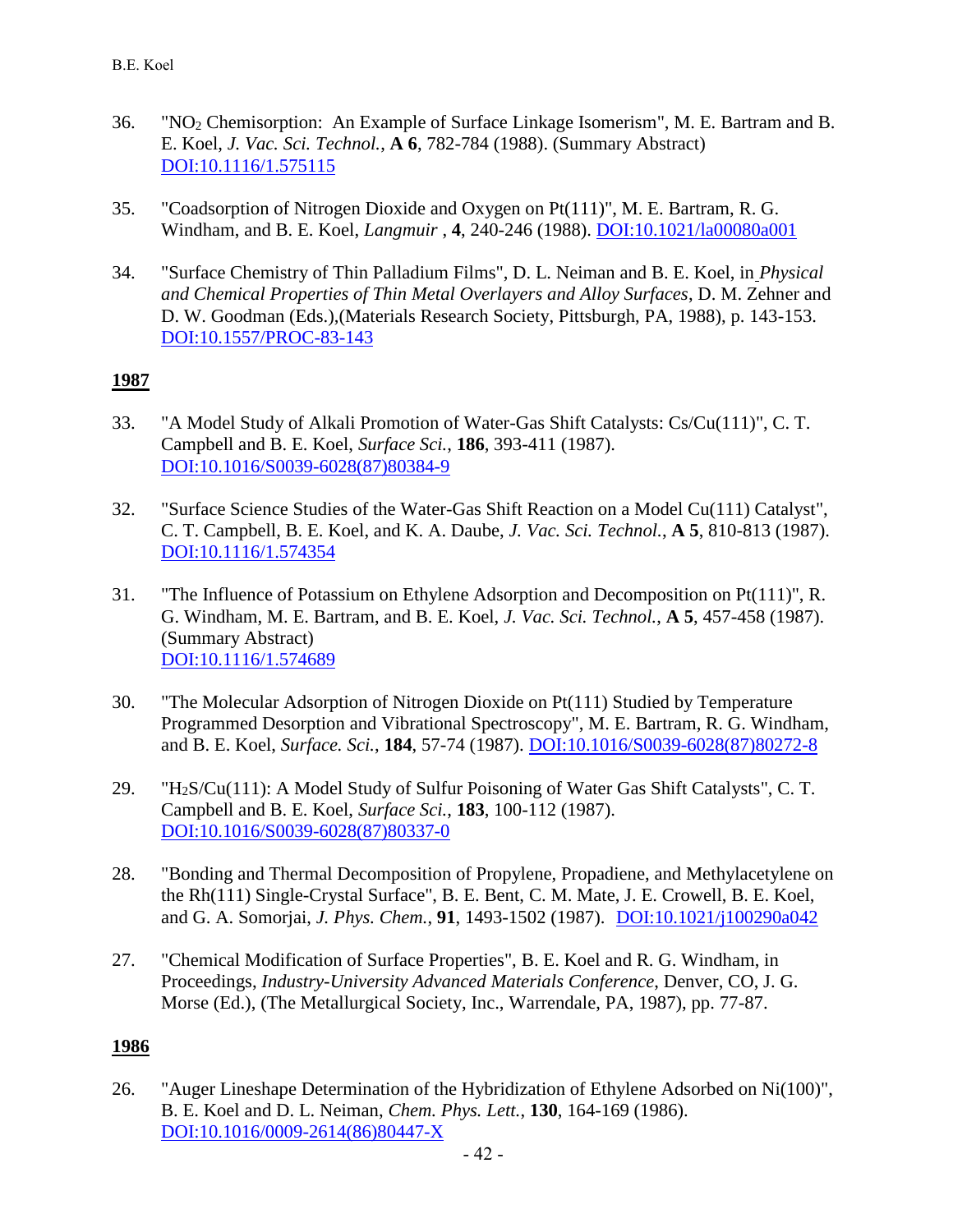36. "$NO_2$ Chemisorption: An Example of Surface Linkage Isomerism", M. E. Bartram and B. E. Koel, *J. Vac. Sci. Technol.*, **A 6**, 782-784 (1988). (Summary Abstract) DOI:10.1116/1.575115

35. "Coadsorption of Nitrogen Dioxide and Oxygen on Pt(111)", M. E. Bartram, R. G. Windham, and B. E. Koel, *Langmuir* , **4**, 240-246 (1988). DOI:10.1021/la00080a001

34. "Surface Chemistry of Thin Palladium Films", D. L. Neiman and B. E. Koel, in *Physical and Chemical Properties of Thin Metal Overlayers and Alloy Surfaces*, D. M. Zehner and D. W. Goodman (Eds.),(Materials Research Society, Pittsburgh, PA, 1988), p. 143-153. DOI:10.1557/PROC-83-143

## 1987

33. "A Model Study of Alkali Promotion of Water-Gas Shift Catalysts: Cs/Cu(111)", C. T. Campbell and B. E. Koel, *Surface Sci.*, **186**, 393-411 (1987). DOI:10.1016/S0039-6028(87)80384-9

32. "Surface Science Studies of the Water-Gas Shift Reaction on a Model Cu(111) Catalyst", C. T. Campbell, B. E. Koel, and K. A. Daube, *J. Vac. Sci. Technol.*, **A 5**, 810-813 (1987). DOI:10.1116/1.574354

31. "The Influence of Potassium on Ethylene Adsorption and Decomposition on Pt(111)", R. G. Windham, M. E. Bartram, and B. E. Koel, *J. Vac. Sci. Technol.*, **A 5**, 457-458 (1987). (Summary Abstract) DOI:10.1116/1.574689

30. "The Molecular Adsorption of Nitrogen Dioxide on Pt(111) Studied by Temperature Programmed Desorption and Vibrational Spectroscopy", M. E. Bartram, R. G. Windham, and B. E. Koel, *Surface. Sci.*, **184**, 57-74 (1987). DOI:10.1016/S0039-6028(87)80272-8

29. "$H_2S$/Cu(111): A Model Study of Sulfur Poisoning of Water Gas Shift Catalysts", C. T. Campbell and B. E. Koel, *Surface Sci.*, **183**, 100-112 (1987). DOI:10.1016/S0039-6028(87)80337-0

28. "Bonding and Thermal Decomposition of Propylene, Propadiene, and Methylacetylene on the Rh(111) Single-Crystal Surface", B. E. Bent, C. M. Mate, J. E. Crowell, B. E. Koel, and G. A. Somorjai, *J. Phys. Chem.*, **91**, 1493-1502 (1987). DOI:10.1021/j100290a042

27. "Chemical Modification of Surface Properties", B. E. Koel and R. G. Windham, in Proceedings, *Industry-University Advanced Materials Conference*, Denver, CO, J. G. Morse (Ed.), (The Metallurgical Society, Inc., Warrendale, PA, 1987), pp. 77-87.

## 1986

26. "Auger Lineshape Determination of the Hybridization of Ethylene Adsorbed on Ni(100)", B. E. Koel and D. L. Neiman, *Chem. Phys. Lett.*, **130**, 164-169 (1986). DOI:10.1016/0009-2614(86)80447-X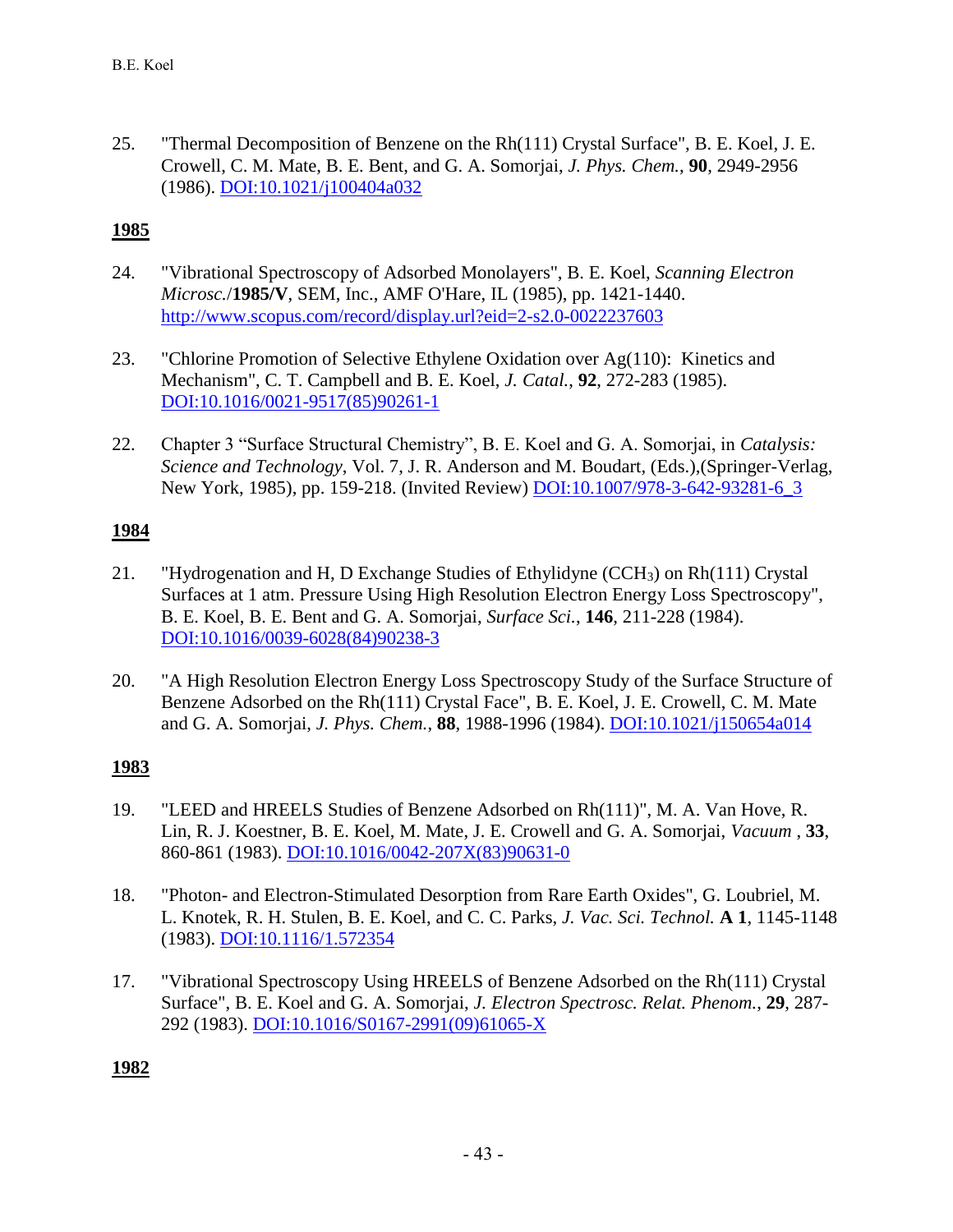25. "Thermal Decomposition of Benzene on the Rh(111) Crystal Surface", B. E. Koel, J. E. Crowell, C. M. Mate, B. E. Bent, and G. A. Somorjai, *J. Phys. Chem.*, **90**, 2949-2956 (1986). [DOI:10.1021/j100404a032](https://doi.org/10.1021/j100404a032)

## 1985

24. "Vibrational Spectroscopy of Adsorbed Monolayers", B. E. Koel, *Scanning Electron Microsc.*/**1985/V**, SEM, Inc., AMF O'Hare, IL (1985), pp. 1421-1440. [http://www.scopus.com/record/display.url?eid=2-s2.0-0022237603](http://www.scopus.com/record/display.url?eid=2-s2.0-0022237603)

23. "Chlorine Promotion of Selective Ethylene Oxidation over Ag(110): Kinetics and Mechanism", C. T. Campbell and B. E. Koel, *J. Catal.*, **92**, 272-283 (1985). [DOI:10.1016/0021-9517(85)90261-1](https://doi.org/10.1016/0021-9517(85)90261-1)

22. Chapter 3 "Surface Structural Chemistry", B. E. Koel and G. A. Somorjai, in *Catalysis: Science and Technology*, Vol. 7, J. R. Anderson and M. Boudart, (Eds.),(Springer-Verlag, New York, 1985), pp. 159-218. (Invited Review) [DOI:10.1007/978-3-642-93281-6_3](https://doi.org/10.1007/978-3-642-93281-6_3)

## 1984

21. "Hydrogenation and H, D Exchange Studies of Ethylidyne ($CCH_3$) on Rh(111) Crystal Surfaces at 1 atm. Pressure Using High Resolution Electron Energy Loss Spectroscopy", B. E. Koel, B. E. Bent and G. A. Somorjai, *Surface Sci.*, **146**, 211-228 (1984). [DOI:10.1016/0039-6028(84)90238-3](https://doi.org/10.1016/0039-6028(84)90238-3)

20. "A High Resolution Electron Energy Loss Spectroscopy Study of the Surface Structure of Benzene Adsorbed on the Rh(111) Crystal Face", B. E. Koel, J. E. Crowell, C. M. Mate and G. A. Somorjai, *J. Phys. Chem.*, **88**, 1988-1996 (1984). [DOI:10.1021/j150654a014](https://doi.org/10.1021/j150654a014)

## 1983

19. "LEED and HREELS Studies of Benzene Adsorbed on Rh(111)", M. A. Van Hove, R. Lin, R. J. Koestner, B. E. Koel, M. Mate, J. E. Crowell and G. A. Somorjai, *Vacuum* , **33**, 860-861 (1983). [DOI:10.1016/0042-207X(83)90631-0](https://doi.org/10.1016/0042-207X(83)90631-0)

18. "Photon- and Electron-Stimulated Desorption from Rare Earth Oxides", G. Loubriel, M. L. Knotek, R. H. Stulen, B. E. Koel, and C. C. Parks, *J. Vac. Sci. Technol.* **A 1**, 1145-1148 (1983). [DOI:10.1116/1.572354](https://doi.org/10.1116/1.572354)

17. "Vibrational Spectroscopy Using HREELS of Benzene Adsorbed on the Rh(111) Crystal Surface", B. E. Koel and G. A. Somorjai, *J. Electron Spectrosc. Relat. Phenom.*, **29**, 287-292 (1983). [DOI:10.1016/S0167-2991(09)61065-X](https://doi.org/10.1016/S0167-2991(09)61065-X)

## 1982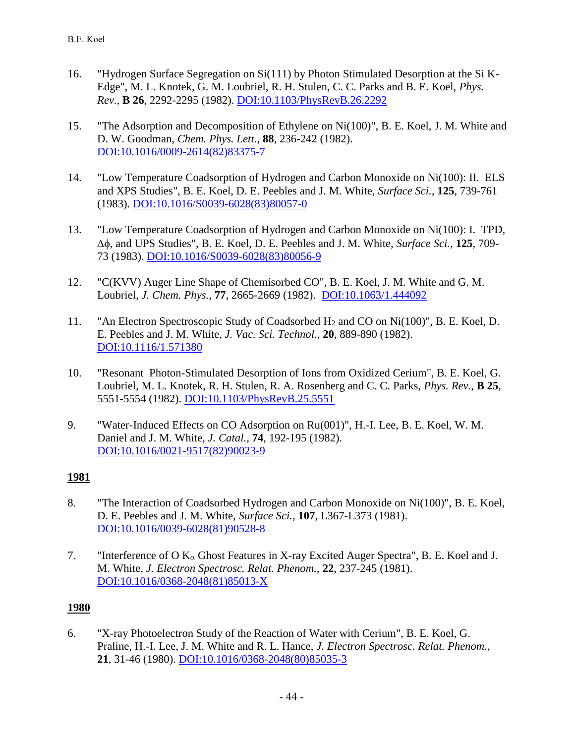16. "Hydrogen Surface Segregation on Si(111) by Photon Stimulated Desorption at the Si K-Edge", M. L. Knotek, G. M. Loubriel, R. H. Stulen, C. C. Parks and B. E. Koel, *Phys. Rev.*, **B 26**, 2292-2295 (1982). DOI:10.1103/PhysRevB.26.2292

15. "The Adsorption and Decomposition of Ethylene on Ni(100)", B. E. Koel, J. M. White and D. W. Goodman, *Chem. Phys. Lett.*, **88**, 236-242 (1982). DOI:10.1016/0009-2614(82)83375-7

14. "Low Temperature Coadsorption of Hydrogen and Carbon Monoxide on Ni(100): II. ELS and XPS Studies", B. E. Koel, D. E. Peebles and J. M. White, *Surface Sci.*, **125**, 739-761 (1983). DOI:10.1016/S0039-6028(83)80057-0

13. "Low Temperature Coadsorption of Hydrogen and Carbon Monoxide on Ni(100): I. TPD, $\Delta\phi$, and UPS Studies", B. E. Koel, D. E. Peebles and J. M. White, *Surface Sci.*, **125**, 709-73 (1983). DOI:10.1016/S0039-6028(83)80056-9

12. "C(KVV) Auger Line Shape of Chemisorbed CO", B. E. Koel, J. M. White and G. M. Loubriel, *J. Chem. Phys.*, **77**, 2665-2669 (1982). DOI:10.1063/1.444092

11. "An Electron Spectroscopic Study of Coadsorbed $H_2$ and CO on Ni(100)", B. E. Koel, D. E. Peebles and J. M. White, *J. Vac. Sci. Technol.*, **20**, 889-890 (1982). DOI:10.1116/1.571380

10. "Resonant Photon-Stimulated Desorption of Ions from Oxidized Cerium", B. E. Koel, G. Loubriel, M. L. Knotek, R. H. Stulen, R. A. Rosenberg and C. C. Parks, *Phys. Rev.*, **B 25**, 5551-5554 (1982). DOI:10.1103/PhysRevB.25.5551

9. "Water-Induced Effects on CO Adsorption on Ru(001)", H.-I. Lee, B. E. Koel, W. M. Daniel and J. M. White, *J. Catal.*, **74**, 192-195 (1982). DOI:10.1016/0021-9517(82)90023-9

**1981**

8. "The Interaction of Coadsorbed Hydrogen and Carbon Monoxide on Ni(100)", B. E. Koel, D. E. Peebles and J. M. White, *Surface Sci.*, **107**, L367-L373 (1981). DOI:10.1016/0039-6028(81)90528-8

7. "Interference of O $K_\alpha$ Ghost Features in X-ray Excited Auger Spectra", B. E. Koel and J. M. White, *J. Electron Spectrosc. Relat. Phenom.*, **22**, 237-245 (1981). DOI:10.1016/0368-2048(81)85013-X

**1980**

6. "X-ray Photoelectron Study of the Reaction of Water with Cerium", B. E. Koel, G. Praline, H.-I. Lee, J. M. White and R. L. Hance, *J. Electron Spectrosc. Relat. Phenom.*, **21**, 31-46 (1980). DOI:10.1016/0368-2048(80)85035-3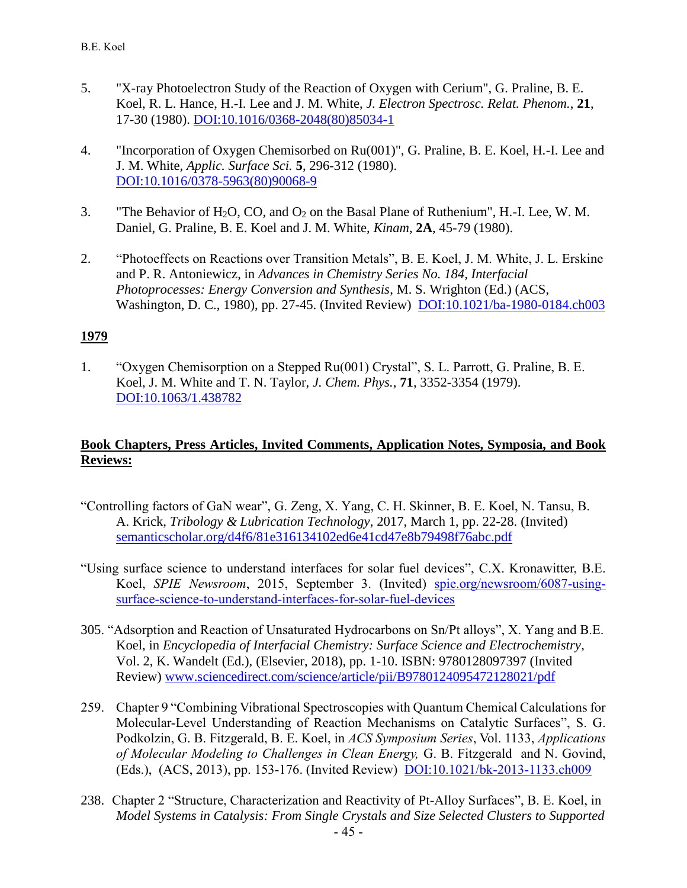5. "X-ray Photoelectron Study of the Reaction of Oxygen with Cerium", G. Praline, B. E. Koel, R. L. Hance, H.-I. Lee and J. M. White, *J. Electron Spectrosc. Relat. Phenom.*, **21**, 17-30 (1980). DOI:10.1016/0368-2048(80)85034-1

4. "Incorporation of Oxygen Chemisorbed on Ru(001)", G. Praline, B. E. Koel, H.-I. Lee and J. M. White, *Applic. Surface Sci.* **5**, 296-312 (1980). DOI:10.1016/0378-5963(80)90068-9

3. "The Behavior of $H_2O$, CO, and $O_2$ on the Basal Plane of Ruthenium", H.-I. Lee, W. M. Daniel, G. Praline, B. E. Koel and J. M. White, *Kinam*, **2A**, 45-79 (1980).

2. "Photoeffects on Reactions over Transition Metals", B. E. Koel, J. M. White, J. L. Erskine and P. R. Antoniewicz, in *Advances in Chemistry Series No. 184, Interfacial Photoprocesses: Energy Conversion and Synthesis*, M. S. Wrighton (Ed.) (ACS, Washington, D. C., 1980), pp. 27-45. (Invited Review) DOI:10.1021/ba-1980-0184.ch003

## 1979

1. "Oxygen Chemisorption on a Stepped Ru(001) Crystal", S. L. Parrott, G. Praline, B. E. Koel, J. M. White and T. N. Taylor, *J. Chem. Phys.*, **71**, 3352-3354 (1979). DOI:10.1063/1.438782

## Book Chapters, Press Articles, Invited Comments, Application Notes, Symposia, and Book Reviews:

"Controlling factors of GaN wear", G. Zeng, X. Yang, C. H. Skinner, B. E. Koel, N. Tansu, B. A. Krick, *Tribology & Lubrication Technology*, 2017, March 1, pp. 22-28. (Invited) semanticscholar.org/d4f6/81e316134102ed6e41cd47e8b79498f76abc.pdf

"Using surface science to understand interfaces for solar fuel devices", C.X. Kronawitter, B.E. Koel, *SPIE Newsroom*, 2015, September 3. (Invited) spie.org/newsroom/6087-using-surface-science-to-understand-interfaces-for-solar-fuel-devices

305. "Adsorption and Reaction of Unsaturated Hydrocarbons on Sn/Pt alloys", X. Yang and B.E. Koel, in *Encyclopedia of Interfacial Chemistry: Surface Science and Electrochemistry*, Vol. 2, K. Wandelt (Ed.), (Elsevier, 2018), pp. 1-10. ISBN: 9780128097397 (Invited Review) www.sciencedirect.com/science/article/pii/B9780124095472128021/pdf

259. Chapter 9 "Combining Vibrational Spectroscopies with Quantum Chemical Calculations for Molecular-Level Understanding of Reaction Mechanisms on Catalytic Surfaces", S. G. Podkolzin, G. B. Fitzgerald, B. E. Koel, in *ACS Symposium Series*, Vol. 1133, *Applications of Molecular Modeling to Challenges in Clean Energy,* G. B. Fitzgerald and N. Govind, (Eds.), (ACS, 2013), pp. 153-176. (Invited Review) DOI:10.1021/bk-2013-1133.ch009

238. Chapter 2 "Structure, Characterization and Reactivity of Pt-Alloy Surfaces", B. E. Koel, in *Model Systems in Catalysis: From Single Crystals and Size Selected Clusters to Supported*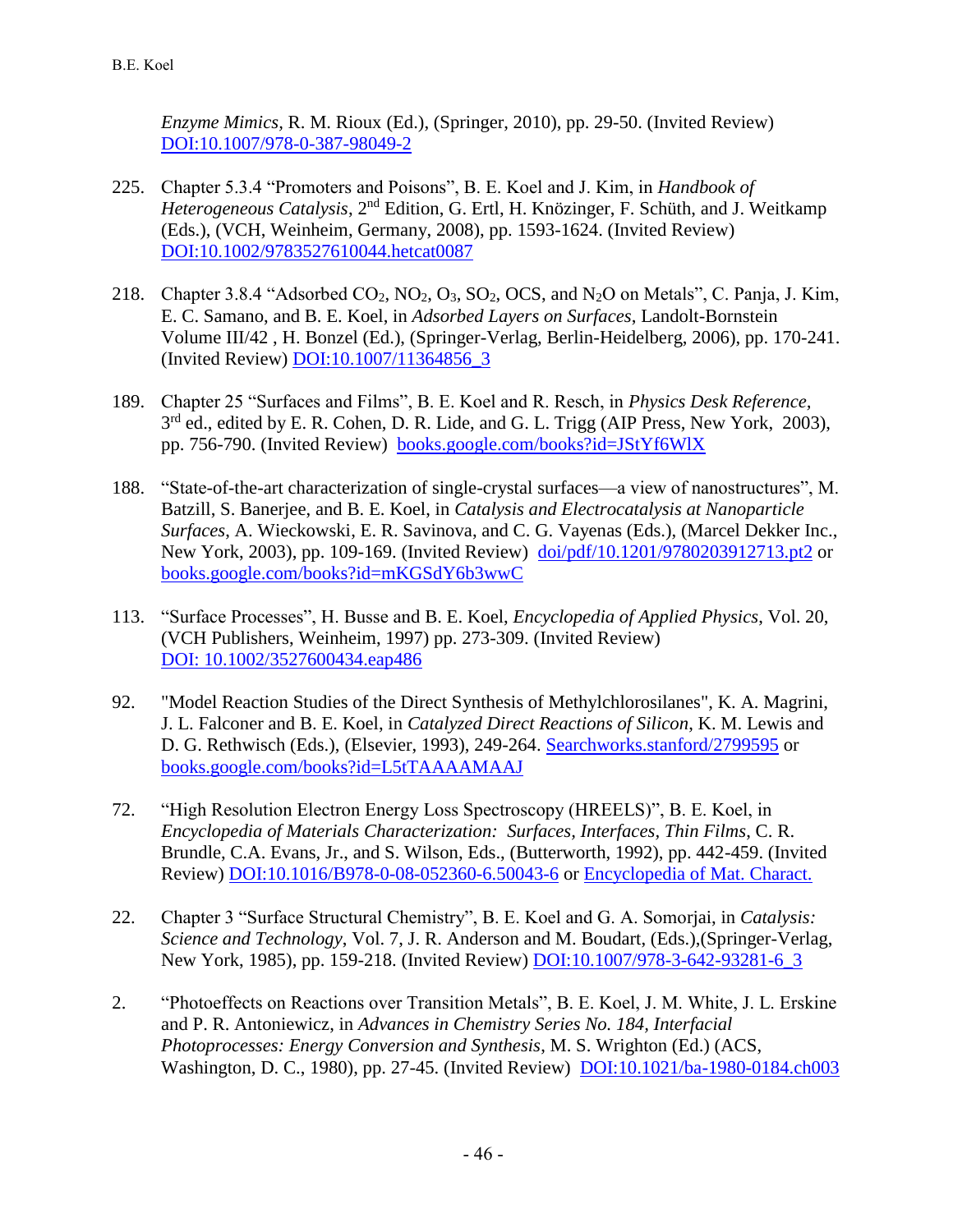*Enzyme Mimics*, R. M. Rioux (Ed.), (Springer, 2010), pp. 29-50. (Invited Review) DOI:10.1007/978-0-387-98049-2

225. Chapter 5.3.4 "Promoters and Poisons", B. E. Koel and J. Kim, in *Handbook of Heterogeneous Catalysis*, 2nd Edition, G. Ertl, H. Knözinger, F. Schüth, and J. Weitkamp (Eds.), (VCH, Weinheim, Germany, 2008), pp. 1593-1624. (Invited Review) DOI:10.1002/9783527610044.hetcat0087

218. Chapter 3.8.4 "Adsorbed $CO_2$, $NO_2$, $O_3$, $SO_2$, OCS, and $N_2O$ on Metals", C. Panja, J. Kim, E. C. Samano, and B. E. Koel, in *Adsorbed Layers on Surfaces*, Landolt-Bornstein Volume III/42 , H. Bonzel (Ed.), (Springer-Verlag, Berlin-Heidelberg, 2006), pp. 170-241. (Invited Review) DOI:10.1007/11364856_3

189. Chapter 25 "Surfaces and Films", B. E. Koel and R. Resch, in *Physics Desk Reference*, 3rd ed., edited by E. R. Cohen, D. R. Lide, and G. L. Trigg (AIP Press, New York, 2003), pp. 756-790. (Invited Review) books.google.com/books?id=JStYf6WlX

188. "State-of-the-art characterization of single-crystal surfaces—a view of nanostructures", M. Batzill, S. Banerjee, and B. E. Koel, in *Catalysis and Electrocatalysis at Nanoparticle Surfaces*, A. Wieckowski, E. R. Savinova, and C. G. Vayenas (Eds.), (Marcel Dekker Inc., New York, 2003), pp. 109-169. (Invited Review) doi/pdf/10.1201/9780203912713.pt2 or books.google.com/books?id=mKGSdY6b3wwC

113. "Surface Processes", H. Busse and B. E. Koel, *Encyclopedia of Applied Physics*, Vol. 20, (VCH Publishers, Weinheim, 1997) pp. 273-309. (Invited Review) DOI: 10.1002/3527600434.eap486

92. "Model Reaction Studies of the Direct Synthesis of Methylchlorosilanes", K. A. Magrini, J. L. Falconer and B. E. Koel, in *Catalyzed Direct Reactions of Silicon*, K. M. Lewis and D. G. Rethwisch (Eds.), (Elsevier, 1993), 249-264. Searchworks.stanford/2799595 or books.google.com/books?id=L5tTAAAAMAAJ

72. "High Resolution Electron Energy Loss Spectroscopy (HREELS)", B. E. Koel, in *Encyclopedia of Materials Characterization: Surfaces, Interfaces, Thin Films*, C. R. Brundle, C.A. Evans, Jr., and S. Wilson, Eds., (Butterworth, 1992), pp. 442-459. (Invited Review) DOI:10.1016/B978-0-08-052360-6.50043-6 or Encyclopedia of Mat. Charact.

22. Chapter 3 "Surface Structural Chemistry", B. E. Koel and G. A. Somorjai, in *Catalysis: Science and Technology*, Vol. 7, J. R. Anderson and M. Boudart, (Eds.),(Springer-Verlag, New York, 1985), pp. 159-218. (Invited Review) DOI:10.1007/978-3-642-93281-6_3

2. "Photoeffects on Reactions over Transition Metals", B. E. Koel, J. M. White, J. L. Erskine and P. R. Antoniewicz, in *Advances in Chemistry Series No. 184, Interfacial Photoprocesses: Energy Conversion and Synthesis*, M. S. Wrighton (Ed.) (ACS, Washington, D. C., 1980), pp. 27-45. (Invited Review) DOI:10.1021/ba-1980-0184.ch003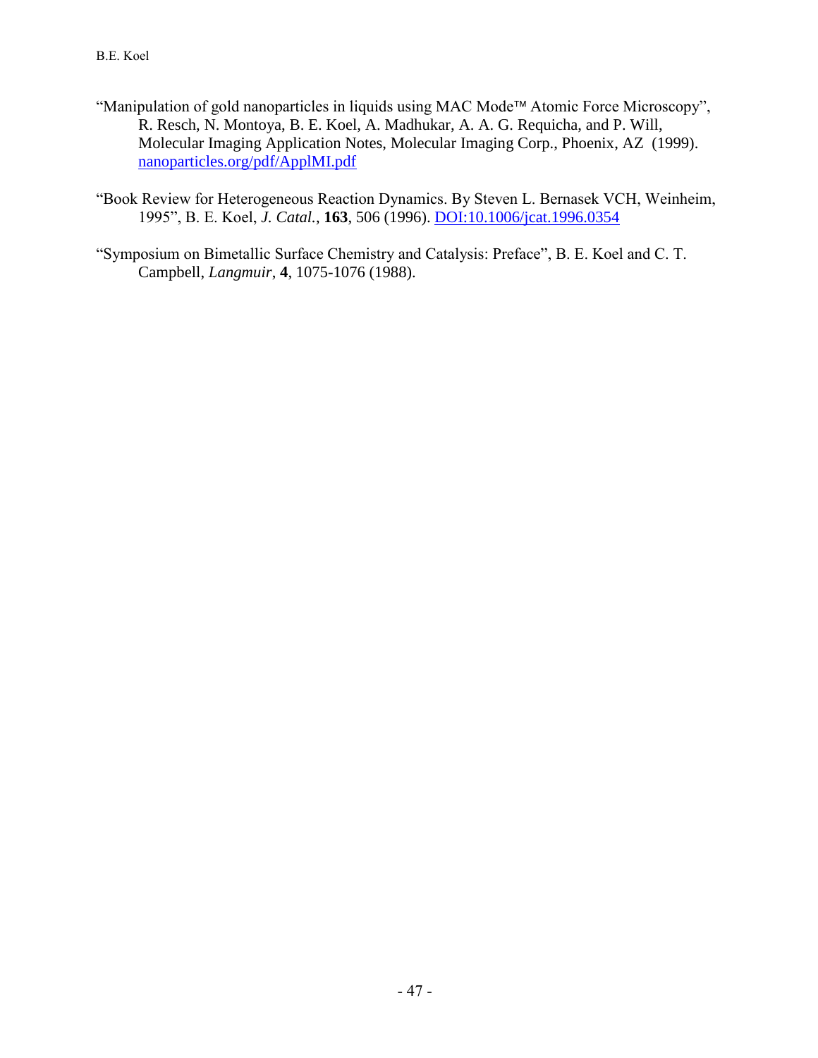"Manipulation of gold nanoparticles in liquids using MAC Mode™ Atomic Force Microscopy", R. Resch, N. Montoya, B. E. Koel, A. Madhukar, A. A. G. Requicha, and P. Will, Molecular Imaging Application Notes, Molecular Imaging Corp., Phoenix, AZ (1999). nanoparticles.org/pdf/ApplMI.pdf

"Book Review for Heterogeneous Reaction Dynamics. By Steven L. Bernasek VCH, Weinheim, 1995", B. E. Koel, *J. Catal.*, **163**, 506 (1996). DOI:10.1006/jcat.1996.0354

"Symposium on Bimetallic Surface Chemistry and Catalysis: Preface", B. E. Koel and C. T. Campbell, *Langmuir*, **4**, 1075-1076 (1988).